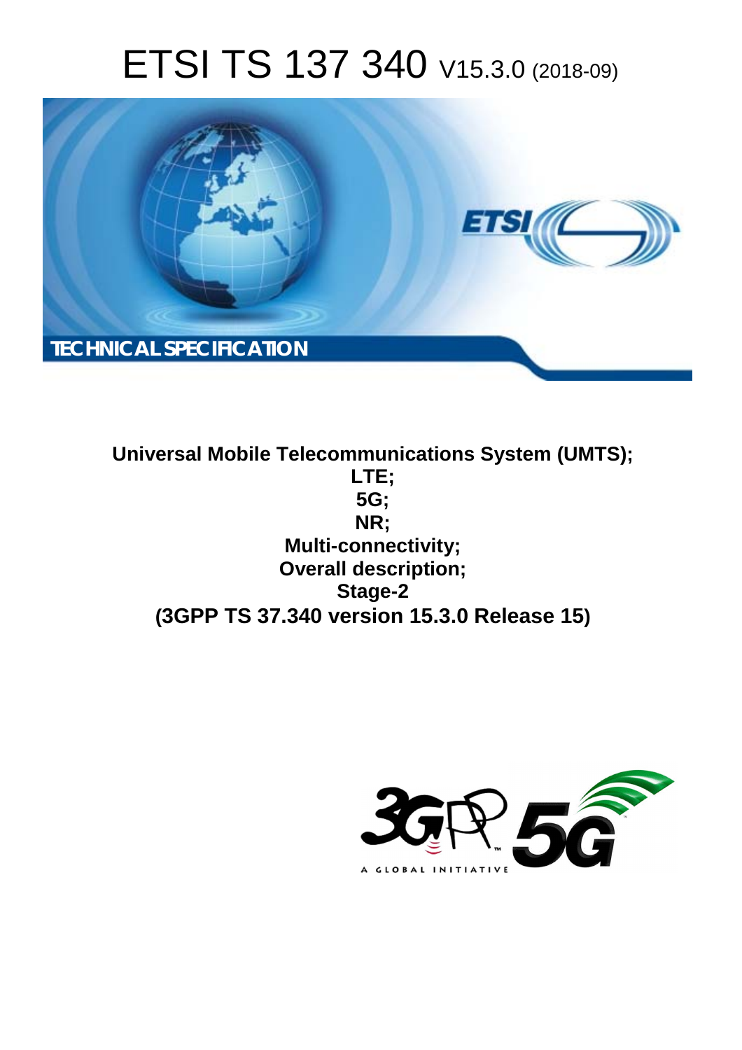# ETSI TS 137 340 V15.3.0 (2018-09)

TECHNICAL SPECIFICATION

**Universal Mobile Telecommunications System (UMTS); LTE; 5G; NR; Multi-connectivity; Overall description; Stage-2 (3GPP TS 37.340 version 15.3.0 Release 15)**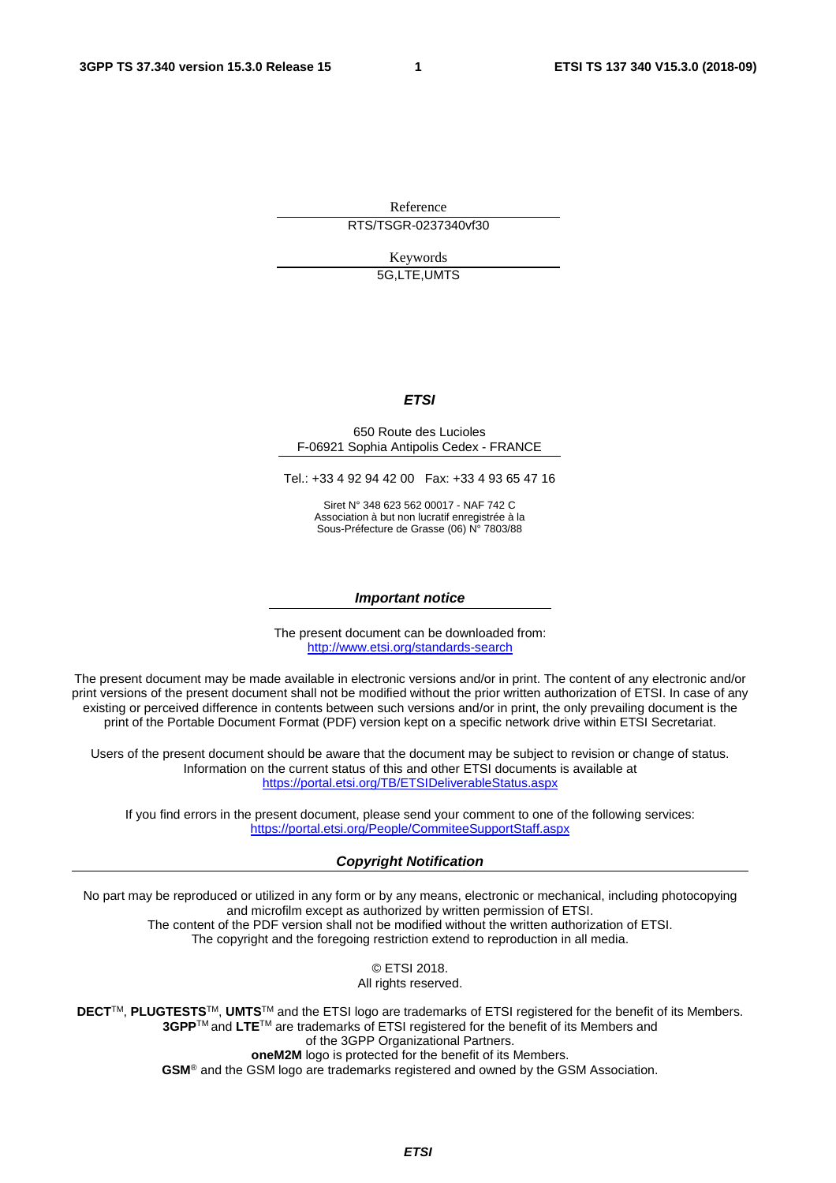Reference

RTS/TSGR-0237340vf30

Keywords

5G,LTE,UMTS

***ETSI***

650 Route des Lucioles
F-06921 Sophia Antipolis Cedex - FRANCE

Tel.: +33 4 92 94 42 00   Fax: +33 4 93 65 47 16

Siret N° 348 623 562 00017 - NAF 742 C
Association à but non lucratif enregistrée à la
Sous-Préfecture de Grasse (06) N° 7803/88

***Important notice***

The present document can be downloaded from:
http://www.etsi.org/standards-search

The present document may be made available in electronic versions and/or in print. The content of any electronic and/or print versions of the present document shall not be modified without the prior written authorization of ETSI. In case of any existing or perceived difference in contents between such versions and/or in print, the only prevailing document is the print of the Portable Document Format (PDF) version kept on a specific network drive within ETSI Secretariat.

Users of the present document should be aware that the document may be subject to revision or change of status. Information on the current status of this and other ETSI documents is available at
https://portal.etsi.org/TB/ETSIDeliverableStatus.aspx

If you find errors in the present document, please send your comment to one of the following services:
https://portal.etsi.org/People/CommiteeSupportStaff.aspx

***Copyright Notification***

No part may be reproduced or utilized in any form or by any means, electronic or mechanical, including photocopying and microfilm except as authorized by written permission of ETSI.
The content of the PDF version shall not be modified without the written authorization of ETSI.
The copyright and the foregoing restriction extend to reproduction in all media.

© ETSI 2018.
All rights reserved.

**DECT**TM, **PLUGTESTS**TM, **UMTS**TM and the ETSI logo are trademarks of ETSI registered for the benefit of its Members.
**3GPP**TM and **LTE**TM are trademarks of ETSI registered for the benefit of its Members and of the 3GPP Organizational Partners.
**oneM2M** logo is protected for the benefit of its Members.
**GSM**® and the GSM logo are trademarks registered and owned by the GSM Association.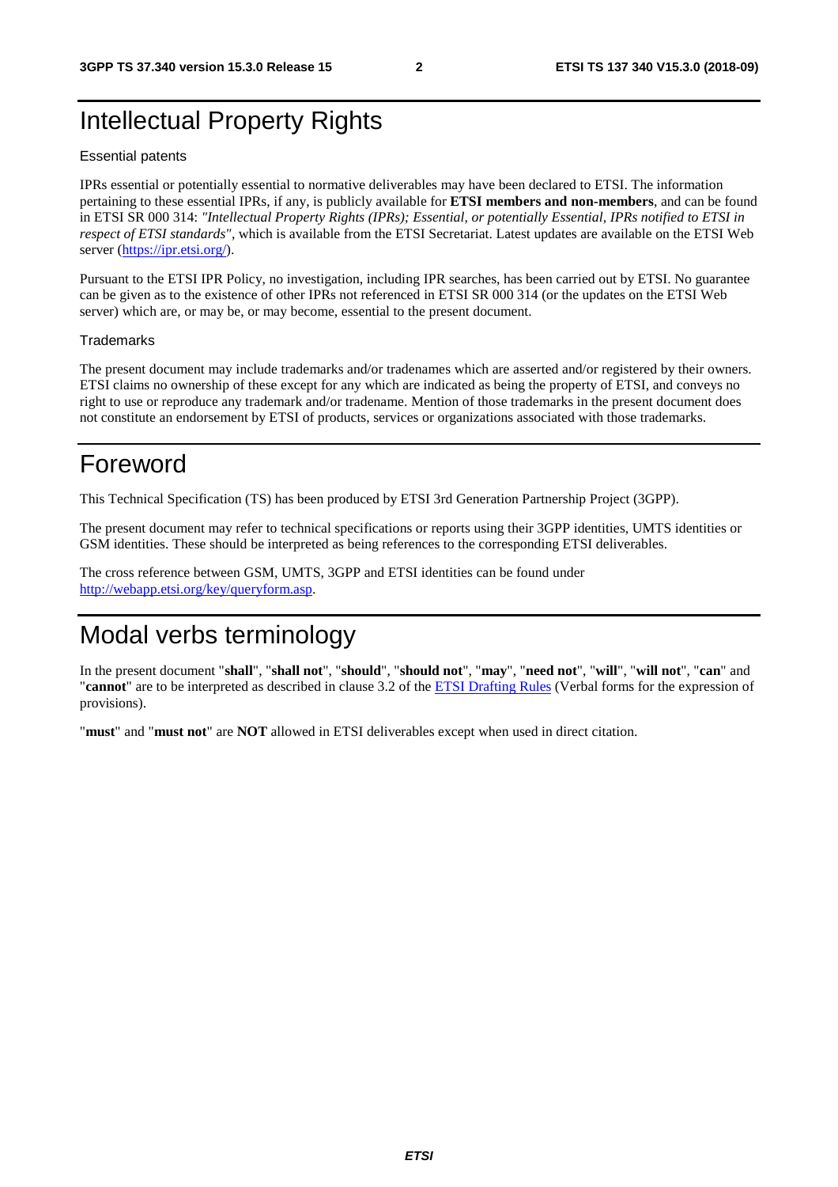# Intellectual Property Rights

Essential patents

IPRs essential or potentially essential to normative deliverables may have been declared to ETSI. The information pertaining to these essential IPRs, if any, is publicly available for **ETSI members and non-members**, and can be found in ETSI SR 000 314: *"Intellectual Property Rights (IPRs); Essential, or potentially Essential, IPRs notified to ETSI in respect of ETSI standards"*, which is available from the ETSI Secretariat. Latest updates are available on the ETSI Web server (https://ipr.etsi.org/).

Pursuant to the ETSI IPR Policy, no investigation, including IPR searches, has been carried out by ETSI. No guarantee can be given as to the existence of other IPRs not referenced in ETSI SR 000 314 (or the updates on the ETSI Web server) which are, or may be, or may become, essential to the present document.

Trademarks

The present document may include trademarks and/or tradenames which are asserted and/or registered by their owners. ETSI claims no ownership of these except for any which are indicated as being the property of ETSI, and conveys no right to use or reproduce any trademark and/or tradename. Mention of those trademarks in the present document does not constitute an endorsement by ETSI of products, services or organizations associated with those trademarks.

# Foreword

This Technical Specification (TS) has been produced by ETSI 3rd Generation Partnership Project (3GPP).

The present document may refer to technical specifications or reports using their 3GPP identities, UMTS identities or GSM identities. These should be interpreted as being references to the corresponding ETSI deliverables.

The cross reference between GSM, UMTS, 3GPP and ETSI identities can be found under http://webapp.etsi.org/key/queryform.asp.

# Modal verbs terminology

In the present document "**shall**", "**shall not**", "**should**", "**should not**", "**may**", "**need not**", "**will**", "**will not**", "**can**" and "**cannot**" are to be interpreted as described in clause 3.2 of the ETSI Drafting Rules (Verbal forms for the expression of provisions).

"**must**" and "**must not**" are **NOT** allowed in ETSI deliverables except when used in direct citation.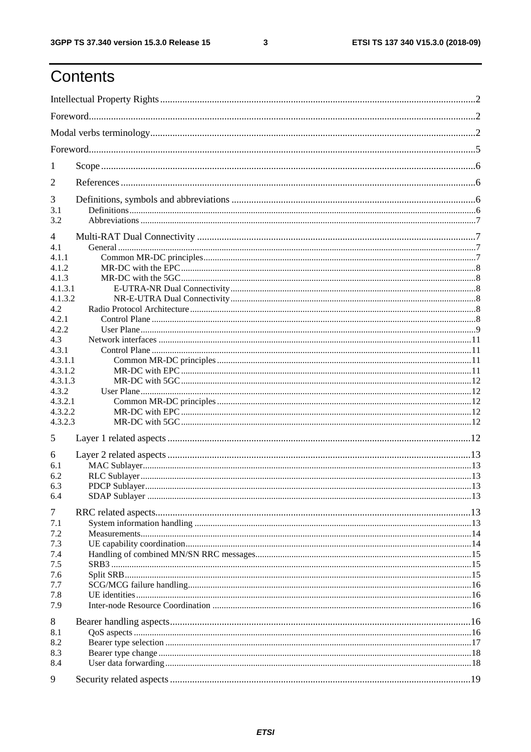# Contents

Intellectual Property Rights ........................................................ 2

Foreword ........................................................ 2

Modal verbs terminology ........................................................ 2

Foreword ........................................................ 5

1 Scope ........................................................ 6

2 References ........................................................ 6

3 Definitions, symbols and abbreviations ........................................................ 6
3.1 Definitions ........................................................ 6
3.2 Abbreviations ........................................................ 7

4 Multi-RAT Dual Connectivity ........................................................ 7
4.1 General ........................................................ 7
4.1.1 Common MR-DC principles ........................................................ 7
4.1.2 MR-DC with the EPC ........................................................ 8
4.1.3 MR-DC with the 5GC ........................................................ 8
4.1.3.1 E-UTRA-NR Dual Connectivity ........................................................ 8
4.1.3.2 NR-E-UTRA Dual Connectivity ........................................................ 8
4.2 Radio Protocol Architecture ........................................................ 8
4.2.1 Control Plane ........................................................ 8
4.2.2 User Plane ........................................................ 9
4.3 Network interfaces ........................................................ 11
4.3.1 Control Plane ........................................................ 11
4.3.1.1 Common MR-DC principles ........................................................ 11
4.3.1.2 MR-DC with EPC ........................................................ 11
4.3.1.3 MR-DC with 5GC ........................................................ 12
4.3.2 User Plane ........................................................ 12
4.3.2.1 Common MR-DC principles ........................................................ 12
4.3.2.2 MR-DC with EPC ........................................................ 12
4.3.2.3 MR-DC with 5GC ........................................................ 12

5 Layer 1 related aspects ........................................................ 12

6 Layer 2 related aspects ........................................................ 13
6.1 MAC Sublayer ........................................................ 13
6.2 RLC Sublayer ........................................................ 13
6.3 PDCP Sublayer ........................................................ 13
6.4 SDAP Sublayer ........................................................ 13

7 RRC related aspects ........................................................ 13
7.1 System information handling ........................................................ 13
7.2 Measurements ........................................................ 14
7.3 UE capability coordination ........................................................ 14
7.4 Handling of combined MN/SN RRC messages ........................................................ 15
7.5 SRB3 ........................................................ 15
7.6 Split SRB ........................................................ 15
7.7 SCG/MCG failure handling ........................................................ 16
7.8 UE identities ........................................................ 16
7.9 Inter-node Resource Coordination ........................................................ 16

8 Bearer handling aspects ........................................................ 16
8.1 QoS aspects ........................................................ 16
8.2 Bearer type selection ........................................................ 17
8.3 Bearer type change ........................................................ 18
8.4 User data forwarding ........................................................ 18

9 Security related aspects ........................................................ 19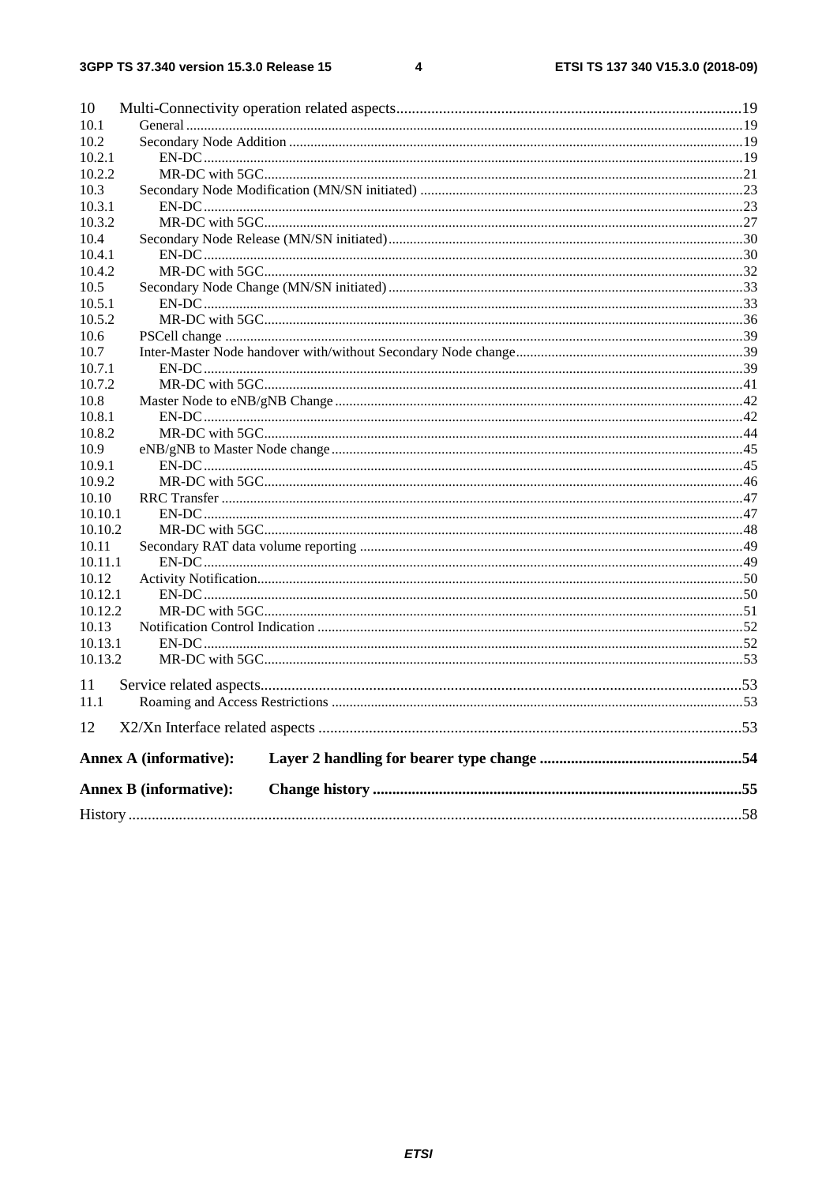10 Multi-Connectivity operation related aspects........................................................................................19
10.1 General ..........................................................................................................................................................19
10.2 Secondary Node Addition ..............................................................................................................................19
10.2.1 EN-DC .......................................................................................................................................................19
10.2.2 MR-DC with 5GC.......................................................................................................................................21
10.3 Secondary Node Modification (MN/SN initiated) ..........................................................................................23
10.3.1 EN-DC .......................................................................................................................................................23
10.3.2 MR-DC with 5GC.......................................................................................................................................27
10.4 Secondary Node Release (MN/SN initiated)...................................................................................................30
10.4.1 EN-DC .......................................................................................................................................................30
10.4.2 MR-DC with 5GC.......................................................................................................................................32
10.5 Secondary Node Change (MN/SN initiated)...................................................................................................33
10.5.1 EN-DC .......................................................................................................................................................33
10.5.2 MR-DC with 5GC.......................................................................................................................................36
10.6 PSCell change ................................................................................................................................................39
10.7 Inter-Master Node handover with/without Secondary Node change...............................................................39
10.7.1 EN-DC .......................................................................................................................................................39
10.7.2 MR-DC with 5GC.......................................................................................................................................41
10.8 Master Node to eNB/gNB Change..................................................................................................................42
10.8.1 EN-DC .......................................................................................................................................................42
10.8.2 MR-DC with 5GC.......................................................................................................................................44
10.9 eNB/gNB to Master Node change...................................................................................................................45
10.9.1 EN-DC .......................................................................................................................................................45
10.9.2 MR-DC with 5GC.......................................................................................................................................46
10.10 RRC Transfer .................................................................................................................................................47
10.10.1 EN-DC .......................................................................................................................................................47
10.10.2 MR-DC with 5GC.......................................................................................................................................48
10.11 Secondary RAT data volume reporting ...........................................................................................................49
10.11.1 EN-DC .......................................................................................................................................................49
10.12 Activity Notification.......................................................................................................................................50
10.12.1 EN-DC .......................................................................................................................................................50
10.12.2 MR-DC with 5GC.......................................................................................................................................51
10.13 Notification Control Indication ......................................................................................................................52
10.13.1 EN-DC .......................................................................................................................................................52
10.13.2 MR-DC with 5GC.......................................................................................................................................53

11 Service related aspects...........................................................................................................................53
11.1 Roaming and Access Restrictions ..................................................................................................................53

12 X2/Xn Interface related aspects ............................................................................................................53

**Annex A (informative): Layer 2 handling for bearer type change ....................................................54**

**Annex B (informative): Change history ..............................................................................................55**

History ............................................................................................................................................................58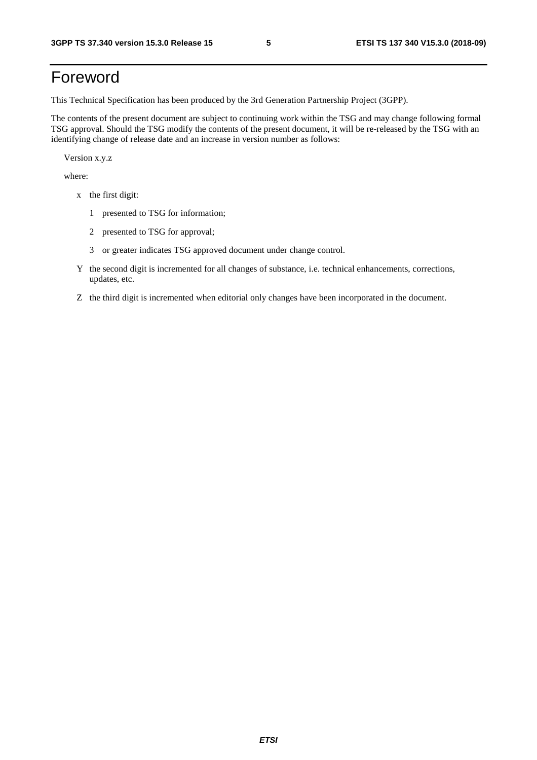# Foreword

This Technical Specification has been produced by the 3rd Generation Partnership Project (3GPP).

The contents of the present document are subject to continuing work within the TSG and may change following formal TSG approval. Should the TSG modify the contents of the present document, it will be re-released by the TSG with an identifying change of release date and an increase in version number as follows:

Version x.y.z

where:

- x the first digit:
  - 1 presented to TSG for information;
  - 2 presented to TSG for approval;
  - 3 or greater indicates TSG approved document under change control.
- Y the second digit is incremented for all changes of substance, i.e. technical enhancements, corrections, updates, etc.
- Z the third digit is incremented when editorial only changes have been incorporated in the document.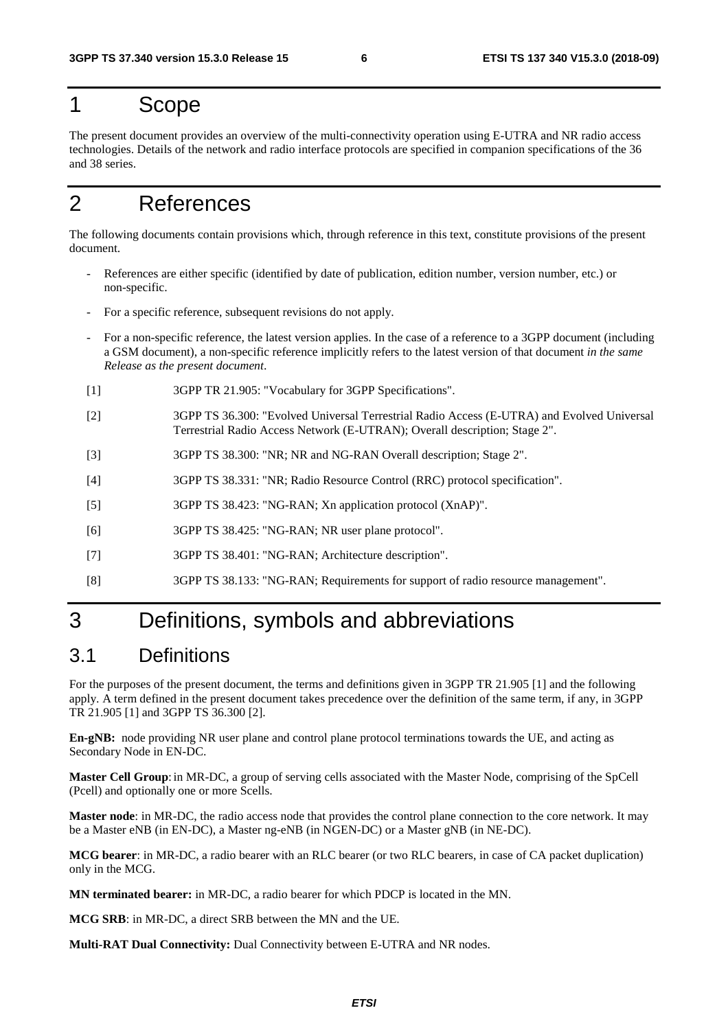# 1 Scope

The present document provides an overview of the multi-connectivity operation using E-UTRA and NR radio access technologies. Details of the network and radio interface protocols are specified in companion specifications of the 36 and 38 series.

# 2 References

The following documents contain provisions which, through reference in this text, constitute provisions of the present document.

- References are either specific (identified by date of publication, edition number, version number, etc.) or non-specific.
- For a specific reference, subsequent revisions do not apply.
- For a non-specific reference, the latest version applies. In the case of a reference to a 3GPP document (including a GSM document), a non-specific reference implicitly refers to the latest version of that document *in the same Release as the present document*.

[1] 3GPP TR 21.905: "Vocabulary for 3GPP Specifications".

[2] 3GPP TS 36.300: "Evolved Universal Terrestrial Radio Access (E-UTRA) and Evolved Universal Terrestrial Radio Access Network (E-UTRAN); Overall description; Stage 2".

[3] 3GPP TS 38.300: "NR; NR and NG-RAN Overall description; Stage 2".

[4] 3GPP TS 38.331: "NR; Radio Resource Control (RRC) protocol specification".

[5] 3GPP TS 38.423: "NG-RAN; Xn application protocol (XnAP)".

[6] 3GPP TS 38.425: "NG-RAN; NR user plane protocol".

[7] 3GPP TS 38.401: "NG-RAN; Architecture description".

[8] 3GPP TS 38.133: "NG-RAN; Requirements for support of radio resource management".

# 3 Definitions, symbols and abbreviations

## 3.1 Definitions

For the purposes of the present document, the terms and definitions given in 3GPP TR 21.905 [1] and the following apply. A term defined in the present document takes precedence over the definition of the same term, if any, in 3GPP TR 21.905 [1] and 3GPP TS 36.300 [2].

**En-gNB:** node providing NR user plane and control plane protocol terminations towards the UE, and acting as Secondary Node in EN-DC.

**Master Cell Group**: in MR-DC, a group of serving cells associated with the Master Node, comprising of the SpCell (Pcell) and optionally one or more Scells.

**Master node**: in MR-DC, the radio access node that provides the control plane connection to the core network. It may be a Master eNB (in EN-DC), a Master ng-eNB (in NGEN-DC) or a Master gNB (in NE-DC).

**MCG bearer**: in MR-DC, a radio bearer with an RLC bearer (or two RLC bearers, in case of CA packet duplication) only in the MCG.

**MN terminated bearer:** in MR-DC, a radio bearer for which PDCP is located in the MN.

**MCG SRB**: in MR-DC, a direct SRB between the MN and the UE.

**Multi-RAT Dual Connectivity:** Dual Connectivity between E-UTRA and NR nodes.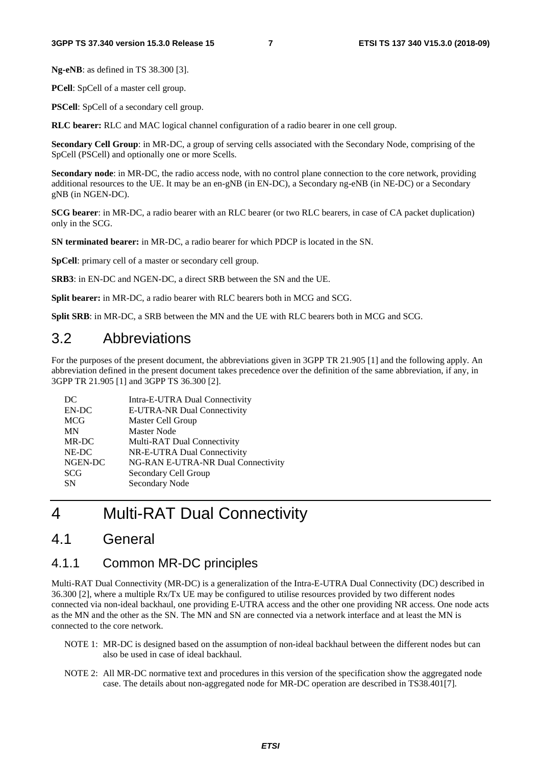**Ng-eNB**: as defined in TS 38.300 [3].

**PCell**: SpCell of a master cell group.

**PSCell**: SpCell of a secondary cell group.

**RLC bearer:** RLC and MAC logical channel configuration of a radio bearer in one cell group.

**Secondary Cell Group**: in MR-DC, a group of serving cells associated with the Secondary Node, comprising of the SpCell (PSCell) and optionally one or more Scells.

**Secondary node**: in MR-DC, the radio access node, with no control plane connection to the core network, providing additional resources to the UE. It may be an en-gNB (in EN-DC), a Secondary ng-eNB (in NE-DC) or a Secondary gNB (in NGEN-DC).

**SCG bearer**: in MR-DC, a radio bearer with an RLC bearer (or two RLC bearers, in case of CA packet duplication) only in the SCG.

**SN terminated bearer:** in MR-DC, a radio bearer for which PDCP is located in the SN.

**SpCell**: primary cell of a master or secondary cell group.

**SRB3**: in EN-DC and NGEN-DC, a direct SRB between the SN and the UE.

**Split bearer:** in MR-DC, a radio bearer with RLC bearers both in MCG and SCG.

**Split SRB**: in MR-DC, a SRB between the MN and the UE with RLC bearers both in MCG and SCG.

## 3.2 Abbreviations

For the purposes of the present document, the abbreviations given in 3GPP TR 21.905 [1] and the following apply. An abbreviation defined in the present document takes precedence over the definition of the same abbreviation, if any, in 3GPP TR 21.905 [1] and 3GPP TS 36.300 [2].

| | |
|---|---|
| DC | Intra-E-UTRA Dual Connectivity |
| EN-DC | E-UTRA-NR Dual Connectivity |
| MCG | Master Cell Group |
| MN | Master Node |
| MR-DC | Multi-RAT Dual Connectivity |
| NE-DC | NR-E-UTRA Dual Connectivity |
| NGEN-DC | NG-RAN E-UTRA-NR Dual Connectivity |
| SCG | Secondary Cell Group |
| SN | Secondary Node |

# 4 Multi-RAT Dual Connectivity

## 4.1 General

### 4.1.1 Common MR-DC principles

Multi-RAT Dual Connectivity (MR-DC) is a generalization of the Intra-E-UTRA Dual Connectivity (DC) described in 36.300 [2], where a multiple Rx/Tx UE may be configured to utilise resources provided by two different nodes connected via non-ideal backhaul, one providing E-UTRA access and the other one providing NR access. One node acts as the MN and the other as the SN. The MN and SN are connected via a network interface and at least the MN is connected to the core network.

NOTE 1: MR-DC is designed based on the assumption of non-ideal backhaul between the different nodes but can also be used in case of ideal backhaul.

NOTE 2: All MR-DC normative text and procedures in this version of the specification show the aggregated node case. The details about non-aggregated node for MR-DC operation are described in TS38.401[7].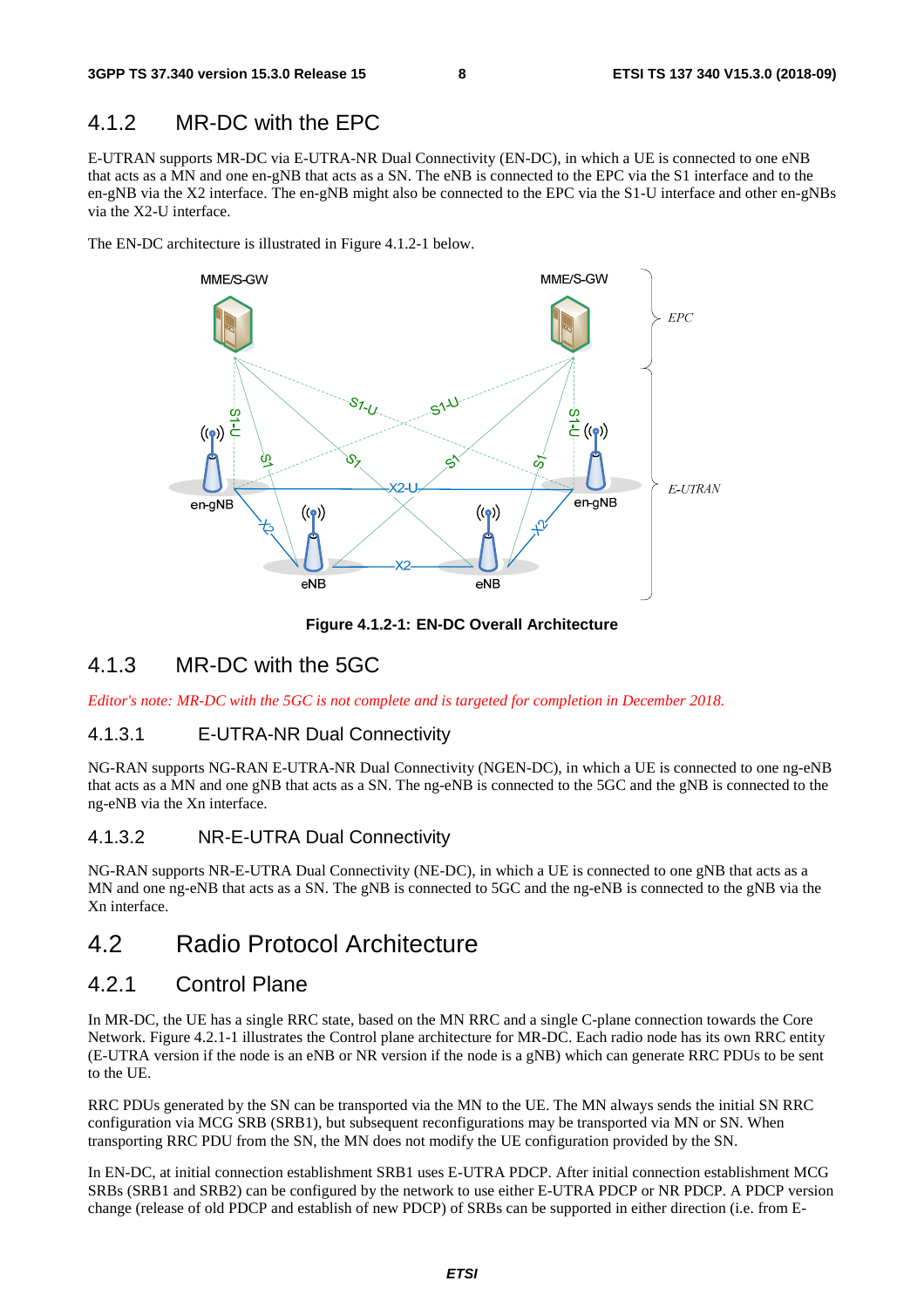### 4.1.2 MR-DC with the EPC

E-UTRAN supports MR-DC via E-UTRA-NR Dual Connectivity (EN-DC), in which a UE is connected to one eNB that acts as a MN and one en-gNB that acts as a SN. The eNB is connected to the EPC via the S1 interface and to the en-gNB via the X2 interface. The en-gNB might also be connected to the EPC via the S1-U interface and other en-gNBs via the X2-U interface.

The EN-DC architecture is illustrated in Figure 4.1.2-1 below.

**Figure 4.1.2-1: EN-DC Overall Architecture**

### 4.1.3 MR-DC with the 5GC

*Editor's note: MR-DC with the 5GC is not complete and is targeted for completion in December 2018.*

#### 4.1.3.1 E-UTRA-NR Dual Connectivity

NG-RAN supports NG-RAN E-UTRA-NR Dual Connectivity (NGEN-DC), in which a UE is connected to one ng-eNB that acts as a MN and one gNB that acts as a SN. The ng-eNB is connected to the 5GC and the gNB is connected to the ng-eNB via the Xn interface.

#### 4.1.3.2 NR-E-UTRA Dual Connectivity

NG-RAN supports NR-E-UTRA Dual Connectivity (NE-DC), in which a UE is connected to one gNB that acts as a MN and one ng-eNB that acts as a SN. The gNB is connected to 5GC and the ng-eNB is connected to the gNB via the Xn interface.

## 4.2 Radio Protocol Architecture

### 4.2.1 Control Plane

In MR-DC, the UE has a single RRC state, based on the MN RRC and a single C-plane connection towards the Core Network. Figure 4.2.1-1 illustrates the Control plane architecture for MR-DC. Each radio node has its own RRC entity (E-UTRA version if the node is an eNB or NR version if the node is a gNB) which can generate RRC PDUs to be sent to the UE.

RRC PDUs generated by the SN can be transported via the MN to the UE. The MN always sends the initial SN RRC configuration via MCG SRB (SRB1), but subsequent reconfigurations may be transported via MN or SN. When transporting RRC PDU from the SN, the MN does not modify the UE configuration provided by the SN.

In EN-DC, at initial connection establishment SRB1 uses E-UTRA PDCP. After initial connection establishment MCG SRBs (SRB1 and SRB2) can be configured by the network to use either E-UTRA PDCP or NR PDCP. A PDCP version change (release of old PDCP and establish of new PDCP) of SRBs can be supported in either direction (i.e. from E-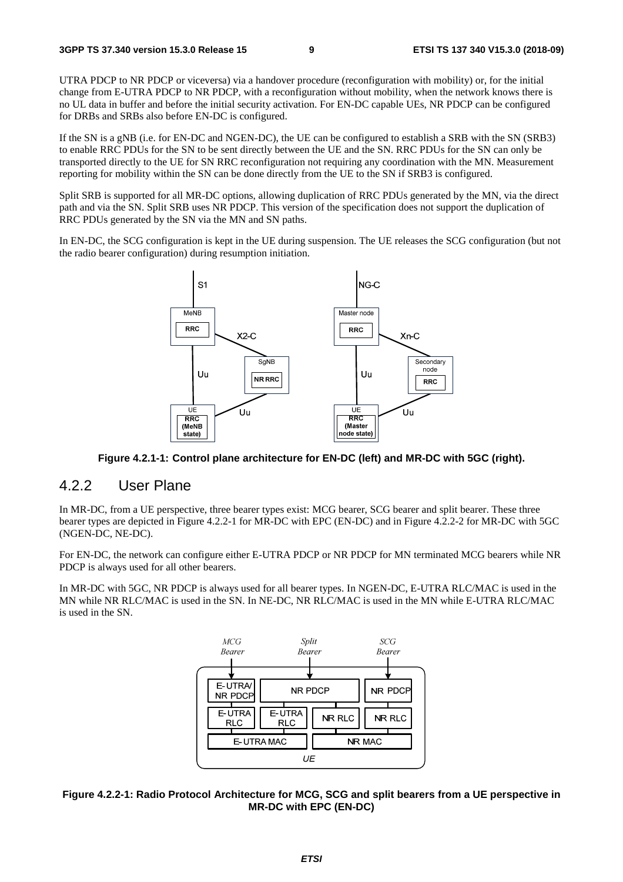UTRA PDCP to NR PDCP or viceversa) via a handover procedure (reconfiguration with mobility) or, for the initial change from E-UTRA PDCP to NR PDCP, with a reconfiguration without mobility, when the network knows there is no UL data in buffer and before the initial security activation. For EN-DC capable UEs, NR PDCP can be configured for DRBs and SRBs also before EN-DC is configured.

If the SN is a gNB (i.e. for EN-DC and NGEN-DC), the UE can be configured to establish a SRB with the SN (SRB3) to enable RRC PDUs for the SN to be sent directly between the UE and the SN. RRC PDUs for the SN can only be transported directly to the UE for SN RRC reconfiguration not requiring any coordination with the MN. Measurement reporting for mobility within the SN can be done directly from the UE to the SN if SRB3 is configured.

Split SRB is supported for all MR-DC options, allowing duplication of RRC PDUs generated by the MN, via the direct path and via the SN. Split SRB uses NR PDCP. This version of the specification does not support the duplication of RRC PDUs generated by the SN via the MN and SN paths.

In EN-DC, the SCG configuration is kept in the UE during suspension. The UE releases the SCG configuration (but not the radio bearer configuration) during resumption initiation.

**Figure 4.2.1-1: Control plane architecture for EN-DC (left) and MR-DC with 5GC (right).**

## 4.2.2 User Plane

In MR-DC, from a UE perspective, three bearer types exist: MCG bearer, SCG bearer and split bearer. These three bearer types are depicted in Figure 4.2.2-1 for MR-DC with EPC (EN-DC) and in Figure 4.2.2-2 for MR-DC with 5GC (NGEN-DC, NE-DC).

For EN-DC, the network can configure either E-UTRA PDCP or NR PDCP for MN terminated MCG bearers while NR PDCP is always used for all other bearers.

In MR-DC with 5GC, NR PDCP is always used for all bearer types. In NGEN-DC, E-UTRA RLC/MAC is used in the MN while NR RLC/MAC is used in the SN. In NE-DC, NR RLC/MAC is used in the MN while E-UTRA RLC/MAC is used in the SN.

**Figure 4.2.2-1: Radio Protocol Architecture for MCG, SCG and split bearers from a UE perspective in MR-DC with EPC (EN-DC)**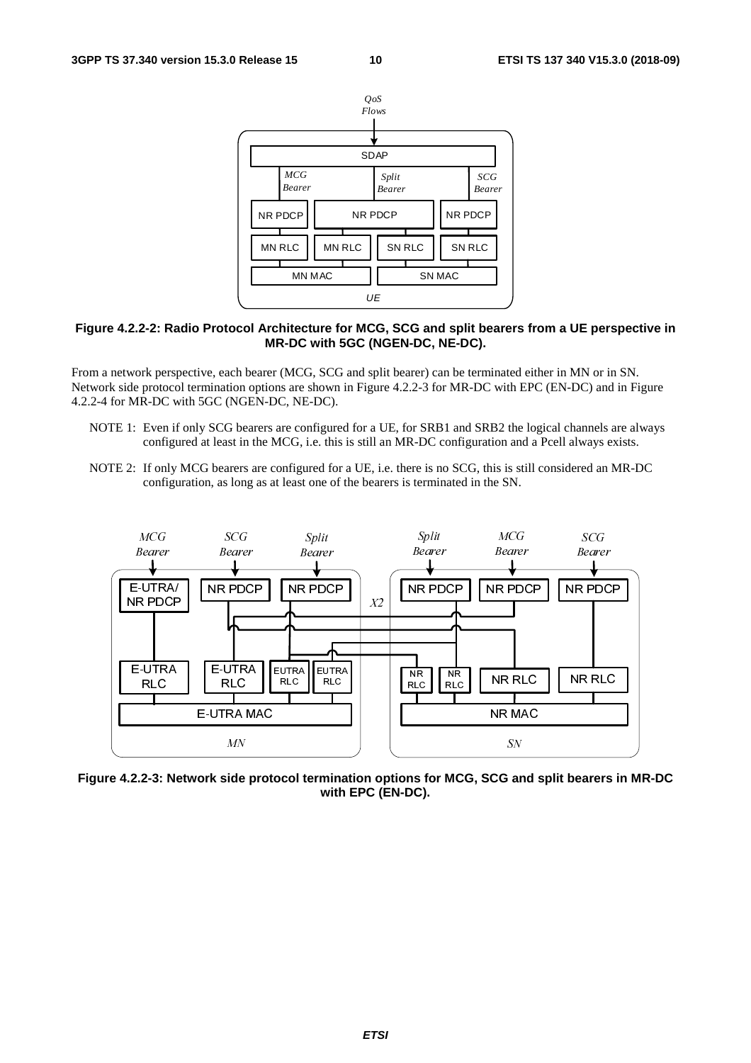**Figure 4.2.2-2: Radio Protocol Architecture for MCG, SCG and split bearers from a UE perspective in MR-DC with 5GC (NGEN-DC, NE-DC).**

From a network perspective, each bearer (MCG, SCG and split bearer) can be terminated either in MN or in SN. Network side protocol termination options are shown in Figure 4.2.2-3 for MR-DC with EPC (EN-DC) and in Figure 4.2.2-4 for MR-DC with 5GC (NGEN-DC, NE-DC).

NOTE 1: Even if only SCG bearers are configured for a UE, for SRB1 and SRB2 the logical channels are always configured at least in the MCG, i.e. this is still an MR-DC configuration and a Pcell always exists.

NOTE 2: If only MCG bearers are configured for a UE, i.e. there is no SCG, this is still considered an MR-DC configuration, as long as at least one of the bearers is terminated in the SN.

**Figure 4.2.2-3: Network side protocol termination options for MCG, SCG and split bearers in MR-DC with EPC (EN-DC).**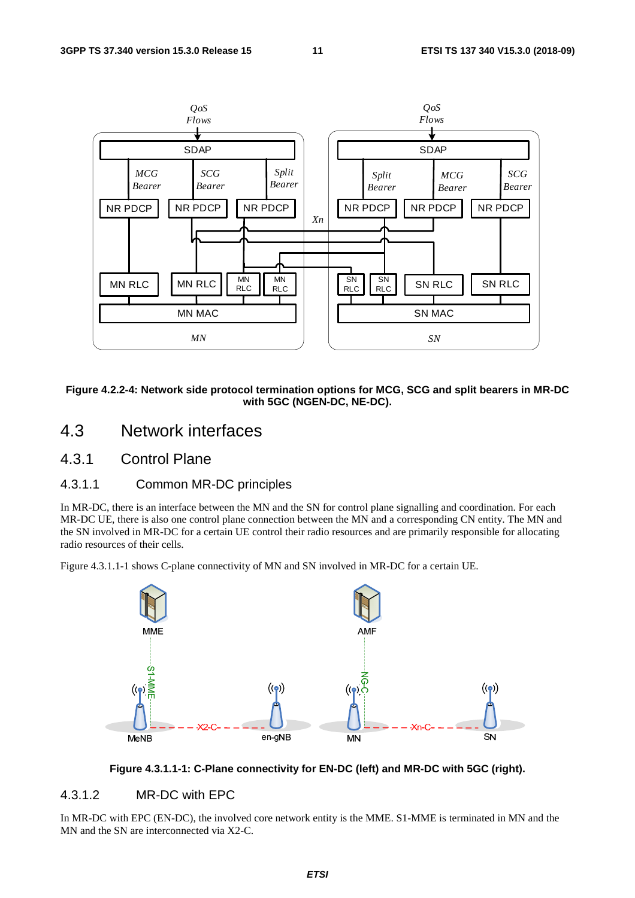**Figure 4.2.2-4: Network side protocol termination options for MCG, SCG and split bearers in MR-DC with 5GC (NGEN-DC, NE-DC).**

## 4.3 Network interfaces

### 4.3.1 Control Plane

#### 4.3.1.1 Common MR-DC principles

In MR-DC, there is an interface between the MN and the SN for control plane signalling and coordination. For each MR-DC UE, there is also one control plane connection between the MN and a corresponding CN entity. The MN and the SN involved in MR-DC for a certain UE control their radio resources and are primarily responsible for allocating radio resources of their cells.

Figure 4.3.1.1-1 shows C-plane connectivity of MN and SN involved in MR-DC for a certain UE.

**Figure 4.3.1.1-1: C-Plane connectivity for EN-DC (left) and MR-DC with 5GC (right).**

#### 4.3.1.2 MR-DC with EPC

In MR-DC with EPC (EN-DC), the involved core network entity is the MME. S1-MME is terminated in MN and the MN and the SN are interconnected via X2-C.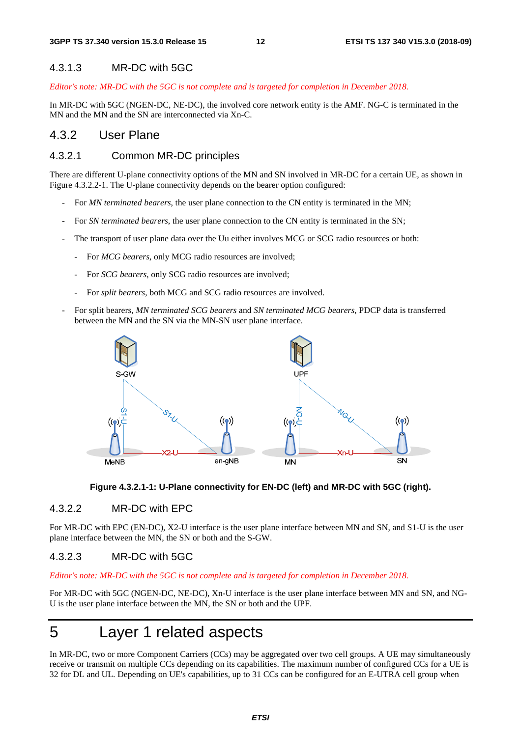#### 4.3.1.3 MR-DC with 5GC

*Editor's note: MR-DC with the 5GC is not complete and is targeted for completion in December 2018.*

In MR-DC with 5GC (NGEN-DC, NE-DC), the involved core network entity is the AMF. NG-C is terminated in the MN and the MN and the SN are interconnected via Xn-C.

### 4.3.2 User Plane

#### 4.3.2.1 Common MR-DC principles

There are different U-plane connectivity options of the MN and SN involved in MR-DC for a certain UE, as shown in Figure 4.3.2.2-1. The U-plane connectivity depends on the bearer option configured:

- For *MN terminated bearers*, the user plane connection to the CN entity is terminated in the MN;
- For *SN terminated bearers*, the user plane connection to the CN entity is terminated in the SN;
- The transport of user plane data over the Uu either involves MCG or SCG radio resources or both:
  - For *MCG bearers*, only MCG radio resources are involved;
  - For *SCG bearers*, only SCG radio resources are involved;
  - For *split bearers*, both MCG and SCG radio resources are involved.
- For split bearers, *MN terminated SCG bearers* and *SN terminated MCG bearers*, PDCP data is transferred between the MN and the SN via the MN-SN user plane interface.

**Figure 4.3.2.1-1: U-Plane connectivity for EN-DC (left) and MR-DC with 5GC (right).**

#### 4.3.2.2 MR-DC with EPC

For MR-DC with EPC (EN-DC), X2-U interface is the user plane interface between MN and SN, and S1-U is the user plane interface between the MN, the SN or both and the S-GW.

#### 4.3.2.3 MR-DC with 5GC

*Editor's note: MR-DC with the 5GC is not complete and is targeted for completion in December 2018.*

For MR-DC with 5GC (NGEN-DC, NE-DC), Xn-U interface is the user plane interface between MN and SN, and NG-U is the user plane interface between the MN, the SN or both and the UPF.

# 5 Layer 1 related aspects

In MR-DC, two or more Component Carriers (CCs) may be aggregated over two cell groups. A UE may simultaneously receive or transmit on multiple CCs depending on its capabilities. The maximum number of configured CCs for a UE is 32 for DL and UL. Depending on UE's capabilities, up to 31 CCs can be configured for an E-UTRA cell group when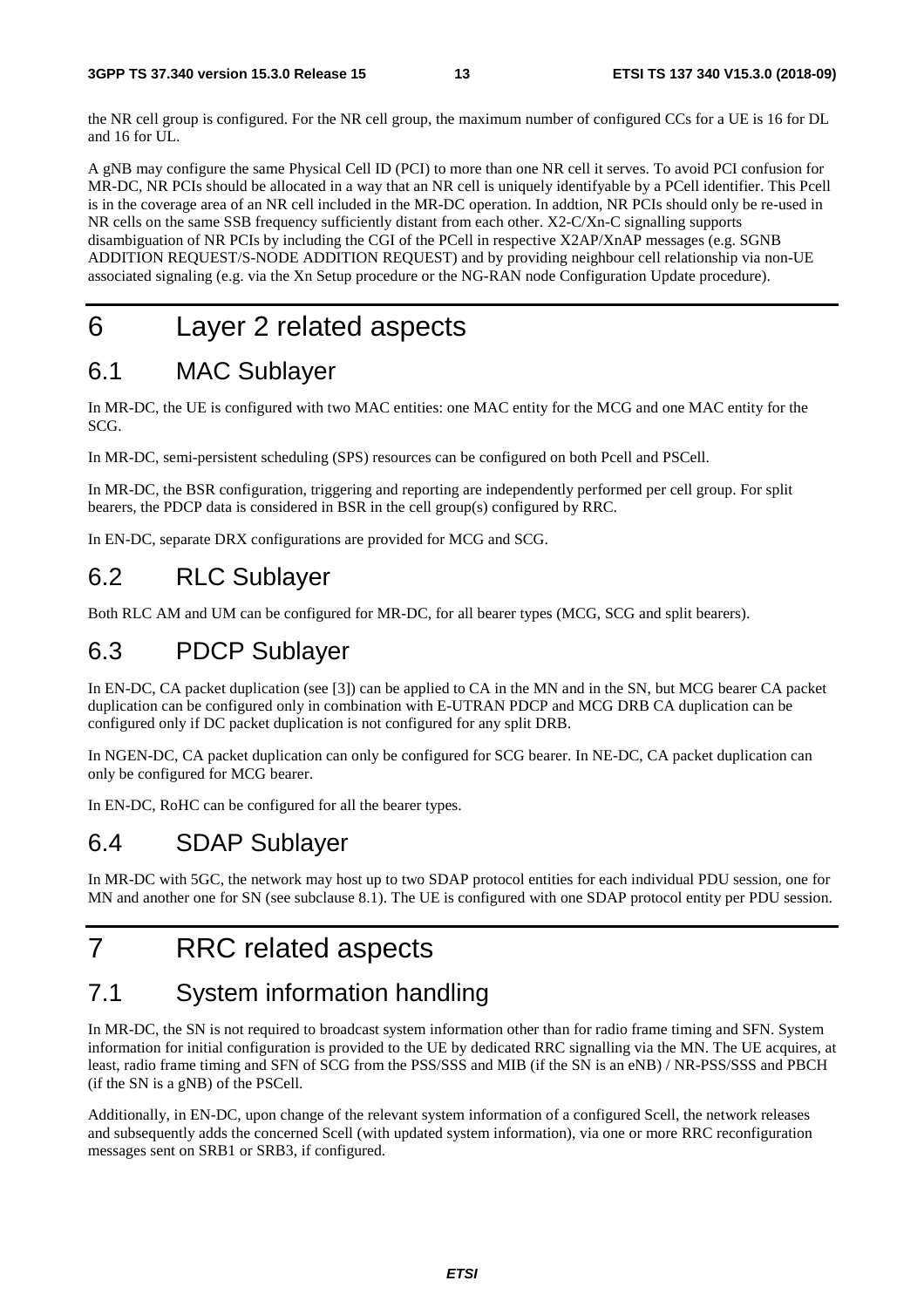the NR cell group is configured. For the NR cell group, the maximum number of configured CCs for a UE is 16 for DL and 16 for UL.

A gNB may configure the same Physical Cell ID (PCI) to more than one NR cell it serves. To avoid PCI confusion for MR-DC, NR PCIs should be allocated in a way that an NR cell is uniquely identifyable by a PCell identifier. This Pcell is in the coverage area of an NR cell included in the MR-DC operation. In addtion, NR PCIs should only be re-used in NR cells on the same SSB frequency sufficiently distant from each other. X2-C/Xn-C signalling supports disambiguation of NR PCIs by including the CGI of the PCell in respective X2AP/XnAP messages (e.g. SGNB ADDITION REQUEST/S-NODE ADDITION REQUEST) and by providing neighbour cell relationship via non-UE associated signaling (e.g. via the Xn Setup procedure or the NG-RAN node Configuration Update procedure).

# 6 Layer 2 related aspects

## 6.1 MAC Sublayer

In MR-DC, the UE is configured with two MAC entities: one MAC entity for the MCG and one MAC entity for the SCG.

In MR-DC, semi-persistent scheduling (SPS) resources can be configured on both Pcell and PSCell.

In MR-DC, the BSR configuration, triggering and reporting are independently performed per cell group. For split bearers, the PDCP data is considered in BSR in the cell group(s) configured by RRC.

In EN-DC, separate DRX configurations are provided for MCG and SCG.

## 6.2 RLC Sublayer

Both RLC AM and UM can be configured for MR-DC, for all bearer types (MCG, SCG and split bearers).

## 6.3 PDCP Sublayer

In EN-DC, CA packet duplication (see [3]) can be applied to CA in the MN and in the SN, but MCG bearer CA packet duplication can be configured only in combination with E-UTRAN PDCP and MCG DRB CA duplication can be configured only if DC packet duplication is not configured for any split DRB.

In NGEN-DC, CA packet duplication can only be configured for SCG bearer. In NE-DC, CA packet duplication can only be configured for MCG bearer.

In EN-DC, RoHC can be configured for all the bearer types.

## 6.4 SDAP Sublayer

In MR-DC with 5GC, the network may host up to two SDAP protocol entities for each individual PDU session, one for MN and another one for SN (see subclause 8.1). The UE is configured with one SDAP protocol entity per PDU session.

# 7 RRC related aspects

## 7.1 System information handling

In MR-DC, the SN is not required to broadcast system information other than for radio frame timing and SFN. System information for initial configuration is provided to the UE by dedicated RRC signalling via the MN. The UE acquires, at least, radio frame timing and SFN of SCG from the PSS/SSS and MIB (if the SN is an eNB) / NR-PSS/SSS and PBCH (if the SN is a gNB) of the PSCell.

Additionally, in EN-DC, upon change of the relevant system information of a configured Scell, the network releases and subsequently adds the concerned Scell (with updated system information), via one or more RRC reconfiguration messages sent on SRB1 or SRB3, if configured.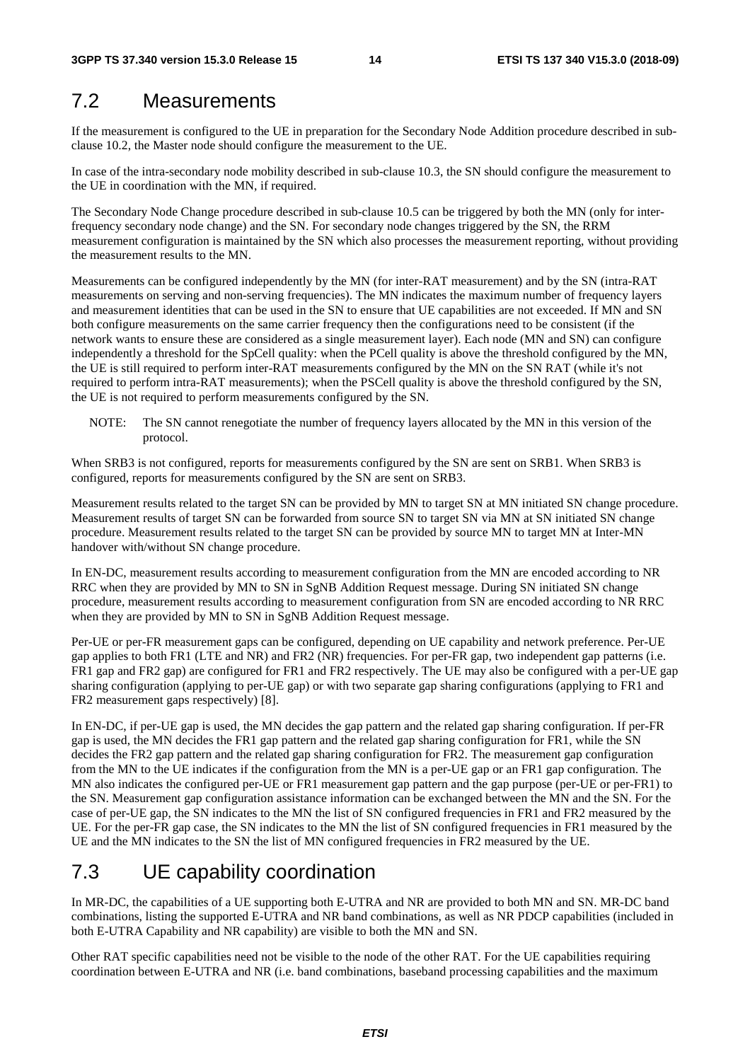## 7.2 Measurements

If the measurement is configured to the UE in preparation for the Secondary Node Addition procedure described in sub-clause 10.2, the Master node should configure the measurement to the UE.

In case of the intra-secondary node mobility described in sub-clause 10.3, the SN should configure the measurement to the UE in coordination with the MN, if required.

The Secondary Node Change procedure described in sub-clause 10.5 can be triggered by both the MN (only for inter-frequency secondary node change) and the SN. For secondary node changes triggered by the SN, the RRM measurement configuration is maintained by the SN which also processes the measurement reporting, without providing the measurement results to the MN.

Measurements can be configured independently by the MN (for inter-RAT measurement) and by the SN (intra-RAT measurements on serving and non-serving frequencies). The MN indicates the maximum number of frequency layers and measurement identities that can be used in the SN to ensure that UE capabilities are not exceeded. If MN and SN both configure measurements on the same carrier frequency then the configurations need to be consistent (if the network wants to ensure these are considered as a single measurement layer). Each node (MN and SN) can configure independently a threshold for the SpCell quality: when the PCell quality is above the threshold configured by the MN, the UE is still required to perform inter-RAT measurements configured by the MN on the SN RAT (while it's not required to perform intra-RAT measurements); when the PSCell quality is above the threshold configured by the SN, the UE is not required to perform measurements configured by the SN.

NOTE: The SN cannot renegotiate the number of frequency layers allocated by the MN in this version of the protocol.

When SRB3 is not configured, reports for measurements configured by the SN are sent on SRB1. When SRB3 is configured, reports for measurements configured by the SN are sent on SRB3.

Measurement results related to the target SN can be provided by MN to target SN at MN initiated SN change procedure. Measurement results of target SN can be forwarded from source SN to target SN via MN at SN initiated SN change procedure. Measurement results related to the target SN can be provided by source MN to target MN at Inter-MN handover with/without SN change procedure.

In EN-DC, measurement results according to measurement configuration from the MN are encoded according to NR RRC when they are provided by MN to SN in SgNB Addition Request message. During SN initiated SN change procedure, measurement results according to measurement configuration from SN are encoded according to NR RRC when they are provided by MN to SN in SgNB Addition Request message.

Per-UE or per-FR measurement gaps can be configured, depending on UE capability and network preference. Per-UE gap applies to both FR1 (LTE and NR) and FR2 (NR) frequencies. For per-FR gap, two independent gap patterns (i.e. FR1 gap and FR2 gap) are configured for FR1 and FR2 respectively. The UE may also be configured with a per-UE gap sharing configuration (applying to per-UE gap) or with two separate gap sharing configurations (applying to FR1 and FR2 measurement gaps respectively) [8].

In EN-DC, if per-UE gap is used, the MN decides the gap pattern and the related gap sharing configuration. If per-FR gap is used, the MN decides the FR1 gap pattern and the related gap sharing configuration for FR1, while the SN decides the FR2 gap pattern and the related gap sharing configuration for FR2. The measurement gap configuration from the MN to the UE indicates if the configuration from the MN is a per-UE gap or an FR1 gap configuration. The MN also indicates the configured per-UE or FR1 measurement gap pattern and the gap purpose (per-UE or per-FR1) to the SN. Measurement gap configuration assistance information can be exchanged between the MN and the SN. For the case of per-UE gap, the SN indicates to the MN the list of SN configured frequencies in FR1 and FR2 measured by the UE. For the per-FR gap case, the SN indicates to the MN the list of SN configured frequencies in FR1 measured by the UE and the MN indicates to the SN the list of MN configured frequencies in FR2 measured by the UE.

## 7.3 UE capability coordination

In MR-DC, the capabilities of a UE supporting both E-UTRA and NR are provided to both MN and SN. MR-DC band combinations, listing the supported E-UTRA and NR band combinations, as well as NR PDCP capabilities (included in both E-UTRA Capability and NR capability) are visible to both the MN and SN.

Other RAT specific capabilities need not be visible to the node of the other RAT. For the UE capabilities requiring coordination between E-UTRA and NR (i.e. band combinations, baseband processing capabilities and the maximum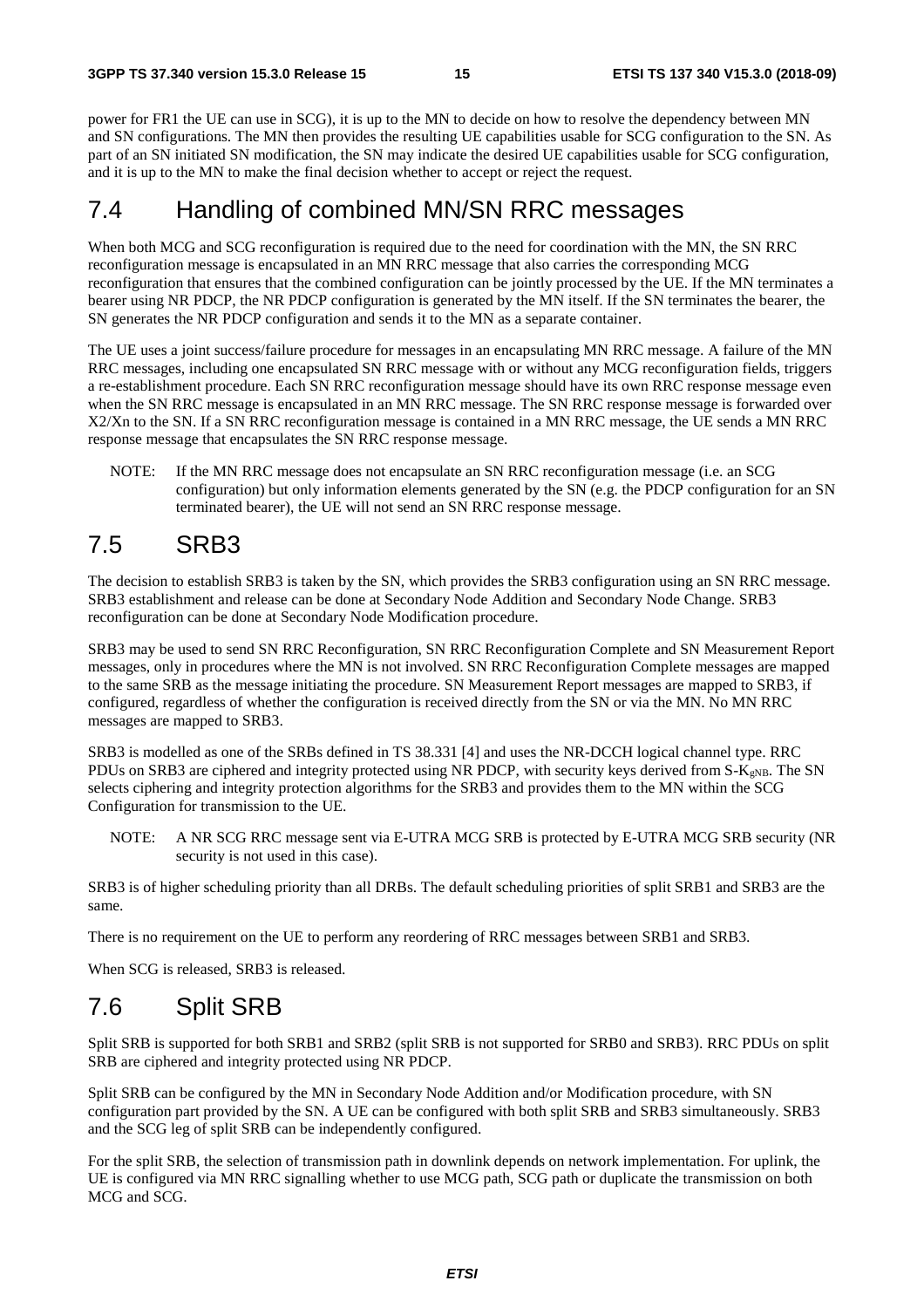power for FR1 the UE can use in SCG), it is up to the MN to decide on how to resolve the dependency between MN and SN configurations. The MN then provides the resulting UE capabilities usable for SCG configuration to the SN. As part of an SN initiated SN modification, the SN may indicate the desired UE capabilities usable for SCG configuration, and it is up to the MN to make the final decision whether to accept or reject the request.

## 7.4 Handling of combined MN/SN RRC messages

When both MCG and SCG reconfiguration is required due to the need for coordination with the MN, the SN RRC reconfiguration message is encapsulated in an MN RRC message that also carries the corresponding MCG reconfiguration that ensures that the combined configuration can be jointly processed by the UE. If the MN terminates a bearer using NR PDCP, the NR PDCP configuration is generated by the MN itself. If the SN terminates the bearer, the SN generates the NR PDCP configuration and sends it to the MN as a separate container.

The UE uses a joint success/failure procedure for messages in an encapsulating MN RRC message. A failure of the MN RRC messages, including one encapsulated SN RRC message with or without any MCG reconfiguration fields, triggers a re-establishment procedure. Each SN RRC reconfiguration message should have its own RRC response message even when the SN RRC message is encapsulated in an MN RRC message. The SN RRC response message is forwarded over X2/Xn to the SN. If a SN RRC reconfiguration message is contained in a MN RRC message, the UE sends a MN RRC response message that encapsulates the SN RRC response message.

NOTE: If the MN RRC message does not encapsulate an SN RRC reconfiguration message (i.e. an SCG configuration) but only information elements generated by the SN (e.g. the PDCP configuration for an SN terminated bearer), the UE will not send an SN RRC response message.

## 7.5 SRB3

The decision to establish SRB3 is taken by the SN, which provides the SRB3 configuration using an SN RRC message. SRB3 establishment and release can be done at Secondary Node Addition and Secondary Node Change. SRB3 reconfiguration can be done at Secondary Node Modification procedure.

SRB3 may be used to send SN RRC Reconfiguration, SN RRC Reconfiguration Complete and SN Measurement Report messages, only in procedures where the MN is not involved. SN RRC Reconfiguration Complete messages are mapped to the same SRB as the message initiating the procedure. SN Measurement Report messages are mapped to SRB3, if configured, regardless of whether the configuration is received directly from the SN or via the MN. No MN RRC messages are mapped to SRB3.

SRB3 is modelled as one of the SRBs defined in TS 38.331 [4] and uses the NR-DCCH logical channel type. RRC PDUs on SRB3 are ciphered and integrity protected using NR PDCP, with security keys derived from S-$K_{gNB}$. The SN selects ciphering and integrity protection algorithms for the SRB3 and provides them to the MN within the SCG Configuration for transmission to the UE.

NOTE: A NR SCG RRC message sent via E-UTRA MCG SRB is protected by E-UTRA MCG SRB security (NR security is not used in this case).

SRB3 is of higher scheduling priority than all DRBs. The default scheduling priorities of split SRB1 and SRB3 are the same.

There is no requirement on the UE to perform any reordering of RRC messages between SRB1 and SRB3.

When SCG is released, SRB3 is released.

## 7.6 Split SRB

Split SRB is supported for both SRB1 and SRB2 (split SRB is not supported for SRB0 and SRB3). RRC PDUs on split SRB are ciphered and integrity protected using NR PDCP.

Split SRB can be configured by the MN in Secondary Node Addition and/or Modification procedure, with SN configuration part provided by the SN. A UE can be configured with both split SRB and SRB3 simultaneously. SRB3 and the SCG leg of split SRB can be independently configured.

For the split SRB, the selection of transmission path in downlink depends on network implementation. For uplink, the UE is configured via MN RRC signalling whether to use MCG path, SCG path or duplicate the transmission on both MCG and SCG.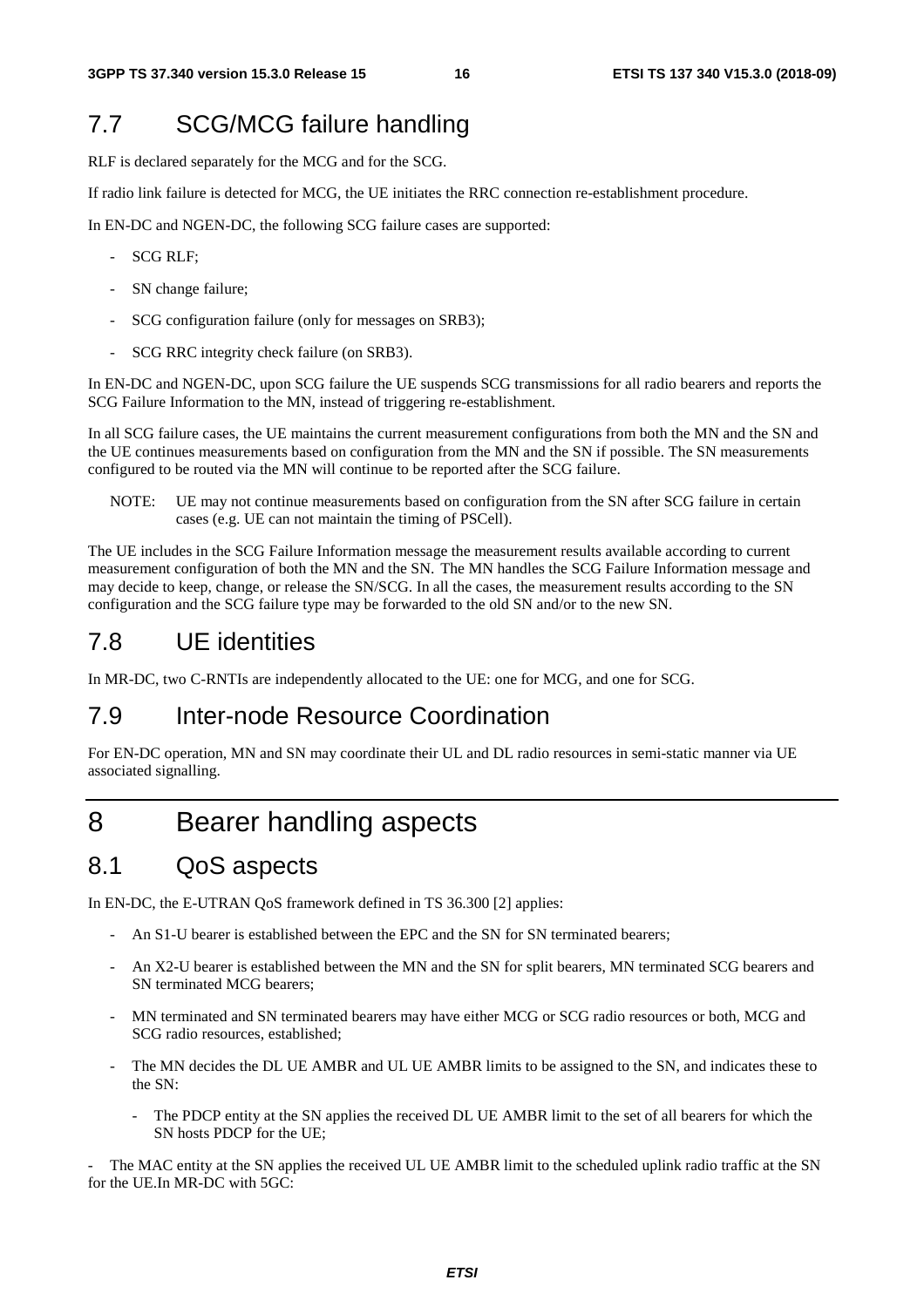## 7.7 SCG/MCG failure handling

RLF is declared separately for the MCG and for the SCG.

If radio link failure is detected for MCG, the UE initiates the RRC connection re-establishment procedure.

In EN-DC and NGEN-DC, the following SCG failure cases are supported:

- SCG RLF;
- SN change failure;
- SCG configuration failure (only for messages on SRB3);
- SCG RRC integrity check failure (on SRB3).

In EN-DC and NGEN-DC, upon SCG failure the UE suspends SCG transmissions for all radio bearers and reports the SCG Failure Information to the MN, instead of triggering re-establishment.

In all SCG failure cases, the UE maintains the current measurement configurations from both the MN and the SN and the UE continues measurements based on configuration from the MN and the SN if possible. The SN measurements configured to be routed via the MN will continue to be reported after the SCG failure.

NOTE: UE may not continue measurements based on configuration from the SN after SCG failure in certain cases (e.g. UE can not maintain the timing of PSCell).

The UE includes in the SCG Failure Information message the measurement results available according to current measurement configuration of both the MN and the SN. The MN handles the SCG Failure Information message and may decide to keep, change, or release the SN/SCG. In all the cases, the measurement results according to the SN configuration and the SCG failure type may be forwarded to the old SN and/or to the new SN.

## 7.8 UE identities

In MR-DC, two C-RNTIs are independently allocated to the UE: one for MCG, and one for SCG.

## 7.9 Inter-node Resource Coordination

For EN-DC operation, MN and SN may coordinate their UL and DL radio resources in semi-static manner via UE associated signalling.

# 8 Bearer handling aspects

## 8.1 QoS aspects

In EN-DC, the E-UTRAN QoS framework defined in TS 36.300 [2] applies:

- An S1-U bearer is established between the EPC and the SN for SN terminated bearers;
- An X2-U bearer is established between the MN and the SN for split bearers, MN terminated SCG bearers and SN terminated MCG bearers;
- MN terminated and SN terminated bearers may have either MCG or SCG radio resources or both, MCG and SCG radio resources, established;
- The MN decides the DL UE AMBR and UL UE AMBR limits to be assigned to the SN, and indicates these to the SN:
  - The PDCP entity at the SN applies the received DL UE AMBR limit to the set of all bearers for which the SN hosts PDCP for the UE;

- The MAC entity at the SN applies the received UL UE AMBR limit to the scheduled uplink radio traffic at the SN for the UE.In MR-DC with 5GC: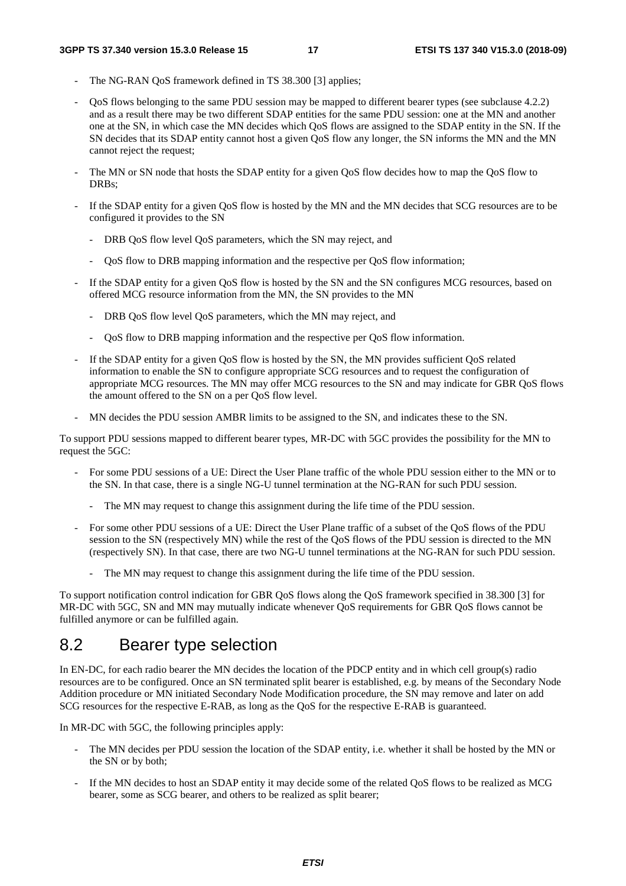- The NG-RAN QoS framework defined in TS 38.300 [3] applies;
- QoS flows belonging to the same PDU session may be mapped to different bearer types (see subclause 4.2.2) and as a result there may be two different SDAP entities for the same PDU session: one at the MN and another one at the SN, in which case the MN decides which QoS flows are assigned to the SDAP entity in the SN. If the SN decides that its SDAP entity cannot host a given QoS flow any longer, the SN informs the MN and the MN cannot reject the request;
- The MN or SN node that hosts the SDAP entity for a given QoS flow decides how to map the QoS flow to DRBs;
- If the SDAP entity for a given QoS flow is hosted by the MN and the MN decides that SCG resources are to be configured it provides to the SN
  - DRB QoS flow level QoS parameters, which the SN may reject, and
  - QoS flow to DRB mapping information and the respective per QoS flow information;
- If the SDAP entity for a given QoS flow is hosted by the SN and the SN configures MCG resources, based on offered MCG resource information from the MN, the SN provides to the MN
  - DRB QoS flow level QoS parameters, which the MN may reject, and
  - QoS flow to DRB mapping information and the respective per QoS flow information.
- If the SDAP entity for a given QoS flow is hosted by the SN, the MN provides sufficient QoS related information to enable the SN to configure appropriate SCG resources and to request the configuration of appropriate MCG resources. The MN may offer MCG resources to the SN and may indicate for GBR QoS flows the amount offered to the SN on a per QoS flow level.
- MN decides the PDU session AMBR limits to be assigned to the SN, and indicates these to the SN.

To support PDU sessions mapped to different bearer types, MR-DC with 5GC provides the possibility for the MN to request the 5GC:

- For some PDU sessions of a UE: Direct the User Plane traffic of the whole PDU session either to the MN or to the SN. In that case, there is a single NG-U tunnel termination at the NG-RAN for such PDU session.
  - The MN may request to change this assignment during the life time of the PDU session.
- For some other PDU sessions of a UE: Direct the User Plane traffic of a subset of the QoS flows of the PDU session to the SN (respectively MN) while the rest of the QoS flows of the PDU session is directed to the MN (respectively SN). In that case, there are two NG-U tunnel terminations at the NG-RAN for such PDU session.
  - The MN may request to change this assignment during the life time of the PDU session.

To support notification control indication for GBR QoS flows along the QoS framework specified in 38.300 [3] for MR-DC with 5GC, SN and MN may mutually indicate whenever QoS requirements for GBR QoS flows cannot be fulfilled anymore or can be fulfilled again.

## 8.2 Bearer type selection

In EN-DC, for each radio bearer the MN decides the location of the PDCP entity and in which cell group(s) radio resources are to be configured. Once an SN terminated split bearer is established, e.g. by means of the Secondary Node Addition procedure or MN initiated Secondary Node Modification procedure, the SN may remove and later on add SCG resources for the respective E-RAB, as long as the QoS for the respective E-RAB is guaranteed.

In MR-DC with 5GC, the following principles apply:

- The MN decides per PDU session the location of the SDAP entity, i.e. whether it shall be hosted by the MN or the SN or by both;
- If the MN decides to host an SDAP entity it may decide some of the related QoS flows to be realized as MCG bearer, some as SCG bearer, and others to be realized as split bearer;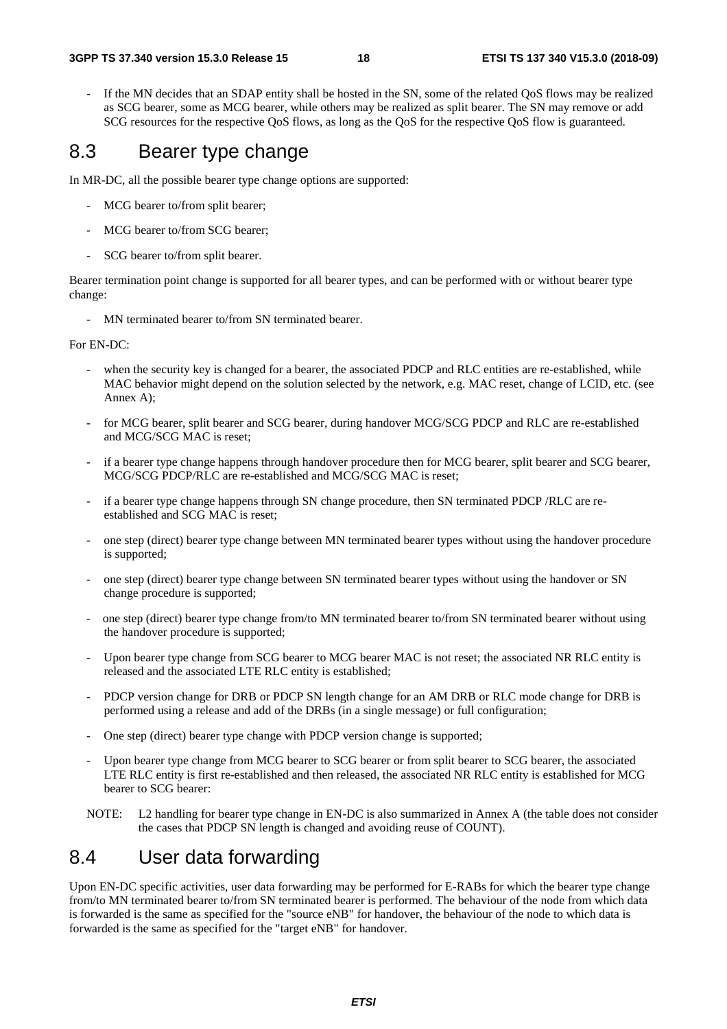- If the MN decides that an SDAP entity shall be hosted in the SN, some of the related QoS flows may be realized as SCG bearer, some as MCG bearer, while others may be realized as split bearer. The SN may remove or add SCG resources for the respective QoS flows, as long as the QoS for the respective QoS flow is guaranteed.

## 8.3 Bearer type change

In MR-DC, all the possible bearer type change options are supported:

- MCG bearer to/from split bearer;
- MCG bearer to/from SCG bearer;
- SCG bearer to/from split bearer.

Bearer termination point change is supported for all bearer types, and can be performed with or without bearer type change:

- MN terminated bearer to/from SN terminated bearer.

For EN-DC:

- when the security key is changed for a bearer, the associated PDCP and RLC entities are re-established, while MAC behavior might depend on the solution selected by the network, e.g. MAC reset, change of LCID, etc. (see Annex A);
- for MCG bearer, split bearer and SCG bearer, during handover MCG/SCG PDCP and RLC are re-established and MCG/SCG MAC is reset;
- if a bearer type change happens through handover procedure then for MCG bearer, split bearer and SCG bearer, MCG/SCG PDCP/RLC are re-established and MCG/SCG MAC is reset;
- if a bearer type change happens through SN change procedure, then SN terminated PDCP /RLC are re-established and SCG MAC is reset;
- one step (direct) bearer type change between MN terminated bearer types without using the handover procedure is supported;
- one step (direct) bearer type change between SN terminated bearer types without using the handover or SN change procedure is supported;
- one step (direct) bearer type change from/to MN terminated bearer to/from SN terminated bearer without using the handover procedure is supported;
- Upon bearer type change from SCG bearer to MCG bearer MAC is not reset; the associated NR RLC entity is released and the associated LTE RLC entity is established;
- PDCP version change for DRB or PDCP SN length change for an AM DRB or RLC mode change for DRB is performed using a release and add of the DRBs (in a single message) or full configuration;
- One step (direct) bearer type change with PDCP version change is supported;
- Upon bearer type change from MCG bearer to SCG bearer or from split bearer to SCG bearer, the associated LTE RLC entity is first re-established and then released, the associated NR RLC entity is established for MCG bearer to SCG bearer:

NOTE: L2 handling for bearer type change in EN-DC is also summarized in Annex A (the table does not consider the cases that PDCP SN length is changed and avoiding reuse of COUNT).

## 8.4 User data forwarding

Upon EN-DC specific activities, user data forwarding may be performed for E-RABs for which the bearer type change from/to MN terminated bearer to/from SN terminated bearer is performed. The behaviour of the node from which data is forwarded is the same as specified for the "source eNB" for handover, the behaviour of the node to which data is forwarded is the same as specified for the "target eNB" for handover.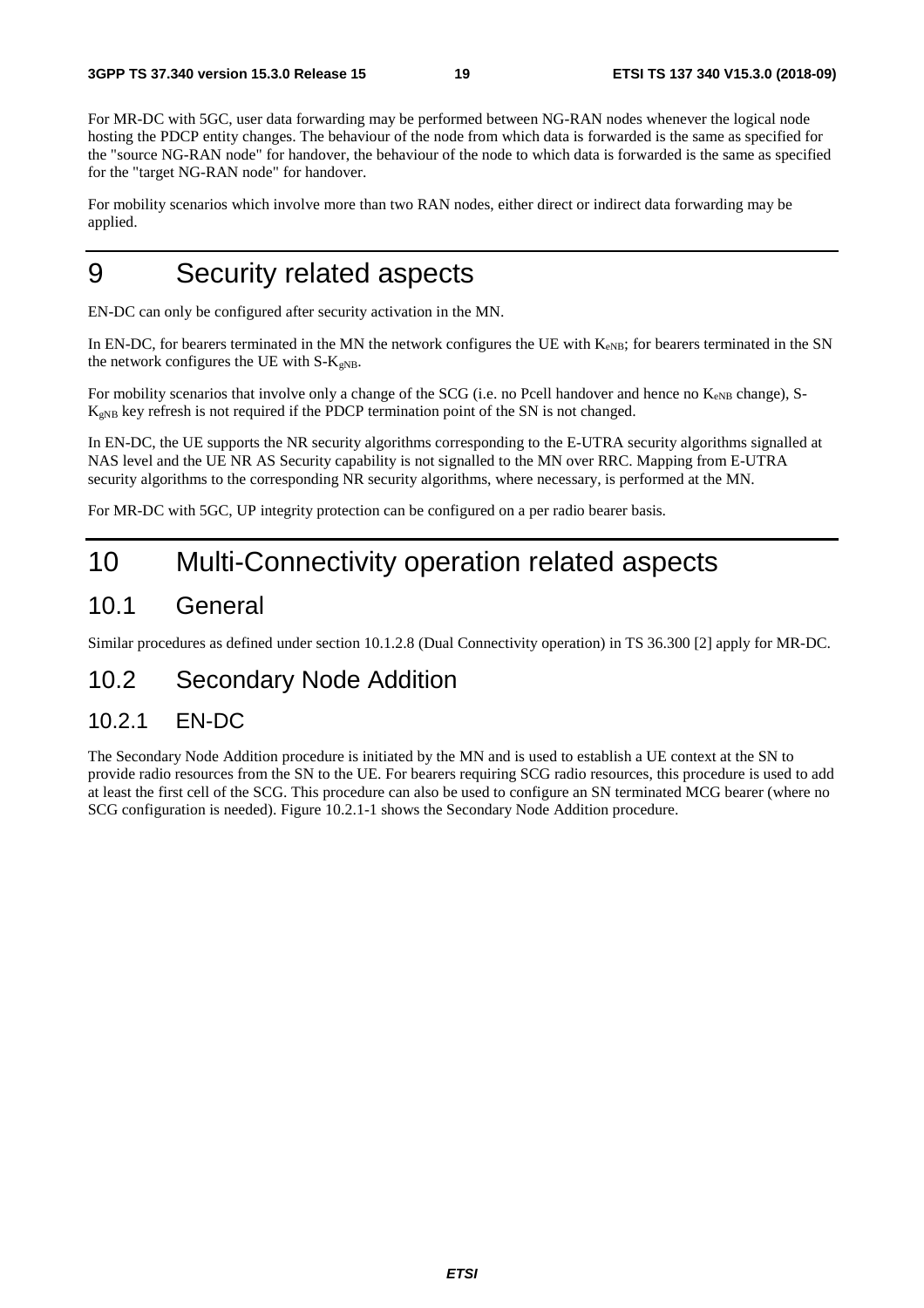For MR-DC with 5GC, user data forwarding may be performed between NG-RAN nodes whenever the logical node hosting the PDCP entity changes. The behaviour of the node from which data is forwarded is the same as specified for the "source NG-RAN node" for handover, the behaviour of the node to which data is forwarded is the same as specified for the "target NG-RAN node" for handover.

For mobility scenarios which involve more than two RAN nodes, either direct or indirect data forwarding may be applied.

# 9 Security related aspects

EN-DC can only be configured after security activation in the MN.

In EN-DC, for bearers terminated in the MN the network configures the UE with $K_{eNB}$; for bearers terminated in the SN the network configures the UE with S-$K_{gNB}$.

For mobility scenarios that involve only a change of the SCG (i.e. no Pcell handover and hence no $K_{eNB}$ change), S-$K_{gNB}$ key refresh is not required if the PDCP termination point of the SN is not changed.

In EN-DC, the UE supports the NR security algorithms corresponding to the E-UTRA security algorithms signalled at NAS level and the UE NR AS Security capability is not signalled to the MN over RRC. Mapping from E-UTRA security algorithms to the corresponding NR security algorithms, where necessary, is performed at the MN.

For MR-DC with 5GC, UP integrity protection can be configured on a per radio bearer basis.

# 10 Multi-Connectivity operation related aspects

## 10.1 General

Similar procedures as defined under section 10.1.2.8 (Dual Connectivity operation) in TS 36.300 [2] apply for MR-DC.

## 10.2 Secondary Node Addition

### 10.2.1 EN-DC

The Secondary Node Addition procedure is initiated by the MN and is used to establish a UE context at the SN to provide radio resources from the SN to the UE. For bearers requiring SCG radio resources, this procedure is used to add at least the first cell of the SCG. This procedure can also be used to configure an SN terminated MCG bearer (where no SCG configuration is needed). Figure 10.2.1-1 shows the Secondary Node Addition procedure.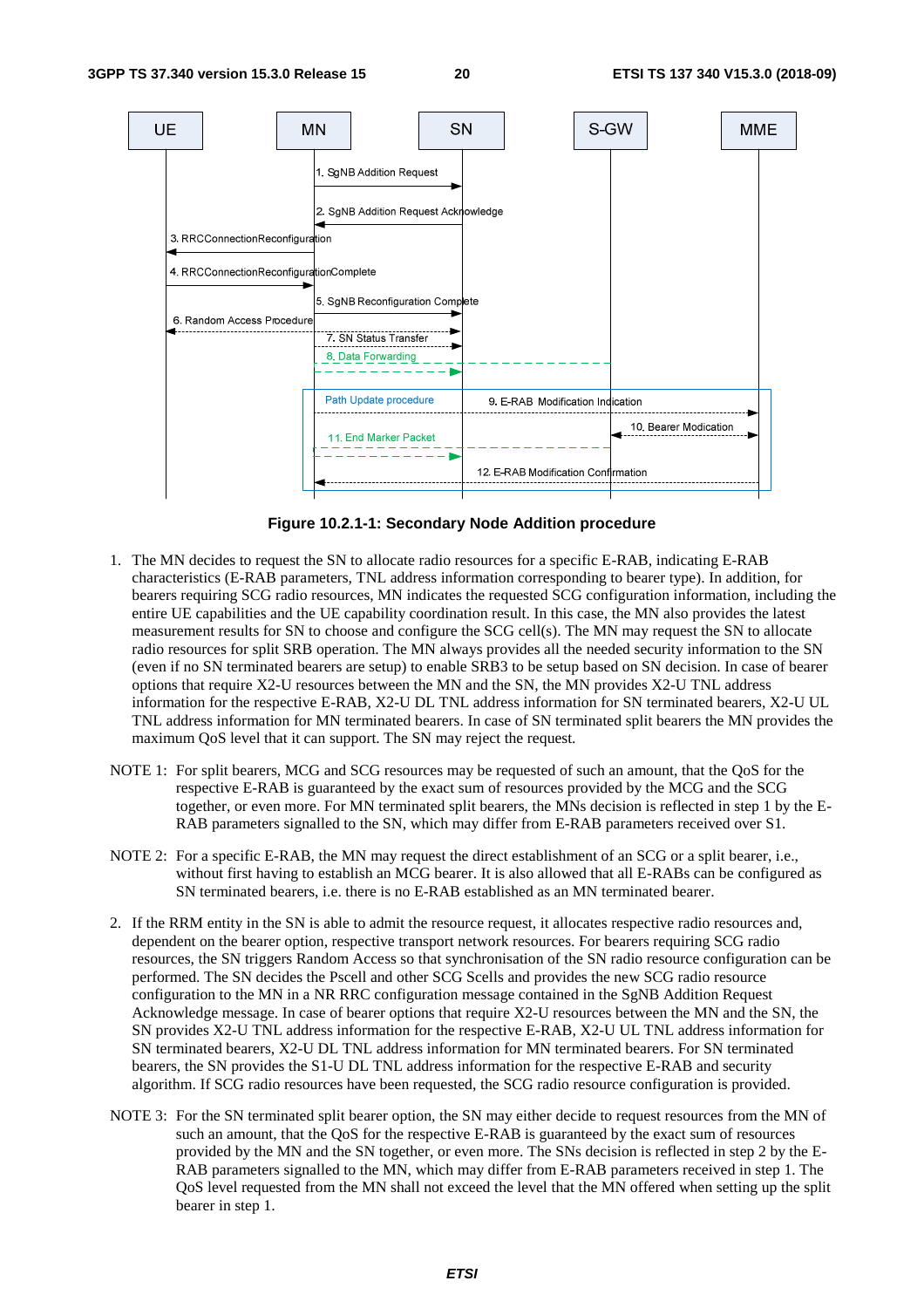**Figure 10.2.1-1: Secondary Node Addition procedure**

1. The MN decides to request the SN to allocate radio resources for a specific E-RAB, indicating E-RAB characteristics (E-RAB parameters, TNL address information corresponding to bearer type). In addition, for bearers requiring SCG radio resources, MN indicates the requested SCG configuration information, including the entire UE capabilities and the UE capability coordination result. In this case, the MN also provides the latest measurement results for SN to choose and configure the SCG cell(s). The MN may request the SN to allocate radio resources for split SRB operation. The MN always provides all the needed security information to the SN (even if no SN terminated bearers are setup) to enable SRB3 to be setup based on SN decision. In case of bearer options that require X2-U resources between the MN and the SN, the MN provides X2-U TNL address information for the respective E-RAB, X2-U DL TNL address information for SN terminated bearers, X2-U UL TNL address information for MN terminated bearers. In case of SN terminated split bearers the MN provides the maximum QoS level that it can support. The SN may reject the request.

NOTE 1: For split bearers, MCG and SCG resources may be requested of such an amount, that the QoS for the respective E-RAB is guaranteed by the exact sum of resources provided by the MCG and the SCG together, or even more. For MN terminated split bearers, the MNs decision is reflected in step 1 by the E-RAB parameters signalled to the SN, which may differ from E-RAB parameters received over S1.

NOTE 2: For a specific E-RAB, the MN may request the direct establishment of an SCG or a split bearer, i.e., without first having to establish an MCG bearer. It is also allowed that all E-RABs can be configured as SN terminated bearers, i.e. there is no E-RAB established as an MN terminated bearer.

2. If the RRM entity in the SN is able to admit the resource request, it allocates respective radio resources and, dependent on the bearer option, respective transport network resources. For bearers requiring SCG radio resources, the SN triggers Random Access so that synchronisation of the SN radio resource configuration can be performed. The SN decides the Pscell and other SCG Scells and provides the new SCG radio resource configuration to the MN in a NR RRC configuration message contained in the SgNB Addition Request Acknowledge message. In case of bearer options that require X2-U resources between the MN and the SN, the SN provides X2-U TNL address information for the respective E-RAB, X2-U UL TNL address information for SN terminated bearers, X2-U DL TNL address information for MN terminated bearers. For SN terminated bearers, the SN provides the S1-U DL TNL address information for the respective E-RAB and security algorithm. If SCG radio resources have been requested, the SCG radio resource configuration is provided.

NOTE 3: For the SN terminated split bearer option, the SN may either decide to request resources from the MN of such an amount, that the QoS for the respective E-RAB is guaranteed by the exact sum of resources provided by the MN and the SN together, or even more. The SNs decision is reflected in step 2 by the E-RAB parameters signalled to the MN, which may differ from E-RAB parameters received in step 1. The QoS level requested from the MN shall not exceed the level that the MN offered when setting up the split bearer in step 1.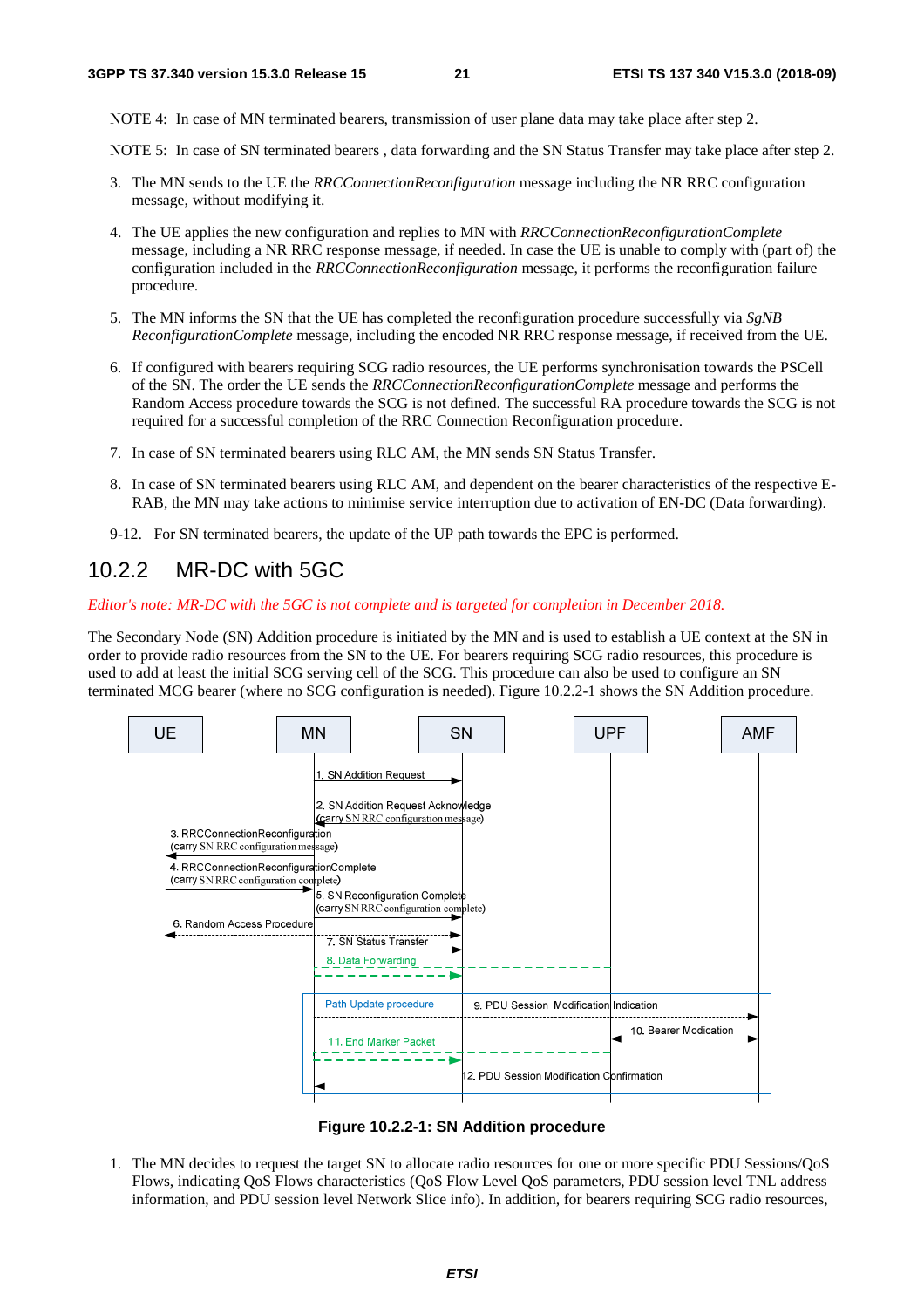NOTE 4: In case of MN terminated bearers, transmission of user plane data may take place after step 2.

NOTE 5: In case of SN terminated bearers , data forwarding and the SN Status Transfer may take place after step 2.

3. The MN sends to the UE the *RRCConnectionReconfiguration* message including the NR RRC configuration message, without modifying it.

4. The UE applies the new configuration and replies to MN with *RRCConnectionReconfigurationComplete* message, including a NR RRC response message, if needed. In case the UE is unable to comply with (part of) the configuration included in the *RRCConnectionReconfiguration* message, it performs the reconfiguration failure procedure.

5. The MN informs the SN that the UE has completed the reconfiguration procedure successfully via *SgNB ReconfigurationComplete* message, including the encoded NR RRC response message, if received from the UE.

6. If configured with bearers requiring SCG radio resources, the UE performs synchronisation towards the PSCell of the SN. The order the UE sends the *RRCConnectionReconfigurationComplete* message and performs the Random Access procedure towards the SCG is not defined. The successful RA procedure towards the SCG is not required for a successful completion of the RRC Connection Reconfiguration procedure.

7. In case of SN terminated bearers using RLC AM, the MN sends SN Status Transfer.

8. In case of SN terminated bearers using RLC AM, and dependent on the bearer characteristics of the respective E-RAB, the MN may take actions to minimise service interruption due to activation of EN-DC (Data forwarding).

9-12. For SN terminated bearers, the update of the UP path towards the EPC is performed.

### 10.2.2 MR-DC with 5GC

*Editor's note: MR-DC with the 5GC is not complete and is targeted for completion in December 2018.*

The Secondary Node (SN) Addition procedure is initiated by the MN and is used to establish a UE context at the SN in order to provide radio resources from the SN to the UE. For bearers requiring SCG radio resources, this procedure is used to add at least the initial SCG serving cell of the SCG. This procedure can also be used to configure an SN terminated MCG bearer (where no SCG configuration is needed). Figure 10.2.2-1 shows the SN Addition procedure.

**Figure 10.2.2-1: SN Addition procedure**

1. The MN decides to request the target SN to allocate radio resources for one or more specific PDU Sessions/QoS Flows, indicating QoS Flows characteristics (QoS Flow Level QoS parameters, PDU session level TNL address information, and PDU session level Network Slice info). In addition, for bearers requiring SCG radio resources,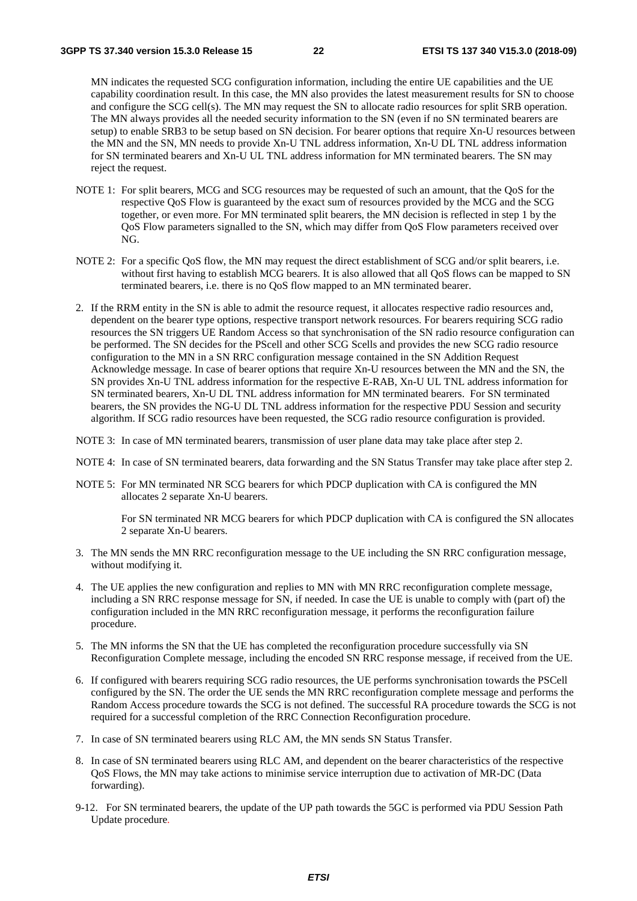MN indicates the requested SCG configuration information, including the entire UE capabilities and the UE capability coordination result. In this case, the MN also provides the latest measurement results for SN to choose and configure the SCG cell(s). The MN may request the SN to allocate radio resources for split SRB operation. The MN always provides all the needed security information to the SN (even if no SN terminated bearers are setup) to enable SRB3 to be setup based on SN decision. For bearer options that require Xn-U resources between the MN and the SN, MN needs to provide Xn-U TNL address information, Xn-U DL TNL address information for SN terminated bearers and Xn-U UL TNL address information for MN terminated bearers. The SN may reject the request.

NOTE 1: For split bearers, MCG and SCG resources may be requested of such an amount, that the QoS for the respective QoS Flow is guaranteed by the exact sum of resources provided by the MCG and the SCG together, or even more. For MN terminated split bearers, the MN decision is reflected in step 1 by the QoS Flow parameters signalled to the SN, which may differ from QoS Flow parameters received over NG.

NOTE 2: For a specific QoS flow, the MN may request the direct establishment of SCG and/or split bearers, i.e. without first having to establish MCG bearers. It is also allowed that all QoS flows can be mapped to SN terminated bearers, i.e. there is no QoS flow mapped to an MN terminated bearer.

2. If the RRM entity in the SN is able to admit the resource request, it allocates respective radio resources and, dependent on the bearer type options, respective transport network resources. For bearers requiring SCG radio resources the SN triggers UE Random Access so that synchronisation of the SN radio resource configuration can be performed. The SN decides for the PScell and other SCG Scells and provides the new SCG radio resource configuration to the MN in a SN RRC configuration message contained in the SN Addition Request Acknowledge message. In case of bearer options that require Xn-U resources between the MN and the SN, the SN provides Xn-U TNL address information for the respective E-RAB, Xn-U UL TNL address information for SN terminated bearers, Xn-U DL TNL address information for MN terminated bearers. For SN terminated bearers, the SN provides the NG-U DL TNL address information for the respective PDU Session and security algorithm. If SCG radio resources have been requested, the SCG radio resource configuration is provided.

NOTE 3: In case of MN terminated bearers, transmission of user plane data may take place after step 2.

NOTE 4: In case of SN terminated bearers, data forwarding and the SN Status Transfer may take place after step 2.

NOTE 5: For MN terminated NR SCG bearers for which PDCP duplication with CA is configured the MN allocates 2 separate Xn-U bearers.

For SN terminated NR MCG bearers for which PDCP duplication with CA is configured the SN allocates 2 separate Xn-U bearers.

3. The MN sends the MN RRC reconfiguration message to the UE including the SN RRC configuration message, without modifying it.

4. The UE applies the new configuration and replies to MN with MN RRC reconfiguration complete message, including a SN RRC response message for SN, if needed. In case the UE is unable to comply with (part of) the configuration included in the MN RRC reconfiguration message, it performs the reconfiguration failure procedure.

5. The MN informs the SN that the UE has completed the reconfiguration procedure successfully via SN Reconfiguration Complete message, including the encoded SN RRC response message, if received from the UE.

6. If configured with bearers requiring SCG radio resources, the UE performs synchronisation towards the PSCell configured by the SN. The order the UE sends the MN RRC reconfiguration complete message and performs the Random Access procedure towards the SCG is not defined. The successful RA procedure towards the SCG is not required for a successful completion of the RRC Connection Reconfiguration procedure.

7. In case of SN terminated bearers using RLC AM, the MN sends SN Status Transfer.

8. In case of SN terminated bearers using RLC AM, and dependent on the bearer characteristics of the respective QoS Flows, the MN may take actions to minimise service interruption due to activation of MR-DC (Data forwarding).

9-12. For SN terminated bearers, the update of the UP path towards the 5GC is performed via PDU Session Path Update procedure.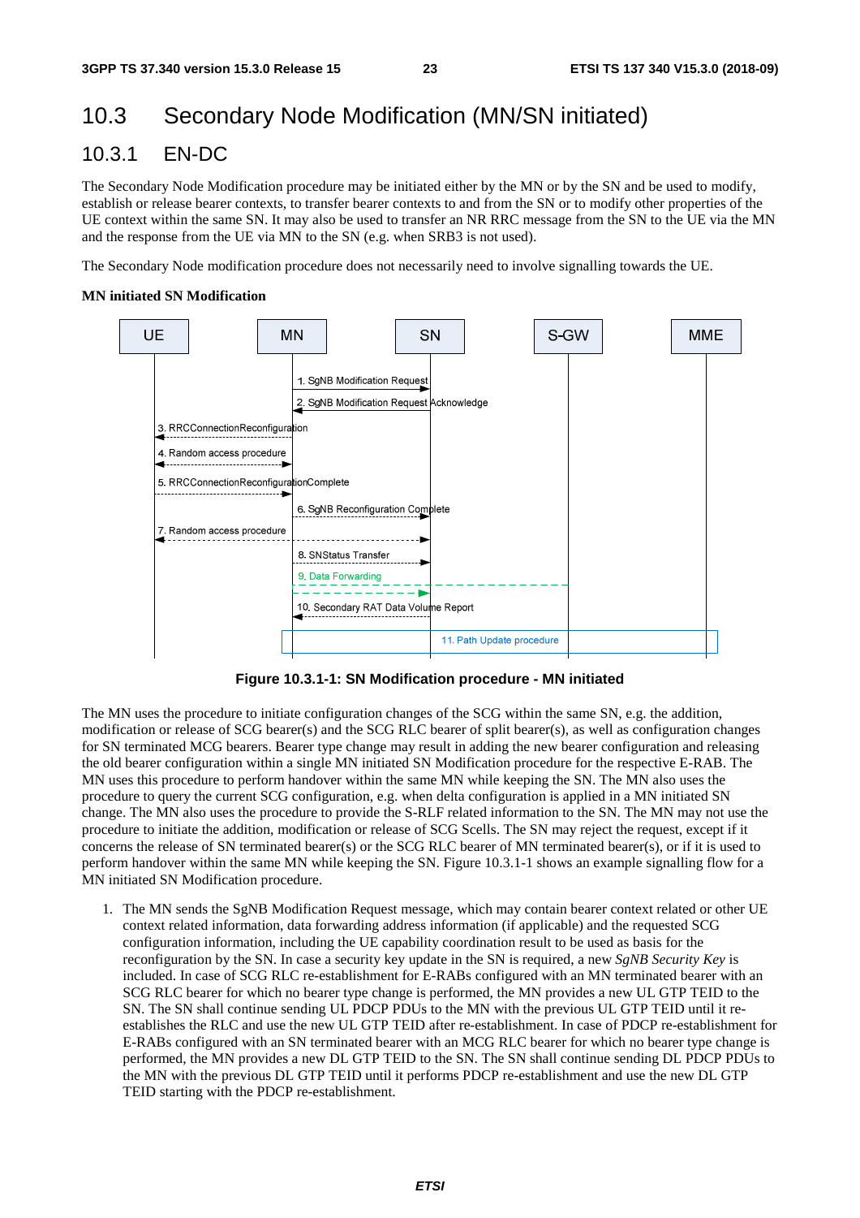# 10.3 Secondary Node Modification (MN/SN initiated)

## 10.3.1 EN-DC

The Secondary Node Modification procedure may be initiated either by the MN or by the SN and be used to modify, establish or release bearer contexts, to transfer bearer contexts to and from the SN or to modify other properties of the UE context within the same SN. It may also be used to transfer an NR RRC message from the SN to the UE via the MN and the response from the UE via MN to the SN (e.g. when SRB3 is not used).

The Secondary Node modification procedure does not necessarily need to involve signalling towards the UE.

**MN initiated SN Modification**

UE | MN | SN | S-GW | MME

1. SgNB Modification Request
2. SgNB Modification Request Acknowledge
3. RRCConnectionReconfiguration
4. Random access procedure
5. RRCConnectionReconfigurationComplete
6. SgNB Reconfiguration Complete
7. Random access procedure
8. SNStatus Transfer
9. Data Forwarding
10. Secondary RAT Data Volume Report
11. Path Update procedure

**Figure 10.3.1-1: SN Modification procedure - MN initiated**

The MN uses the procedure to initiate configuration changes of the SCG within the same SN, e.g. the addition, modification or release of SCG bearer(s) and the SCG RLC bearer of split bearer(s), as well as configuration changes for SN terminated MCG bearers. Bearer type change may result in adding the new bearer configuration and releasing the old bearer configuration within a single MN initiated SN Modification procedure for the respective E-RAB. The MN uses this procedure to perform handover within the same MN while keeping the SN. The MN also uses the procedure to query the current SCG configuration, e.g. when delta configuration is applied in a MN initiated SN change. The MN also uses the procedure to provide the S-RLF related information to the SN. The MN may not use the procedure to initiate the addition, modification or release of SCG Scells. The SN may reject the request, except if it concerns the release of SN terminated bearer(s) or the SCG RLC bearer of MN terminated bearer(s), or if it is used to perform handover within the same MN while keeping the SN. Figure 10.3.1-1 shows an example signalling flow for a MN initiated SN Modification procedure.

1. The MN sends the SgNB Modification Request message, which may contain bearer context related or other UE context related information, data forwarding address information (if applicable) and the requested SCG configuration information, including the UE capability coordination result to be used as basis for the reconfiguration by the SN. In case a security key update in the SN is required, a new *SgNB Security Key* is included. In case of SCG RLC re-establishment for E-RABs configured with an MN terminated bearer with an SCG RLC bearer for which no bearer type change is performed, the MN provides a new UL GTP TEID to the SN. The SN shall continue sending UL PDCP PDUs to the MN with the previous UL GTP TEID until it re-establishes the RLC and use the new UL GTP TEID after re-establishment. In case of PDCP re-establishment for E-RABs configured with an SN terminated bearer with an MCG RLC bearer for which no bearer type change is performed, the MN provides a new DL GTP TEID to the SN. The SN shall continue sending DL PDCP PDUs to the MN with the previous DL GTP TEID until it performs PDCP re-establishment and use the new DL GTP TEID starting with the PDCP re-establishment.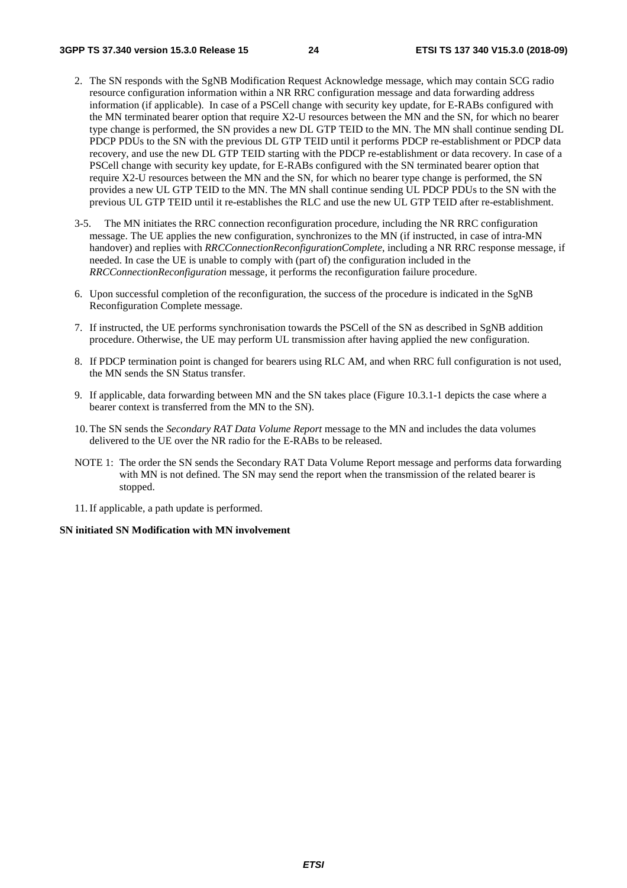2. The SN responds with the SgNB Modification Request Acknowledge message, which may contain SCG radio resource configuration information within a NR RRC configuration message and data forwarding address information (if applicable). In case of a PSCell change with security key update, for E-RABs configured with the MN terminated bearer option that require X2-U resources between the MN and the SN, for which no bearer type change is performed, the SN provides a new DL GTP TEID to the MN. The MN shall continue sending DL PDCP PDUs to the SN with the previous DL GTP TEID until it performs PDCP re-establishment or PDCP data recovery, and use the new DL GTP TEID starting with the PDCP re-establishment or data recovery. In case of a PSCell change with security key update, for E-RABs configured with the SN terminated bearer option that require X2-U resources between the MN and the SN, for which no bearer type change is performed, the SN provides a new UL GTP TEID to the MN. The MN shall continue sending UL PDCP PDUs to the SN with the previous UL GTP TEID until it re-establishes the RLC and use the new UL GTP TEID after re-establishment.

3-5. The MN initiates the RRC connection reconfiguration procedure, including the NR RRC configuration message. The UE applies the new configuration, synchronizes to the MN (if instructed, in case of intra-MN handover) and replies with *RRCConnectionReconfigurationComplete*, including a NR RRC response message, if needed. In case the UE is unable to comply with (part of) the configuration included in the *RRCConnectionReconfiguration* message, it performs the reconfiguration failure procedure.

6. Upon successful completion of the reconfiguration, the success of the procedure is indicated in the SgNB Reconfiguration Complete message.

7. If instructed, the UE performs synchronisation towards the PSCell of the SN as described in SgNB addition procedure. Otherwise, the UE may perform UL transmission after having applied the new configuration.

8. If PDCP termination point is changed for bearers using RLC AM, and when RRC full configuration is not used, the MN sends the SN Status transfer.

9. If applicable, data forwarding between MN and the SN takes place (Figure 10.3.1-1 depicts the case where a bearer context is transferred from the MN to the SN).

10. The SN sends the *Secondary RAT Data Volume Report* message to the MN and includes the data volumes delivered to the UE over the NR radio for the E-RABs to be released.

NOTE 1: The order the SN sends the Secondary RAT Data Volume Report message and performs data forwarding with MN is not defined. The SN may send the report when the transmission of the related bearer is stopped.

11. If applicable, a path update is performed.

**SN initiated SN Modification with MN involvement**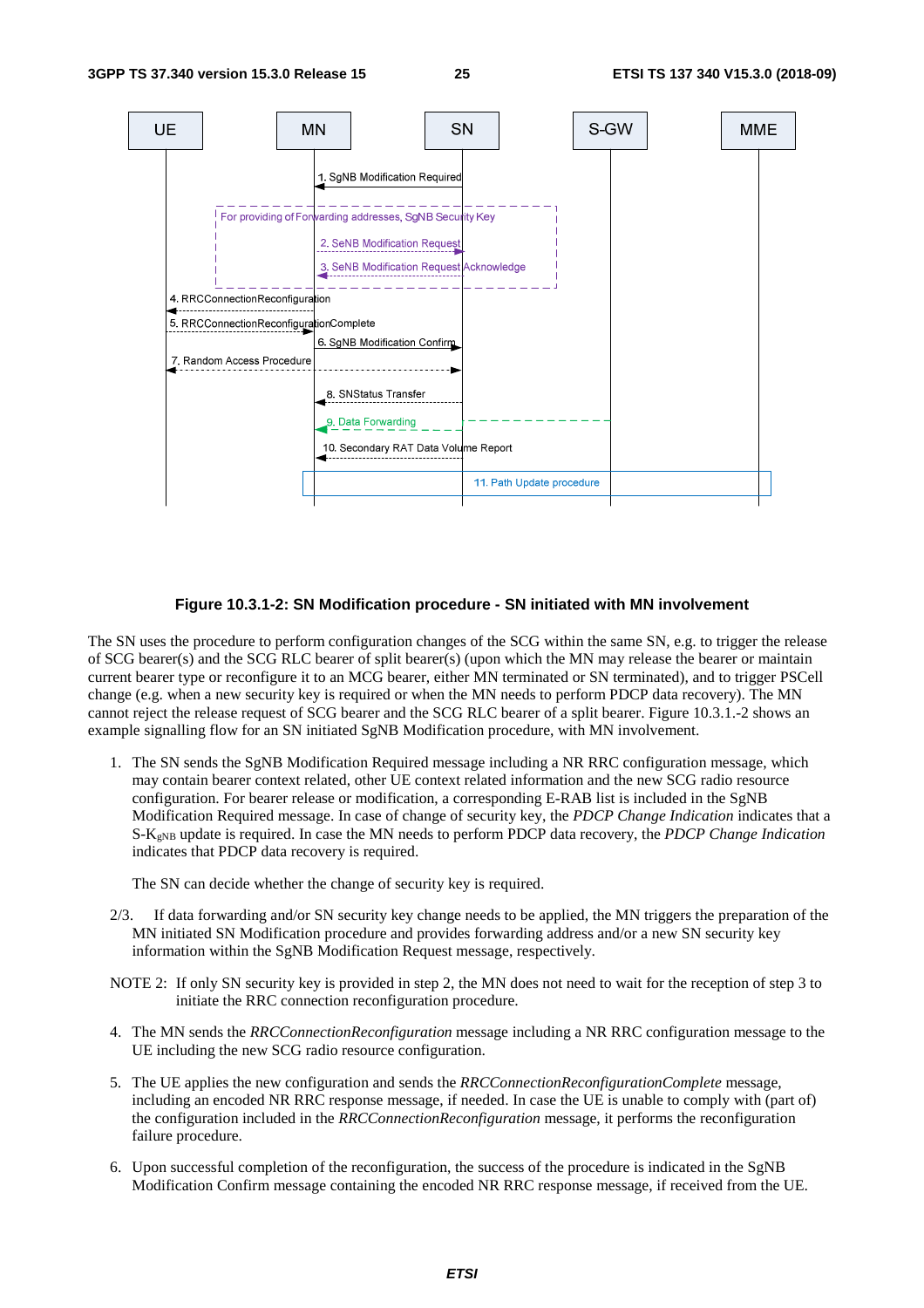**Figure 10.3.1-2: SN Modification procedure - SN initiated with MN involvement**

The SN uses the procedure to perform configuration changes of the SCG within the same SN, e.g. to trigger the release of SCG bearer(s) and the SCG RLC bearer of split bearer(s) (upon which the MN may release the bearer or maintain current bearer type or reconfigure it to an MCG bearer, either MN terminated or SN terminated), and to trigger PSCell change (e.g. when a new security key is required or when the MN needs to perform PDCP data recovery). The MN cannot reject the release request of SCG bearer and the SCG RLC bearer of a split bearer. Figure 10.3.1.-2 shows an example signalling flow for an SN initiated SgNB Modification procedure, with MN involvement.

1. The SN sends the SgNB Modification Required message including a NR RRC configuration message, which may contain bearer context related, other UE context related information and the new SCG radio resource configuration. For bearer release or modification, a corresponding E-RAB list is included in the SgNB Modification Required message. In case of change of security key, the *PDCP Change Indication* indicates that a S-$K_{gNB}$ update is required. In case the MN needs to perform PDCP data recovery, the *PDCP Change Indication* indicates that PDCP data recovery is required.

   The SN can decide whether the change of security key is required.

2/3. If data forwarding and/or SN security key change needs to be applied, the MN triggers the preparation of the MN initiated SN Modification procedure and provides forwarding address and/or a new SN security key information within the SgNB Modification Request message, respectively.

NOTE 2: If only SN security key is provided in step 2, the MN does not need to wait for the reception of step 3 to initiate the RRC connection reconfiguration procedure.

4. The MN sends the *RRCConnectionReconfiguration* message including a NR RRC configuration message to the UE including the new SCG radio resource configuration.

5. The UE applies the new configuration and sends the *RRCConnectionReconfigurationComplete* message, including an encoded NR RRC response message, if needed. In case the UE is unable to comply with (part of) the configuration included in the *RRCConnectionReconfiguration* message, it performs the reconfiguration failure procedure.

6. Upon successful completion of the reconfiguration, the success of the procedure is indicated in the SgNB Modification Confirm message containing the encoded NR RRC response message, if received from the UE.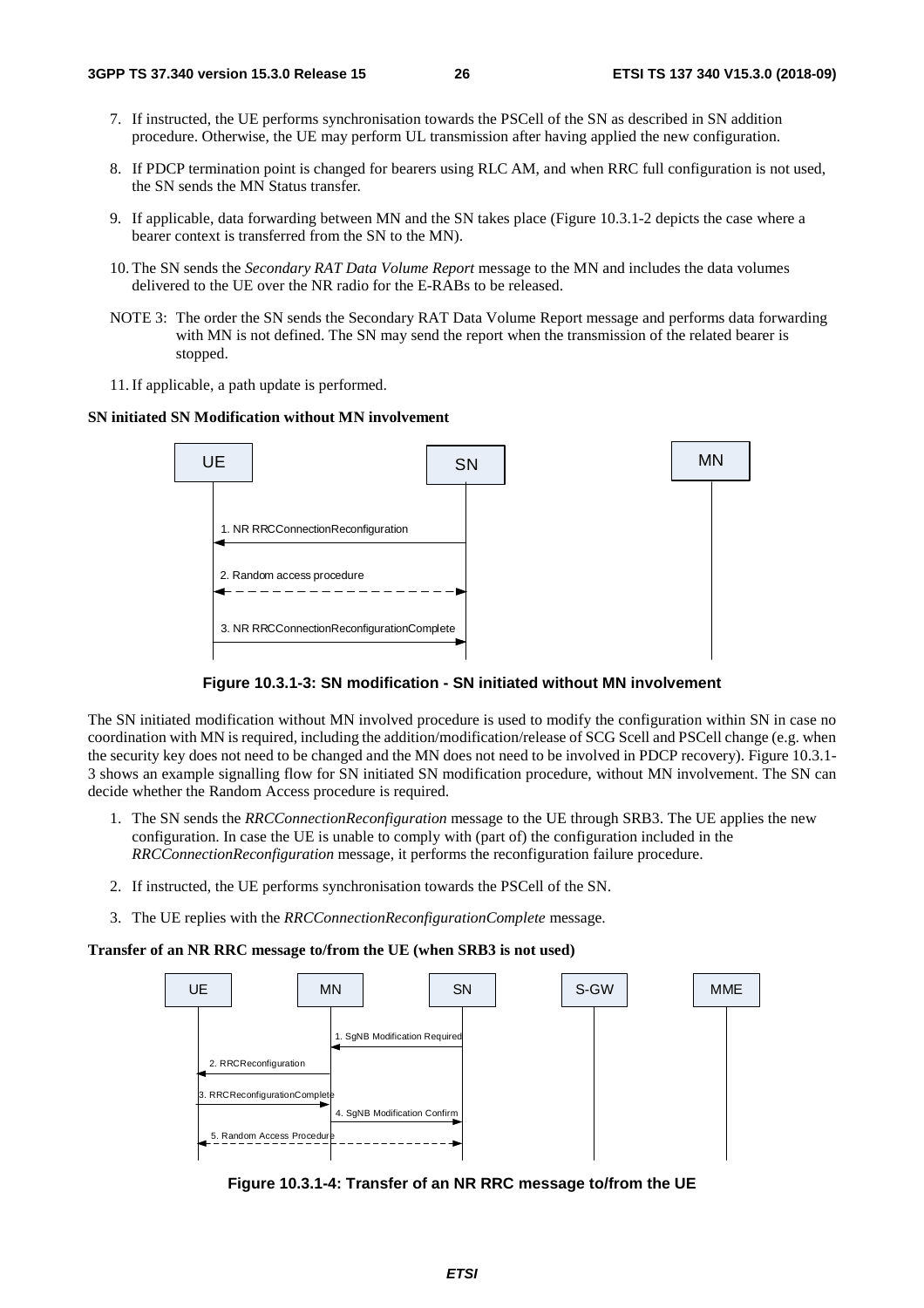7. If instructed, the UE performs synchronisation towards the PSCell of the SN as described in SN addition procedure. Otherwise, the UE may perform UL transmission after having applied the new configuration.

8. If PDCP termination point is changed for bearers using RLC AM, and when RRC full configuration is not used, the SN sends the MN Status transfer.

9. If applicable, data forwarding between MN and the SN takes place (Figure 10.3.1-2 depicts the case where a bearer context is transferred from the SN to the MN).

10. The SN sends the *Secondary RAT Data Volume Report* message to the MN and includes the data volumes delivered to the UE over the NR radio for the E-RABs to be released.

NOTE 3: The order the SN sends the Secondary RAT Data Volume Report message and performs data forwarding with MN is not defined. The SN may send the report when the transmission of the related bearer is stopped.

11. If applicable, a path update is performed.

**SN initiated SN Modification without MN involvement**

UE | SN | MN

1. NR RRCConnectionReconfiguration
2. Random access procedure
3. NR RRCConnectionReconfigurationComplete

**Figure 10.3.1-3: SN modification - SN initiated without MN involvement**

The SN initiated modification without MN involved procedure is used to modify the configuration within SN in case no coordination with MN is required, including the addition/modification/release of SCG Scell and PSCell change (e.g. when the security key does not need to be changed and the MN does not need to be involved in PDCP recovery). Figure 10.3.1-3 shows an example signalling flow for SN initiated SN modification procedure, without MN involvement. The SN can decide whether the Random Access procedure is required.

1. The SN sends the *RRCConnectionReconfiguration* message to the UE through SRB3. The UE applies the new configuration. In case the UE is unable to comply with (part of) the configuration included in the *RRCConnectionReconfiguration* message, it performs the reconfiguration failure procedure.

2. If instructed, the UE performs synchronisation towards the PSCell of the SN.

3. The UE replies with the *RRCConnectionReconfigurationComplete* message.

**Transfer of an NR RRC message to/from the UE (when SRB3 is not used)**

UE | MN | SN | S-GW | MME

1. SgNB Modification Required
2. RRCReconfiguration
3. RRCReconfigurationComplete
4. SgNB Modification Confirm
5. Random Access Procedure

**Figure 10.3.1-4: Transfer of an NR RRC message to/from the UE**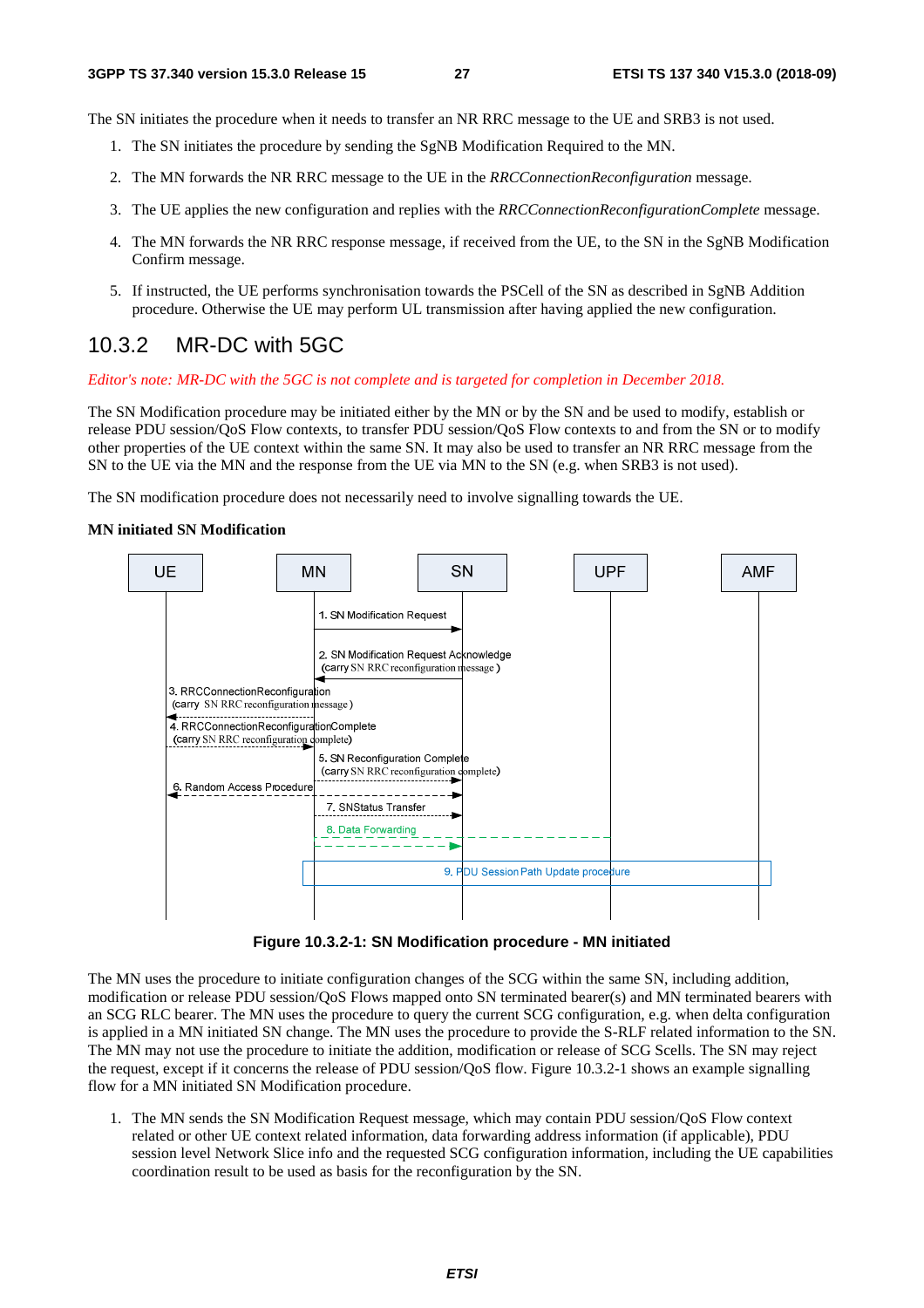The SN initiates the procedure when it needs to transfer an NR RRC message to the UE and SRB3 is not used.

1. The SN initiates the procedure by sending the SgNB Modification Required to the MN.
2. The MN forwards the NR RRC message to the UE in the *RRCConnectionReconfiguration* message.
3. The UE applies the new configuration and replies with the *RRCConnectionReconfigurationComplete* message.
4. The MN forwards the NR RRC response message, if received from the UE, to the SN in the SgNB Modification Confirm message.
5. If instructed, the UE performs synchronisation towards the PSCell of the SN as described in SgNB Addition procedure. Otherwise the UE may perform UL transmission after having applied the new configuration.

## 10.3.2 MR-DC with 5GC

*Editor's note: MR-DC with the 5GC is not complete and is targeted for completion in December 2018.*

The SN Modification procedure may be initiated either by the MN or by the SN and be used to modify, establish or release PDU session/QoS Flow contexts, to transfer PDU session/QoS Flow contexts to and from the SN or to modify other properties of the UE context within the same SN. It may also be used to transfer an NR RRC message from the SN to the UE via the MN and the response from the UE via MN to the SN (e.g. when SRB3 is not used).

The SN modification procedure does not necessarily need to involve signalling towards the UE.

**MN initiated SN Modification**

UE | MN | SN | UPF | AMF

1. SN Modification Request
2. SN Modification Request Acknowledge (carry SN RRC reconfiguration message)
3. RRCConnectionReconfiguration (carry SN RRC reconfiguration message)
4. RRCConnectionReconfigurationComplete (carry SN RRC reconfiguration complete)
5. SN Reconfiguration Complete (carry SN RRC reconfiguration complete)
6. Random Access Procedure
7. SNStatus Transfer
8. Data Forwarding
9. PDU Session Path Update procedure

**Figure 10.3.2-1: SN Modification procedure - MN initiated**

The MN uses the procedure to initiate configuration changes of the SCG within the same SN, including addition, modification or release PDU session/QoS Flows mapped onto SN terminated bearer(s) and MN terminated bearers with an SCG RLC bearer. The MN uses the procedure to query the current SCG configuration, e.g. when delta configuration is applied in a MN initiated SN change. The MN uses the procedure to provide the S-RLF related information to the SN. The MN may not use the procedure to initiate the addition, modification or release of SCG Scells. The SN may reject the request, except if it concerns the release of PDU session/QoS flow. Figure 10.3.2-1 shows an example signalling flow for a MN initiated SN Modification procedure.

1. The MN sends the SN Modification Request message, which may contain PDU session/QoS Flow context related or other UE context related information, data forwarding address information (if applicable), PDU session level Network Slice info and the requested SCG configuration information, including the UE capabilities coordination result to be used as basis for the reconfiguration by the SN.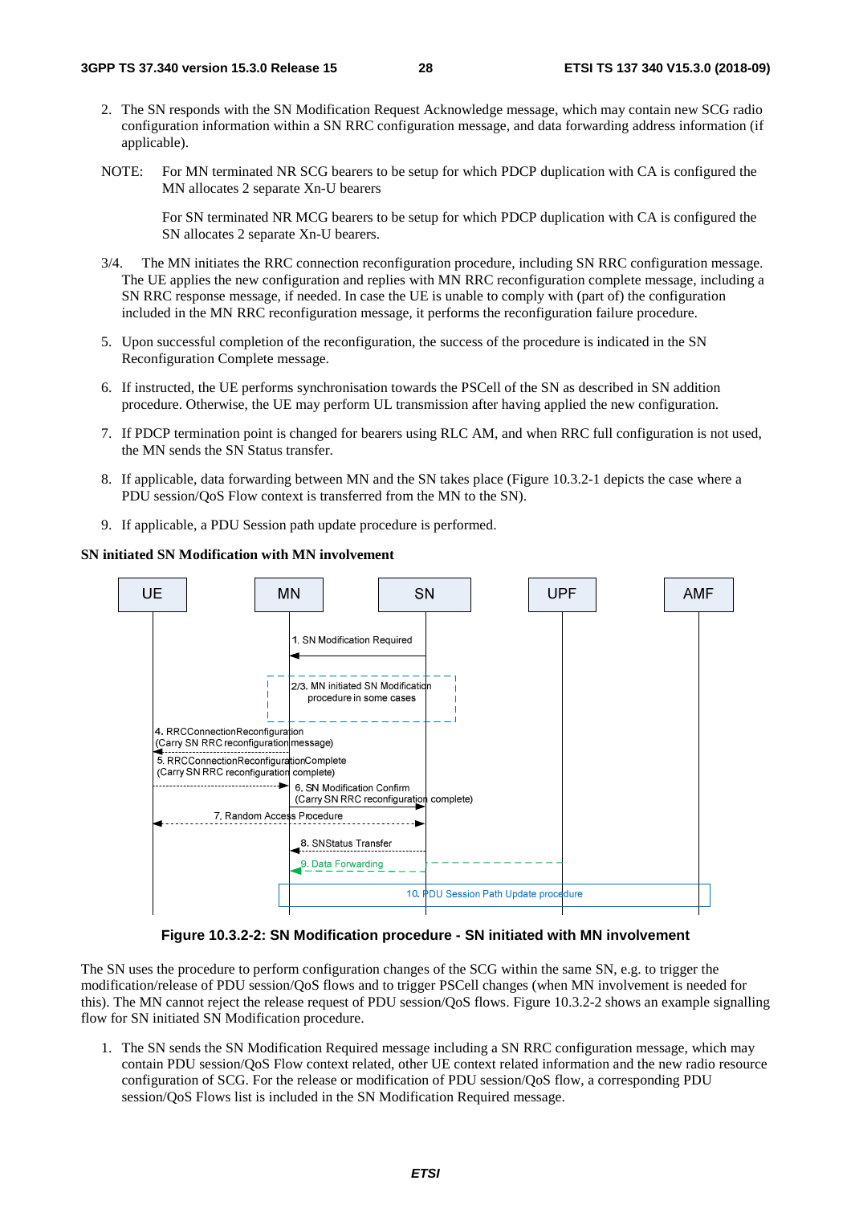2. The SN responds with the SN Modification Request Acknowledge message, which may contain new SCG radio configuration information within a SN RRC configuration message, and data forwarding address information (if applicable).

NOTE: For MN terminated NR SCG bearers to be setup for which PDCP duplication with CA is configured the MN allocates 2 separate Xn-U bearers

For SN terminated NR MCG bearers to be setup for which PDCP duplication with CA is configured the SN allocates 2 separate Xn-U bearers.

3/4. The MN initiates the RRC connection reconfiguration procedure, including SN RRC configuration message. The UE applies the new configuration and replies with MN RRC reconfiguration complete message, including a SN RRC response message, if needed. In case the UE is unable to comply with (part of) the configuration included in the MN RRC reconfiguration message, it performs the reconfiguration failure procedure.

5. Upon successful completion of the reconfiguration, the success of the procedure is indicated in the SN Reconfiguration Complete message.

6. If instructed, the UE performs synchronisation towards the PSCell of the SN as described in SN addition procedure. Otherwise, the UE may perform UL transmission after having applied the new configuration.

7. If PDCP termination point is changed for bearers using RLC AM, and when RRC full configuration is not used, the MN sends the SN Status transfer.

8. If applicable, data forwarding between MN and the SN takes place (Figure 10.3.2-1 depicts the case where a PDU session/QoS Flow context is transferred from the MN to the SN).

9. If applicable, a PDU Session path update procedure is performed.

**SN initiated SN Modification with MN involvement**

Figure 10.3.2-2: SN Modification procedure - SN initiated with MN involvement

The SN uses the procedure to perform configuration changes of the SCG within the same SN, e.g. to trigger the modification/release of PDU session/QoS flows and to trigger PSCell changes (when MN involvement is needed for this). The MN cannot reject the release request of PDU session/QoS flows. Figure 10.3.2-2 shows an example signalling flow for SN initiated SN Modification procedure.

1. The SN sends the SN Modification Required message including a SN RRC configuration message, which may contain PDU session/QoS Flow context related, other UE context related information and the new radio resource configuration of SCG. For the release or modification of PDU session/QoS flow, a corresponding PDU session/QoS Flows list is included in the SN Modification Required message.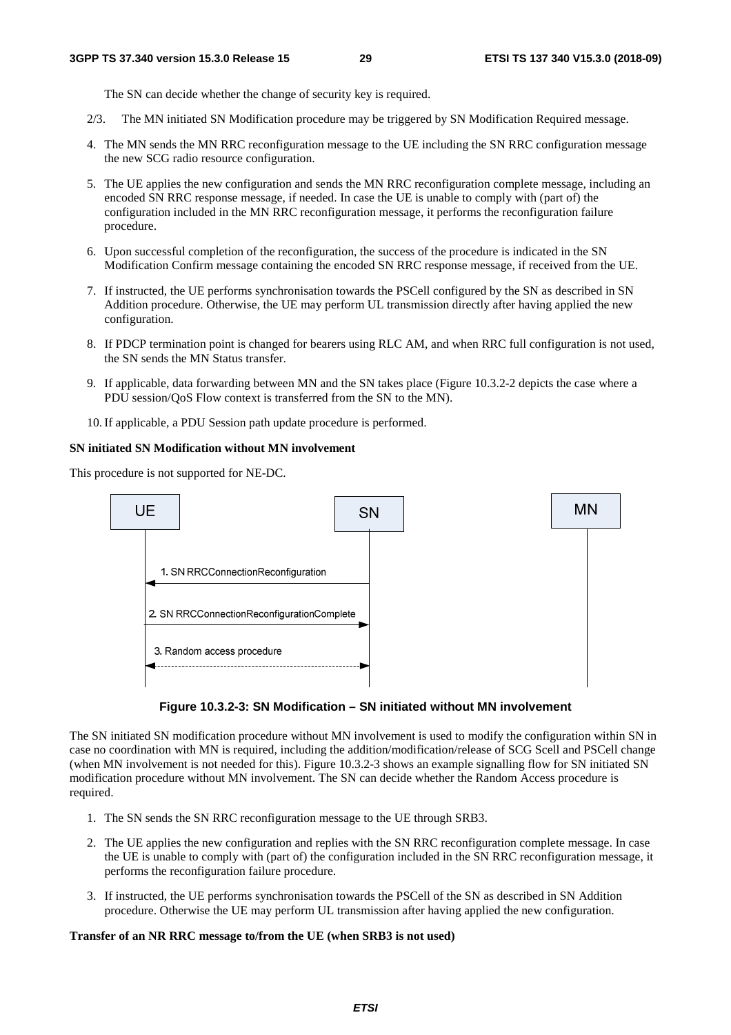The SN can decide whether the change of security key is required.

2/3. The MN initiated SN Modification procedure may be triggered by SN Modification Required message.

4. The MN sends the MN RRC reconfiguration message to the UE including the SN RRC configuration message the new SCG radio resource configuration.
5. The UE applies the new configuration and sends the MN RRC reconfiguration complete message, including an encoded SN RRC response message, if needed. In case the UE is unable to comply with (part of) the configuration included in the MN RRC reconfiguration message, it performs the reconfiguration failure procedure.
6. Upon successful completion of the reconfiguration, the success of the procedure is indicated in the SN Modification Confirm message containing the encoded SN RRC response message, if received from the UE.
7. If instructed, the UE performs synchronisation towards the PSCell configured by the SN as described in SN Addition procedure. Otherwise, the UE may perform UL transmission directly after having applied the new configuration.
8. If PDCP termination point is changed for bearers using RLC AM, and when RRC full configuration is not used, the SN sends the MN Status transfer.
9. If applicable, data forwarding between MN and the SN takes place (Figure 10.3.2-2 depicts the case where a PDU session/QoS Flow context is transferred from the SN to the MN).
10. If applicable, a PDU Session path update procedure is performed.

**SN initiated SN Modification without MN involvement**

This procedure is not supported for NE-DC.

**Figure 10.3.2-3: SN Modification – SN initiated without MN involvement**

The SN initiated SN modification procedure without MN involvement is used to modify the configuration within SN in case no coordination with MN is required, including the addition/modification/release of SCG Scell and PSCell change (when MN involvement is not needed for this). Figure 10.3.2-3 shows an example signalling flow for SN initiated SN modification procedure without MN involvement. The SN can decide whether the Random Access procedure is required.

1. The SN sends the SN RRC reconfiguration message to the UE through SRB3.
2. The UE applies the new configuration and replies with the SN RRC reconfiguration complete message. In case the UE is unable to comply with (part of) the configuration included in the SN RRC reconfiguration message, it performs the reconfiguration failure procedure.
3. If instructed, the UE performs synchronisation towards the PSCell of the SN as described in SN Addition procedure. Otherwise the UE may perform UL transmission after having applied the new configuration.

**Transfer of an NR RRC message to/from the UE (when SRB3 is not used)**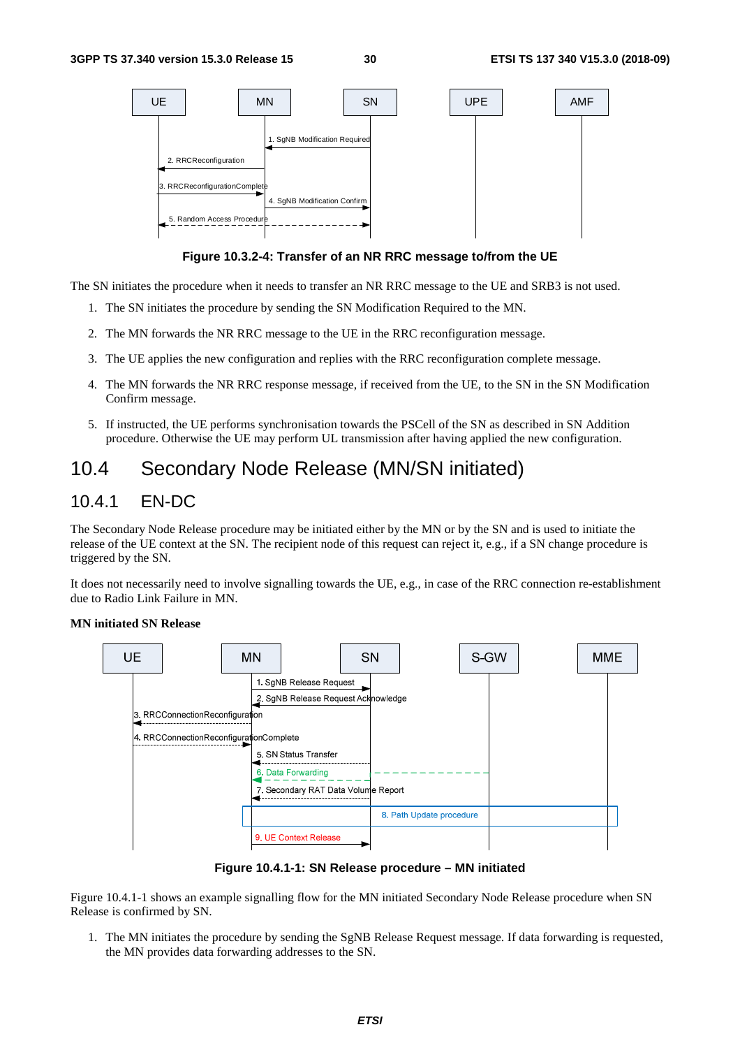Figure 10.3.2-4: Transfer of an NR RRC message to/from the UE

The SN initiates the procedure when it needs to transfer an NR RRC message to the UE and SRB3 is not used.

1. The SN initiates the procedure by sending the SN Modification Required to the MN.
2. The MN forwards the NR RRC message to the UE in the RRC reconfiguration message.
3. The UE applies the new configuration and replies with the RRC reconfiguration complete message.
4. The MN forwards the NR RRC response message, if received from the UE, to the SN in the SN Modification Confirm message.
5. If instructed, the UE performs synchronisation towards the PSCell of the SN as described in SN Addition procedure. Otherwise the UE may perform UL transmission after having applied the new configuration.

# 10.4 Secondary Node Release (MN/SN initiated)

## 10.4.1 EN-DC

The Secondary Node Release procedure may be initiated either by the MN or by the SN and is used to initiate the release of the UE context at the SN. The recipient node of this request can reject it, e.g., if a SN change procedure is triggered by the SN.

It does not necessarily need to involve signalling towards the UE, e.g., in case of the RRC connection re-establishment due to Radio Link Failure in MN.

**MN initiated SN Release**

Figure 10.4.1-1: SN Release procedure – MN initiated

Figure 10.4.1-1 shows an example signalling flow for the MN initiated Secondary Node Release procedure when SN Release is confirmed by SN.

1. The MN initiates the procedure by sending the SgNB Release Request message. If data forwarding is requested, the MN provides data forwarding addresses to the SN.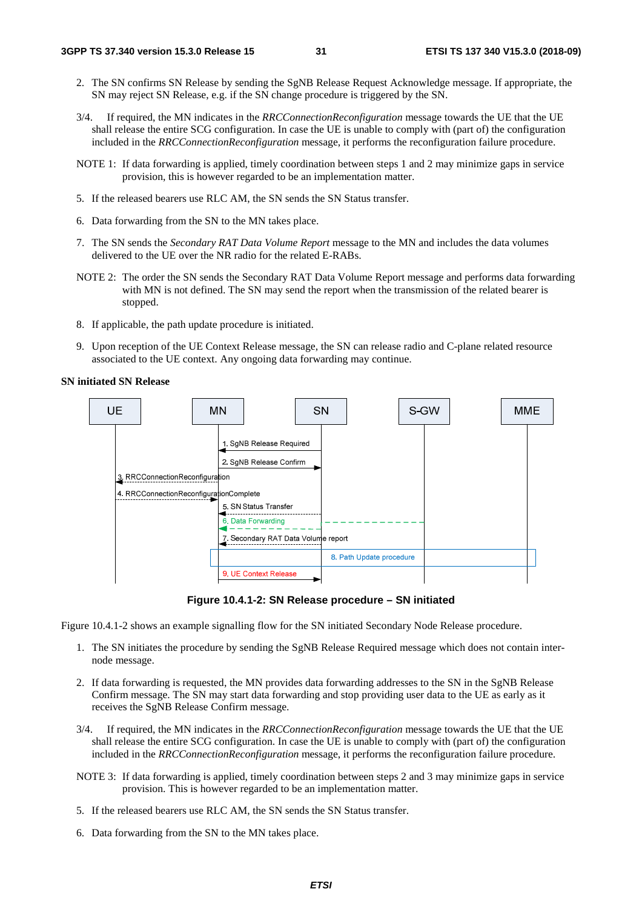2. The SN confirms SN Release by sending the SgNB Release Request Acknowledge message. If appropriate, the SN may reject SN Release, e.g. if the SN change procedure is triggered by the SN.

3/4. If required, the MN indicates in the *RRCConnectionReconfiguration* message towards the UE that the UE shall release the entire SCG configuration. In case the UE is unable to comply with (part of) the configuration included in the *RRCConnectionReconfiguration* message, it performs the reconfiguration failure procedure.

NOTE 1: If data forwarding is applied, timely coordination between steps 1 and 2 may minimize gaps in service provision, this is however regarded to be an implementation matter.

5. If the released bearers use RLC AM, the SN sends the SN Status transfer.

6. Data forwarding from the SN to the MN takes place.

7. The SN sends the *Secondary RAT Data Volume Report* message to the MN and includes the data volumes delivered to the UE over the NR radio for the related E-RABs.

NOTE 2: The order the SN sends the Secondary RAT Data Volume Report message and performs data forwarding with MN is not defined. The SN may send the report when the transmission of the related bearer is stopped.

8. If applicable, the path update procedure is initiated.

9. Upon reception of the UE Context Release message, the SN can release radio and C-plane related resource associated to the UE context. Any ongoing data forwarding may continue.

**SN initiated SN Release**

**Figure 10.4.1-2: SN Release procedure – SN initiated**

Figure 10.4.1-2 shows an example signalling flow for the SN initiated Secondary Node Release procedure.

1. The SN initiates the procedure by sending the SgNB Release Required message which does not contain inter-node message.

2. If data forwarding is requested, the MN provides data forwarding addresses to the SN in the SgNB Release Confirm message. The SN may start data forwarding and stop providing user data to the UE as early as it receives the SgNB Release Confirm message.

3/4. If required, the MN indicates in the *RRCConnectionReconfiguration* message towards the UE that the UE shall release the entire SCG configuration. In case the UE is unable to comply with (part of) the configuration included in the *RRCConnectionReconfiguration* message, it performs the reconfiguration failure procedure.

NOTE 3: If data forwarding is applied, timely coordination between steps 2 and 3 may minimize gaps in service provision. This is however regarded to be an implementation matter.

5. If the released bearers use RLC AM, the SN sends the SN Status transfer.

6. Data forwarding from the SN to the MN takes place.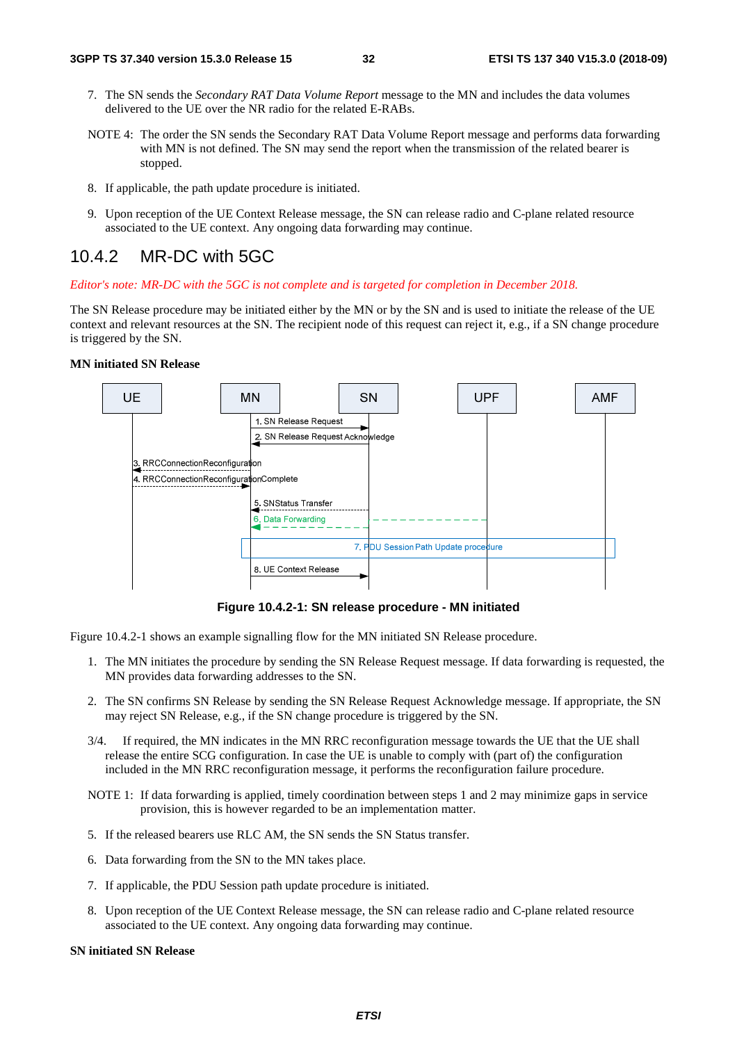7. The SN sends the *Secondary RAT Data Volume Report* message to the MN and includes the data volumes delivered to the UE over the NR radio for the related E-RABs.

NOTE 4: The order the SN sends the Secondary RAT Data Volume Report message and performs data forwarding with MN is not defined. The SN may send the report when the transmission of the related bearer is stopped.

8. If applicable, the path update procedure is initiated.

9. Upon reception of the UE Context Release message, the SN can release radio and C-plane related resource associated to the UE context. Any ongoing data forwarding may continue.

## 10.4.2 MR-DC with 5GC

*Editor's note: MR-DC with the 5GC is not complete and is targeted for completion in December 2018.*

The SN Release procedure may be initiated either by the MN or by the SN and is used to initiate the release of the UE context and relevant resources at the SN. The recipient node of this request can reject it, e.g., if a SN change procedure is triggered by the SN.

**MN initiated SN Release**

**Figure 10.4.2-1: SN release procedure - MN initiated**

Figure 10.4.2-1 shows an example signalling flow for the MN initiated SN Release procedure.

1. The MN initiates the procedure by sending the SN Release Request message. If data forwarding is requested, the MN provides data forwarding addresses to the SN.

2. The SN confirms SN Release by sending the SN Release Request Acknowledge message. If appropriate, the SN may reject SN Release, e.g., if the SN change procedure is triggered by the SN.

3/4. If required, the MN indicates in the MN RRC reconfiguration message towards the UE that the UE shall release the entire SCG configuration. In case the UE is unable to comply with (part of) the configuration included in the MN RRC reconfiguration message, it performs the reconfiguration failure procedure.

NOTE 1: If data forwarding is applied, timely coordination between steps 1 and 2 may minimize gaps in service provision, this is however regarded to be an implementation matter.

5. If the released bearers use RLC AM, the SN sends the SN Status transfer.

6. Data forwarding from the SN to the MN takes place.

7. If applicable, the PDU Session path update procedure is initiated.

8. Upon reception of the UE Context Release message, the SN can release radio and C-plane related resource associated to the UE context. Any ongoing data forwarding may continue.

**SN initiated SN Release**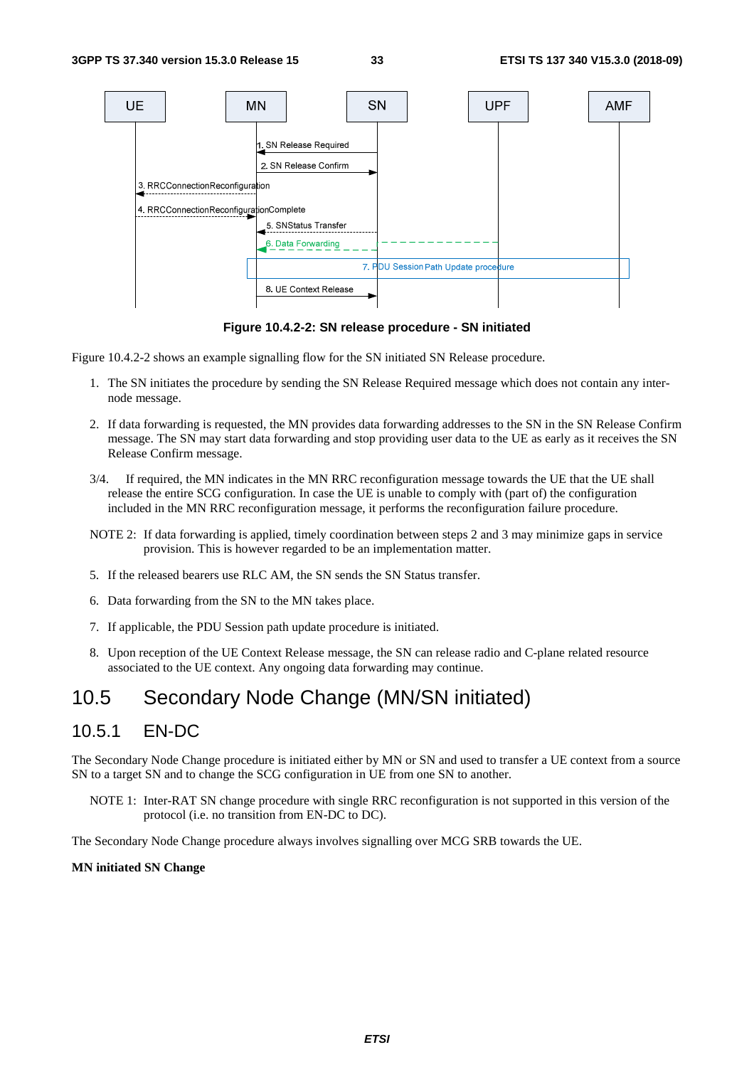| UE | MN | SN | UPF | AMF |
|---|---|---|---|---|

1. SN Release Required
2. SN Release Confirm
3. RRCConnectionReconfiguration
4. RRCConnectionReconfigurationComplete
5. SNStatus Transfer
6. Data Forwarding
7. PDU Session Path Update procedure
8. UE Context Release

**Figure 10.4.2-2: SN release procedure - SN initiated**

Figure 10.4.2-2 shows an example signalling flow for the SN initiated SN Release procedure.

1. The SN initiates the procedure by sending the SN Release Required message which does not contain any inter-node message.

2. If data forwarding is requested, the MN provides data forwarding addresses to the SN in the SN Release Confirm message. The SN may start data forwarding and stop providing user data to the UE as early as it receives the SN Release Confirm message.

3/4. If required, the MN indicates in the MN RRC reconfiguration message towards the UE that the UE shall release the entire SCG configuration. In case the UE is unable to comply with (part of) the configuration included in the MN RRC reconfiguration message, it performs the reconfiguration failure procedure.

NOTE 2: If data forwarding is applied, timely coordination between steps 2 and 3 may minimize gaps in service provision. This is however regarded to be an implementation matter.

5. If the released bearers use RLC AM, the SN sends the SN Status transfer.

6. Data forwarding from the SN to the MN takes place.

7. If applicable, the PDU Session path update procedure is initiated.

8. Upon reception of the UE Context Release message, the SN can release radio and C-plane related resource associated to the UE context. Any ongoing data forwarding may continue.

# 10.5 Secondary Node Change (MN/SN initiated)

## 10.5.1 EN-DC

The Secondary Node Change procedure is initiated either by MN or SN and used to transfer a UE context from a source SN to a target SN and to change the SCG configuration in UE from one SN to another.

NOTE 1: Inter-RAT SN change procedure with single RRC reconfiguration is not supported in this version of the protocol (i.e. no transition from EN-DC to DC).

The Secondary Node Change procedure always involves signalling over MCG SRB towards the UE.

**MN initiated SN Change**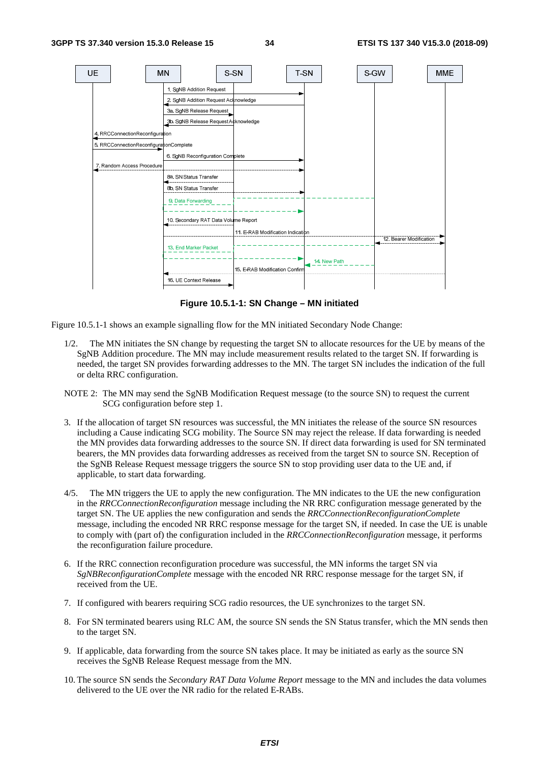**Figure 10.5.1-1: SN Change – MN initiated**

Figure 10.5.1-1 shows an example signalling flow for the MN initiated Secondary Node Change:

1/2. The MN initiates the SN change by requesting the target SN to allocate resources for the UE by means of the SgNB Addition procedure. The MN may include measurement results related to the target SN. If forwarding is needed, the target SN provides forwarding addresses to the MN. The target SN includes the indication of the full or delta RRC configuration.

NOTE 2: The MN may send the SgNB Modification Request message (to the source SN) to request the current SCG configuration before step 1.

3. If the allocation of target SN resources was successful, the MN initiates the release of the source SN resources including a Cause indicating SCG mobility. The Source SN may reject the release. If data forwarding is needed the MN provides data forwarding addresses to the source SN. If direct data forwarding is used for SN terminated bearers, the MN provides data forwarding addresses as received from the target SN to source SN. Reception of the SgNB Release Request message triggers the source SN to stop providing user data to the UE and, if applicable, to start data forwarding.

4/5. The MN triggers the UE to apply the new configuration. The MN indicates to the UE the new configuration in the *RRCConnectionReconfiguration* message including the NR RRC configuration message generated by the target SN. The UE applies the new configuration and sends the *RRCConnectionReconfigurationComplete* message, including the encoded NR RRC response message for the target SN, if needed. In case the UE is unable to comply with (part of) the configuration included in the *RRCConnectionReconfiguration* message, it performs the reconfiguration failure procedure.

6. If the RRC connection reconfiguration procedure was successful, the MN informs the target SN via *SgNBReconfigurationComplete* message with the encoded NR RRC response message for the target SN, if received from the UE.

7. If configured with bearers requiring SCG radio resources, the UE synchronizes to the target SN.

8. For SN terminated bearers using RLC AM, the source SN sends the SN Status transfer, which the MN sends then to the target SN.

9. If applicable, data forwarding from the source SN takes place. It may be initiated as early as the source SN receives the SgNB Release Request message from the MN.

10. The source SN sends the *Secondary RAT Data Volume Report* message to the MN and includes the data volumes delivered to the UE over the NR radio for the related E-RABs.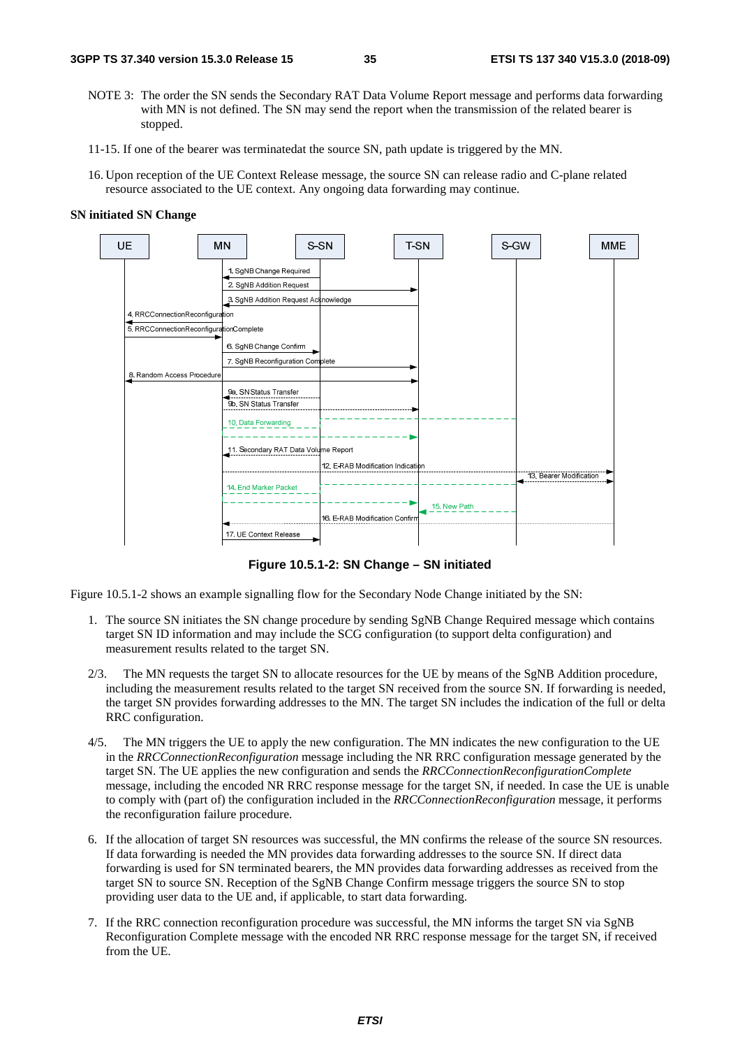NOTE 3: The order the SN sends the Secondary RAT Data Volume Report message and performs data forwarding with MN is not defined. The SN may send the report when the transmission of the related bearer is stopped.

11-15. If one of the bearer was terminatedat the source SN, path update is triggered by the MN.

16. Upon reception of the UE Context Release message, the source SN can release radio and C-plane related resource associated to the UE context. Any ongoing data forwarding may continue.

**SN initiated SN Change**

**Figure 10.5.1-2: SN Change – SN initiated**

Figure 10.5.1-2 shows an example signalling flow for the Secondary Node Change initiated by the SN:

1. The source SN initiates the SN change procedure by sending SgNB Change Required message which contains target SN ID information and may include the SCG configuration (to support delta configuration) and measurement results related to the target SN.

2/3. The MN requests the target SN to allocate resources for the UE by means of the SgNB Addition procedure, including the measurement results related to the target SN received from the source SN. If forwarding is needed, the target SN provides forwarding addresses to the MN. The target SN includes the indication of the full or delta RRC configuration.

4/5. The MN triggers the UE to apply the new configuration. The MN indicates the new configuration to the UE in the *RRCConnectionReconfiguration* message including the NR RRC configuration message generated by the target SN. The UE applies the new configuration and sends the *RRCConnectionReconfigurationComplete* message, including the encoded NR RRC response message for the target SN, if needed. In case the UE is unable to comply with (part of) the configuration included in the *RRCConnectionReconfiguration* message, it performs the reconfiguration failure procedure.

6. If the allocation of target SN resources was successful, the MN confirms the release of the source SN resources. If data forwarding is needed the MN provides data forwarding addresses to the source SN. If direct data forwarding is used for SN terminated bearers, the MN provides data forwarding addresses as received from the target SN to source SN. Reception of the SgNB Change Confirm message triggers the source SN to stop providing user data to the UE and, if applicable, to start data forwarding.

7. If the RRC connection reconfiguration procedure was successful, the MN informs the target SN via SgNB Reconfiguration Complete message with the encoded NR RRC response message for the target SN, if received from the UE.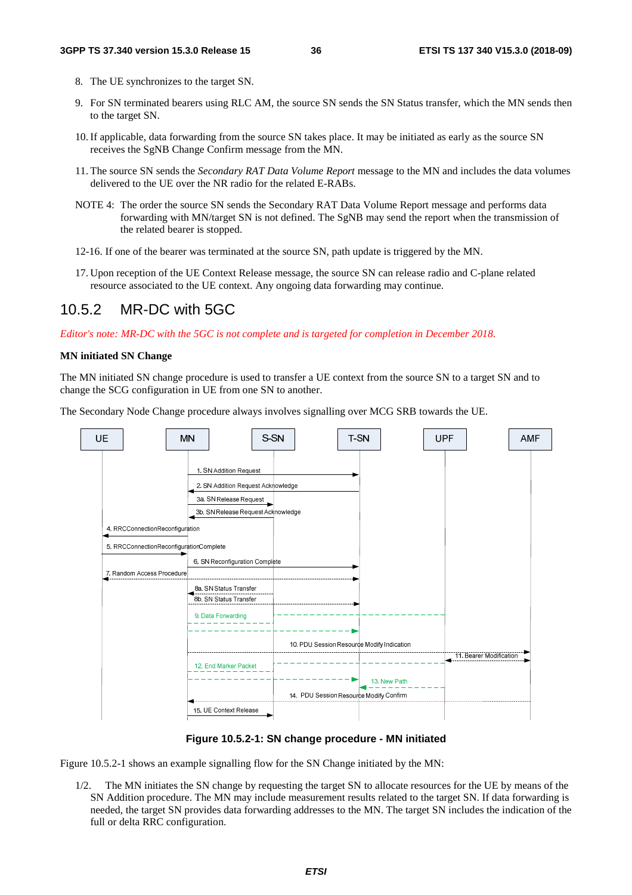8. The UE synchronizes to the target SN.

9. For SN terminated bearers using RLC AM, the source SN sends the SN Status transfer, which the MN sends then to the target SN.

10. If applicable, data forwarding from the source SN takes place. It may be initiated as early as the source SN receives the SgNB Change Confirm message from the MN.

11. The source SN sends the *Secondary RAT Data Volume Report* message to the MN and includes the data volumes delivered to the UE over the NR radio for the related E-RABs.

NOTE 4: The order the source SN sends the Secondary RAT Data Volume Report message and performs data forwarding with MN/target SN is not defined. The SgNB may send the report when the transmission of the related bearer is stopped.

12-16. If one of the bearer was terminated at the source SN, path update is triggered by the MN.

17. Upon reception of the UE Context Release message, the source SN can release radio and C-plane related resource associated to the UE context. Any ongoing data forwarding may continue.

## 10.5.2 MR-DC with 5GC

*Editor's note: MR-DC with the 5GC is not complete and is targeted for completion in December 2018.*

**MN initiated SN Change**

The MN initiated SN change procedure is used to transfer a UE context from the source SN to a target SN and to change the SCG configuration in UE from one SN to another.

The Secondary Node Change procedure always involves signalling over MCG SRB towards the UE.

**Figure 10.5.2-1: SN change procedure - MN initiated**

Figure 10.5.2-1 shows an example signalling flow for the SN Change initiated by the MN:

1/2. The MN initiates the SN change by requesting the target SN to allocate resources for the UE by means of the SN Addition procedure. The MN may include measurement results related to the target SN. If data forwarding is needed, the target SN provides data forwarding addresses to the MN. The target SN includes the indication of the full or delta RRC configuration.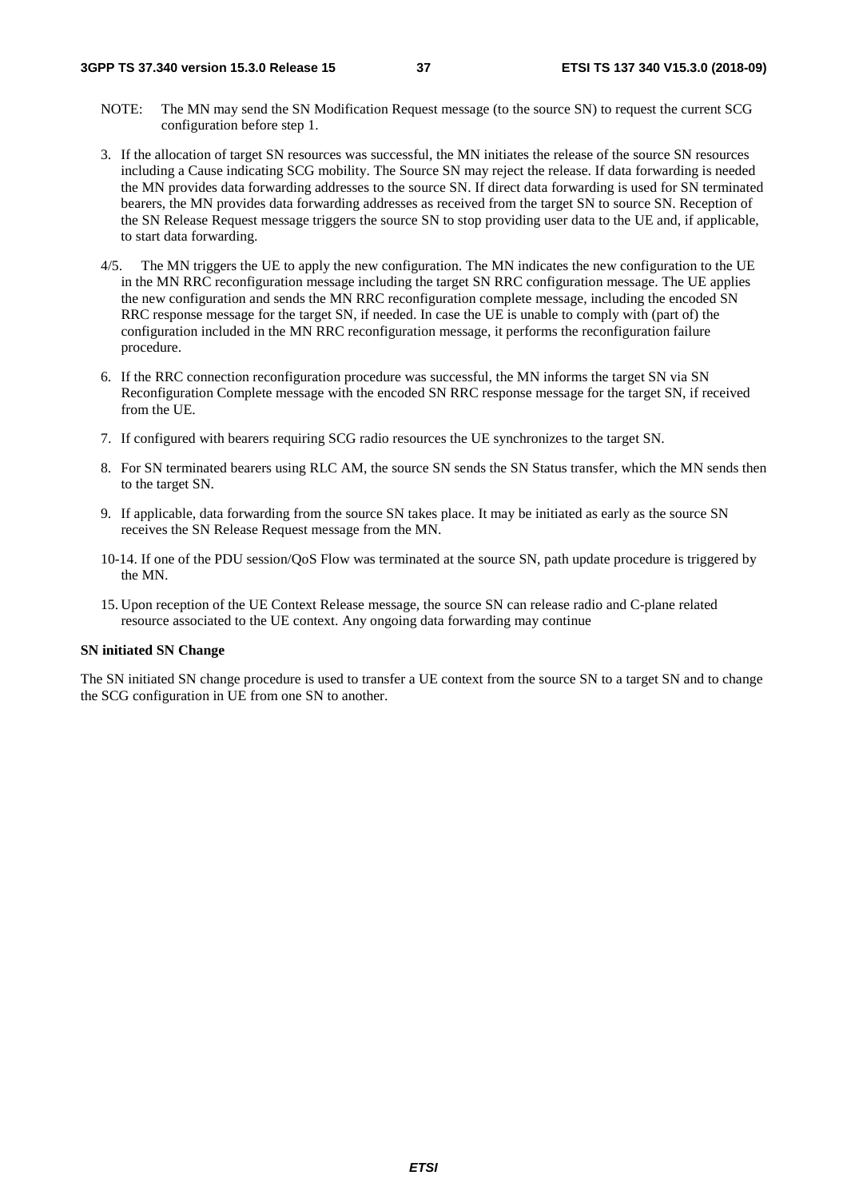NOTE: The MN may send the SN Modification Request message (to the source SN) to request the current SCG configuration before step 1.

3. If the allocation of target SN resources was successful, the MN initiates the release of the source SN resources including a Cause indicating SCG mobility. The Source SN may reject the release. If data forwarding is needed the MN provides data forwarding addresses to the source SN. If direct data forwarding is used for SN terminated bearers, the MN provides data forwarding addresses as received from the target SN to source SN. Reception of the SN Release Request message triggers the source SN to stop providing user data to the UE and, if applicable, to start data forwarding.

4/5. The MN triggers the UE to apply the new configuration. The MN indicates the new configuration to the UE in the MN RRC reconfiguration message including the target SN RRC configuration message. The UE applies the new configuration and sends the MN RRC reconfiguration complete message, including the encoded SN RRC response message for the target SN, if needed. In case the UE is unable to comply with (part of) the configuration included in the MN RRC reconfiguration message, it performs the reconfiguration failure procedure.

6. If the RRC connection reconfiguration procedure was successful, the MN informs the target SN via SN Reconfiguration Complete message with the encoded SN RRC response message for the target SN, if received from the UE.

7. If configured with bearers requiring SCG radio resources the UE synchronizes to the target SN.

8. For SN terminated bearers using RLC AM, the source SN sends the SN Status transfer, which the MN sends then to the target SN.

9. If applicable, data forwarding from the source SN takes place. It may be initiated as early as the source SN receives the SN Release Request message from the MN.

10-14. If one of the PDU session/QoS Flow was terminated at the source SN, path update procedure is triggered by the MN.

15. Upon reception of the UE Context Release message, the source SN can release radio and C-plane related resource associated to the UE context. Any ongoing data forwarding may continue

**SN initiated SN Change**

The SN initiated SN change procedure is used to transfer a UE context from the source SN to a target SN and to change the SCG configuration in UE from one SN to another.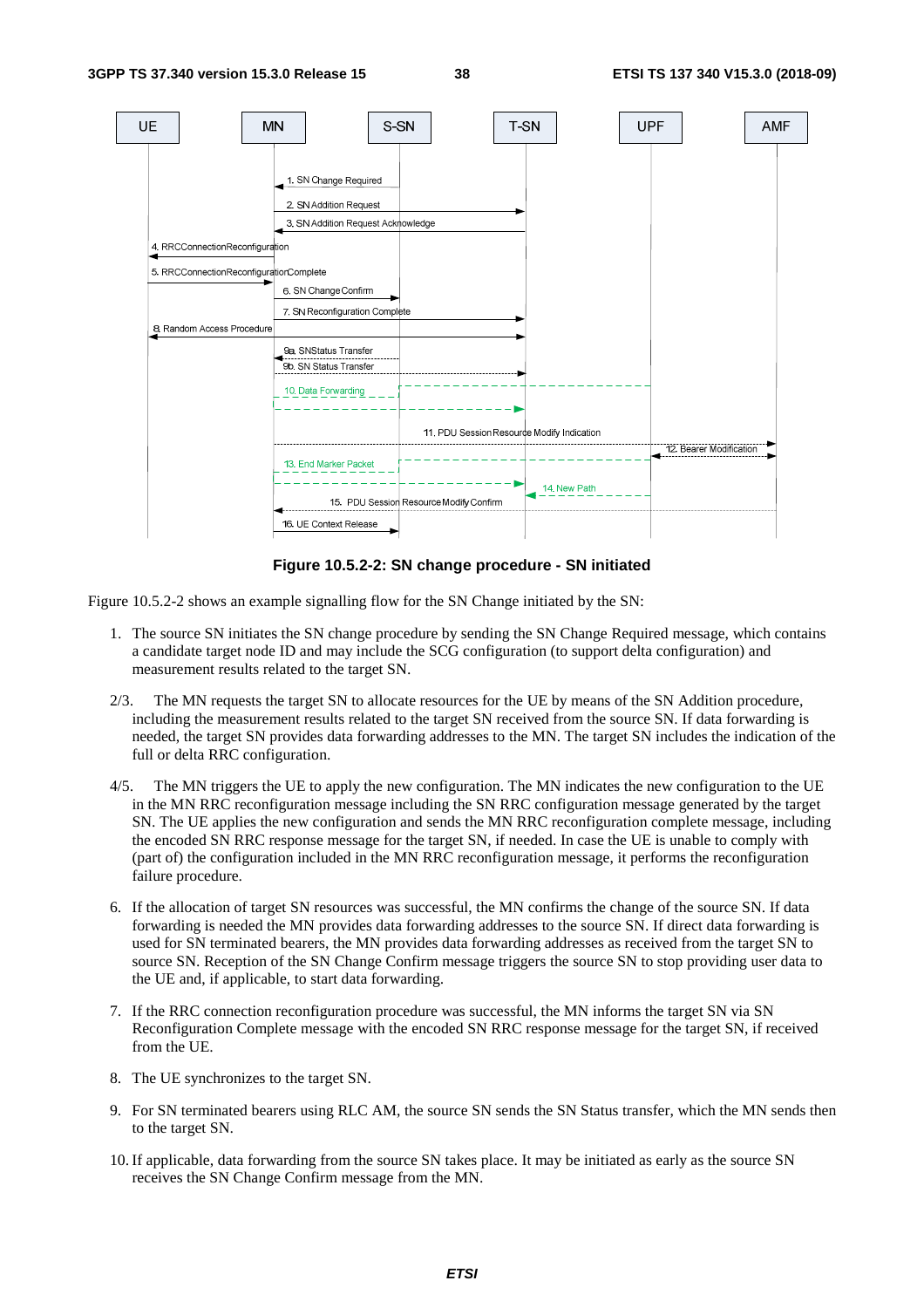**Figure 10.5.2-2: SN change procedure - SN initiated**

Figure 10.5.2-2 shows an example signalling flow for the SN Change initiated by the SN:

1. The source SN initiates the SN change procedure by sending the SN Change Required message, which contains a candidate target node ID and may include the SCG configuration (to support delta configuration) and measurement results related to the target SN.

2/3. The MN requests the target SN to allocate resources for the UE by means of the SN Addition procedure, including the measurement results related to the target SN received from the source SN. If data forwarding is needed, the target SN provides data forwarding addresses to the MN. The target SN includes the indication of the full or delta RRC configuration.

4/5. The MN triggers the UE to apply the new configuration. The MN indicates the new configuration to the UE in the MN RRC reconfiguration message including the SN RRC configuration message generated by the target SN. The UE applies the new configuration and sends the MN RRC reconfiguration complete message, including the encoded SN RRC response message for the target SN, if needed. In case the UE is unable to comply with (part of) the configuration included in the MN RRC reconfiguration message, it performs the reconfiguration failure procedure.

6. If the allocation of target SN resources was successful, the MN confirms the change of the source SN. If data forwarding is needed the MN provides data forwarding addresses to the source SN. If direct data forwarding is used for SN terminated bearers, the MN provides data forwarding addresses as received from the target SN to source SN. Reception of the SN Change Confirm message triggers the source SN to stop providing user data to the UE and, if applicable, to start data forwarding.

7. If the RRC connection reconfiguration procedure was successful, the MN informs the target SN via SN Reconfiguration Complete message with the encoded SN RRC response message for the target SN, if received from the UE.

8. The UE synchronizes to the target SN.

9. For SN terminated bearers using RLC AM, the source SN sends the SN Status transfer, which the MN sends then to the target SN.

10. If applicable, data forwarding from the source SN takes place. It may be initiated as early as the source SN receives the SN Change Confirm message from the MN.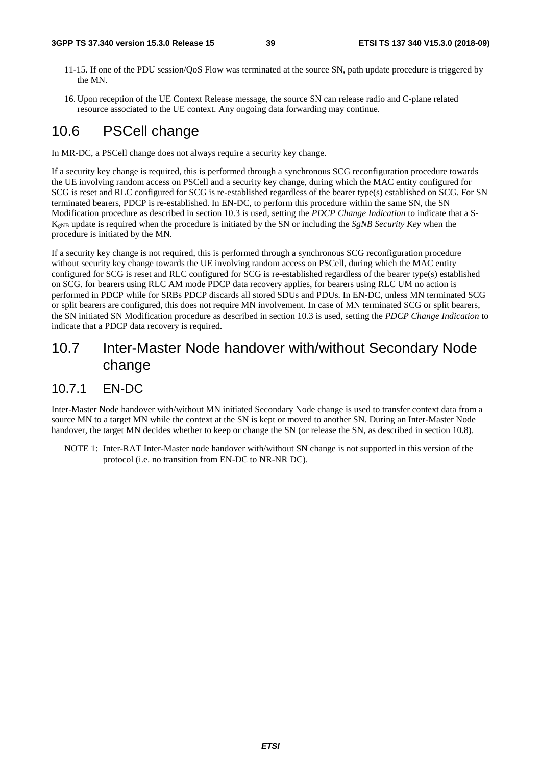11-15. If one of the PDU session/QoS Flow was terminated at the source SN, path update procedure is triggered by the MN.

16. Upon reception of the UE Context Release message, the source SN can release radio and C-plane related resource associated to the UE context. Any ongoing data forwarding may continue.

## 10.6 PSCell change

In MR-DC, a PSCell change does not always require a security key change.

If a security key change is required, this is performed through a synchronous SCG reconfiguration procedure towards the UE involving random access on PSCell and a security key change, during which the MAC entity configured for SCG is reset and RLC configured for SCG is re-established regardless of the bearer type(s) established on SCG. For SN terminated bearers, PDCP is re-established. In EN-DC, to perform this procedure within the same SN, the SN Modification procedure as described in section 10.3 is used, setting the *PDCP Change Indication* to indicate that a S-$K_{gNB}$ update is required when the procedure is initiated by the SN or including the *SgNB Security Key* when the procedure is initiated by the MN.

If a security key change is not required, this is performed through a synchronous SCG reconfiguration procedure without security key change towards the UE involving random access on PSCell, during which the MAC entity configured for SCG is reset and RLC configured for SCG is re-established regardless of the bearer type(s) established on SCG. for bearers using RLC AM mode PDCP data recovery applies, for bearers using RLC UM no action is performed in PDCP while for SRBs PDCP discards all stored SDUs and PDUs. In EN-DC, unless MN terminated SCG or split bearers are configured, this does not require MN involvement. In case of MN terminated SCG or split bearers, the SN initiated SN Modification procedure as described in section 10.3 is used, setting the *PDCP Change Indication* to indicate that a PDCP data recovery is required.

## 10.7 Inter-Master Node handover with/without Secondary Node change

### 10.7.1 EN-DC

Inter-Master Node handover with/without MN initiated Secondary Node change is used to transfer context data from a source MN to a target MN while the context at the SN is kept or moved to another SN. During an Inter-Master Node handover, the target MN decides whether to keep or change the SN (or release the SN, as described in section 10.8).

NOTE 1: Inter-RAT Inter-Master node handover with/without SN change is not supported in this version of the protocol (i.e. no transition from EN-DC to NR-NR DC).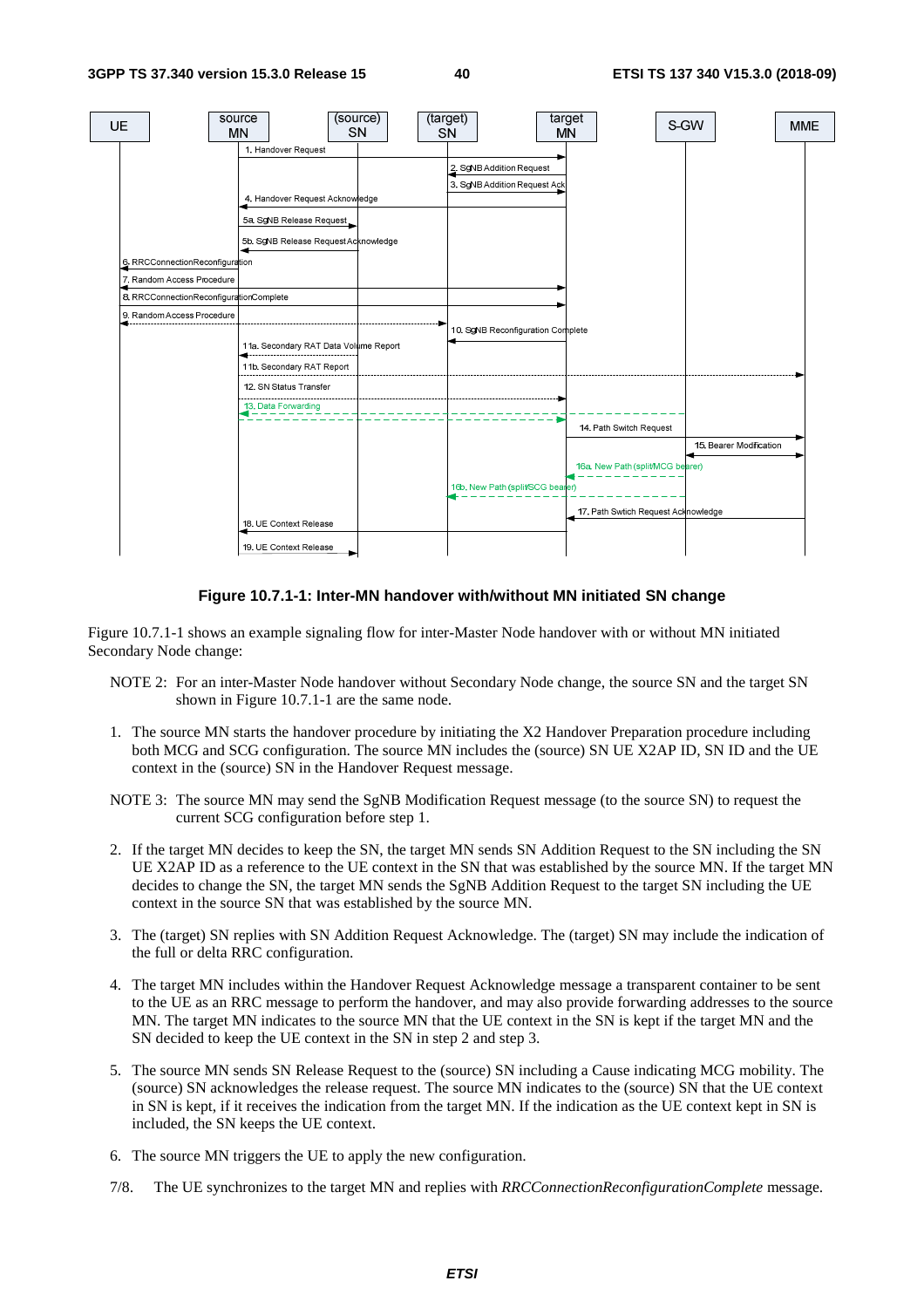**Figure 10.7.1-1: Inter-MN handover with/without MN initiated SN change**

Figure 10.7.1-1 shows an example signaling flow for inter-Master Node handover with or without MN initiated Secondary Node change:

NOTE 2: For an inter-Master Node handover without Secondary Node change, the source SN and the target SN shown in Figure 10.7.1-1 are the same node.

1. The source MN starts the handover procedure by initiating the X2 Handover Preparation procedure including both MCG and SCG configuration. The source MN includes the (source) SN UE X2AP ID, SN ID and the UE context in the (source) SN in the Handover Request message.

NOTE 3: The source MN may send the SgNB Modification Request message (to the source SN) to request the current SCG configuration before step 1.

2. If the target MN decides to keep the SN, the target MN sends SN Addition Request to the SN including the SN UE X2AP ID as a reference to the UE context in the SN that was established by the source MN. If the target MN decides to change the SN, the target MN sends the SgNB Addition Request to the target SN including the UE context in the source SN that was established by the source MN.

3. The (target) SN replies with SN Addition Request Acknowledge. The (target) SN may include the indication of the full or delta RRC configuration.

4. The target MN includes within the Handover Request Acknowledge message a transparent container to be sent to the UE as an RRC message to perform the handover, and may also provide forwarding addresses to the source MN. The target MN indicates to the source MN that the UE context in the SN is kept if the target MN and the SN decided to keep the UE context in the SN in step 2 and step 3.

5. The source MN sends SN Release Request to the (source) SN including a Cause indicating MCG mobility. The (source) SN acknowledges the release request. The source MN indicates to the (source) SN that the UE context in SN is kept, if it receives the indication from the target MN. If the indication as the UE context kept in SN is included, the SN keeps the UE context.

6. The source MN triggers the UE to apply the new configuration.

7/8. The UE synchronizes to the target MN and replies with *RRCConnectionReconfigurationComplete* message.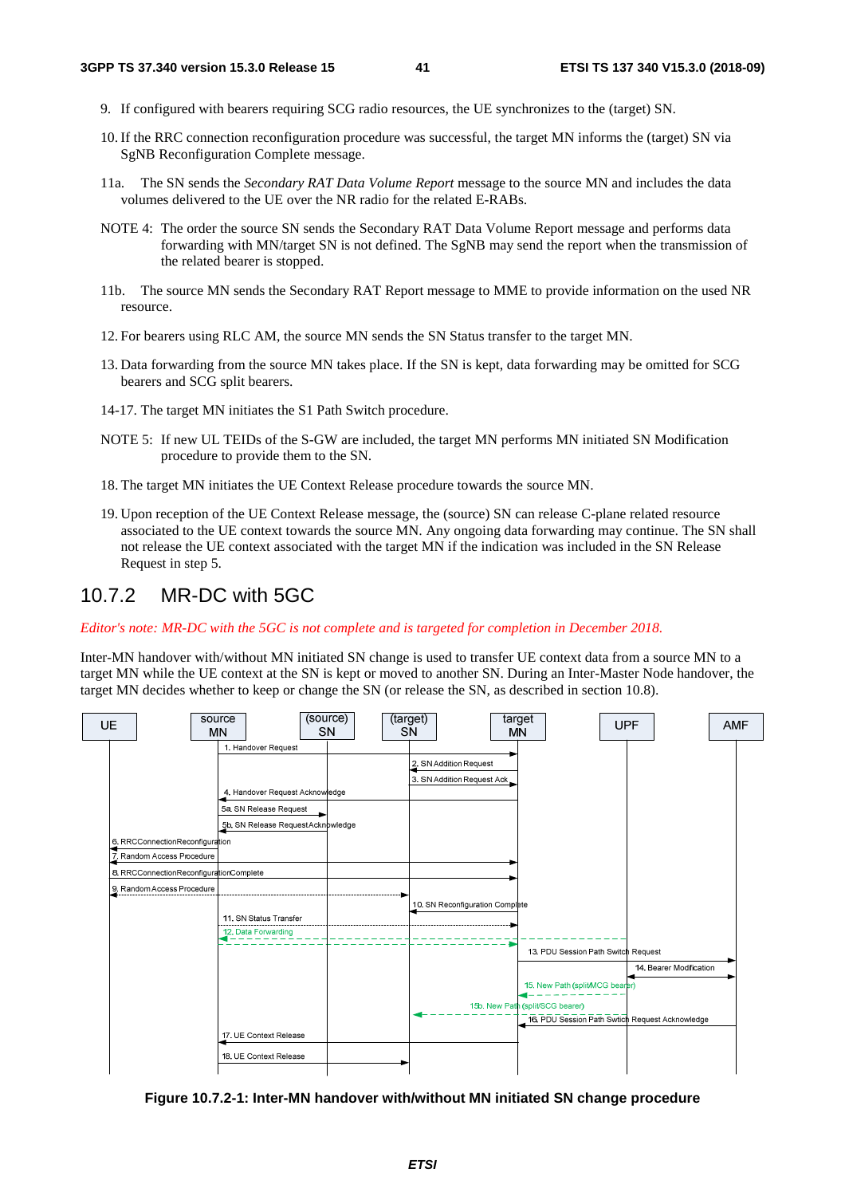9. If configured with bearers requiring SCG radio resources, the UE synchronizes to the (target) SN.

10. If the RRC connection reconfiguration procedure was successful, the target MN informs the (target) SN via SgNB Reconfiguration Complete message.

11a. The SN sends the *Secondary RAT Data Volume Report* message to the source MN and includes the data volumes delivered to the UE over the NR radio for the related E-RABs.

NOTE 4: The order the source SN sends the Secondary RAT Data Volume Report message and performs data forwarding with MN/target SN is not defined. The SgNB may send the report when the transmission of the related bearer is stopped.

11b. The source MN sends the Secondary RAT Report message to MME to provide information on the used NR resource.

12. For bearers using RLC AM, the source MN sends the SN Status transfer to the target MN.

13. Data forwarding from the source MN takes place. If the SN is kept, data forwarding may be omitted for SCG bearers and SCG split bearers.

14-17. The target MN initiates the S1 Path Switch procedure.

NOTE 5: If new UL TEIDs of the S-GW are included, the target MN performs MN initiated SN Modification procedure to provide them to the SN.

18. The target MN initiates the UE Context Release procedure towards the source MN.

19. Upon reception of the UE Context Release message, the (source) SN can release C-plane related resource associated to the UE context towards the source MN. Any ongoing data forwarding may continue. The SN shall not release the UE context associated with the target MN if the indication was included in the SN Release Request in step 5.

## 10.7.2 MR-DC with 5GC

*Editor's note: MR-DC with the 5GC is not complete and is targeted for completion in December 2018.*

Inter-MN handover with/without MN initiated SN change is used to transfer UE context data from a source MN to a target MN while the UE context at the SN is kept or moved to another SN. During an Inter-Master Node handover, the target MN decides whether to keep or change the SN (or release the SN, as described in section 10.8).

**Figure 10.7.2-1: Inter-MN handover with/without MN initiated SN change procedure**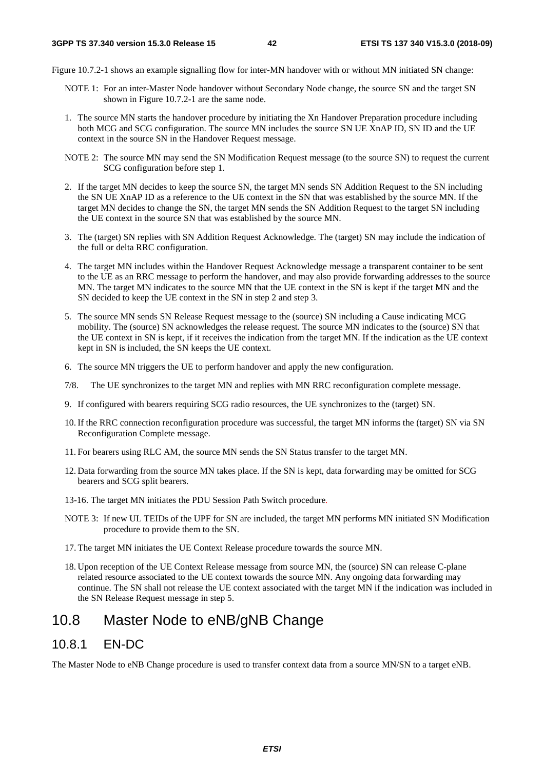Figure 10.7.2-1 shows an example signalling flow for inter-MN handover with or without MN initiated SN change:

NOTE 1: For an inter-Master Node handover without Secondary Node change, the source SN and the target SN shown in Figure 10.7.2-1 are the same node.

1. The source MN starts the handover procedure by initiating the Xn Handover Preparation procedure including both MCG and SCG configuration. The source MN includes the source SN UE XnAP ID, SN ID and the UE context in the source SN in the Handover Request message.

NOTE 2: The source MN may send the SN Modification Request message (to the source SN) to request the current SCG configuration before step 1.

2. If the target MN decides to keep the source SN, the target MN sends SN Addition Request to the SN including the SN UE XnAP ID as a reference to the UE context in the SN that was established by the source MN. If the target MN decides to change the SN, the target MN sends the SN Addition Request to the target SN including the UE context in the source SN that was established by the source MN.

3. The (target) SN replies with SN Addition Request Acknowledge. The (target) SN may include the indication of the full or delta RRC configuration.

4. The target MN includes within the Handover Request Acknowledge message a transparent container to be sent to the UE as an RRC message to perform the handover, and may also provide forwarding addresses to the source MN. The target MN indicates to the source MN that the UE context in the SN is kept if the target MN and the SN decided to keep the UE context in the SN in step 2 and step 3.

5. The source MN sends SN Release Request message to the (source) SN including a Cause indicating MCG mobility. The (source) SN acknowledges the release request. The source MN indicates to the (source) SN that the UE context in SN is kept, if it receives the indication from the target MN. If the indication as the UE context kept in SN is included, the SN keeps the UE context.

6. The source MN triggers the UE to perform handover and apply the new configuration.

7/8. The UE synchronizes to the target MN and replies with MN RRC reconfiguration complete message.

9. If configured with bearers requiring SCG radio resources, the UE synchronizes to the (target) SN.

10. If the RRC connection reconfiguration procedure was successful, the target MN informs the (target) SN via SN Reconfiguration Complete message.

11. For bearers using RLC AM, the source MN sends the SN Status transfer to the target MN.

12. Data forwarding from the source MN takes place. If the SN is kept, data forwarding may be omitted for SCG bearers and SCG split bearers.

13-16. The target MN initiates the PDU Session Path Switch procedure.

NOTE 3: If new UL TEIDs of the UPF for SN are included, the target MN performs MN initiated SN Modification procedure to provide them to the SN.

17. The target MN initiates the UE Context Release procedure towards the source MN.

18. Upon reception of the UE Context Release message from source MN, the (source) SN can release C-plane related resource associated to the UE context towards the source MN. Any ongoing data forwarding may continue. The SN shall not release the UE context associated with the target MN if the indication was included in the SN Release Request message in step 5.

## 10.8 Master Node to eNB/gNB Change

### 10.8.1 EN-DC

The Master Node to eNB Change procedure is used to transfer context data from a source MN/SN to a target eNB.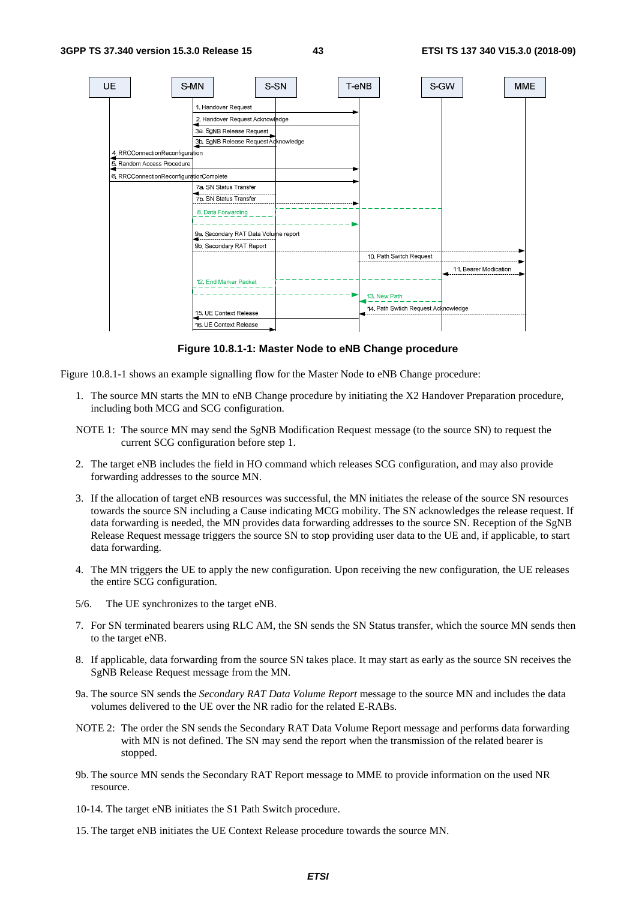**Figure 10.8.1-1: Master Node to eNB Change procedure**

Figure 10.8.1-1 shows an example signalling flow for the Master Node to eNB Change procedure:

1. The source MN starts the MN to eNB Change procedure by initiating the X2 Handover Preparation procedure, including both MCG and SCG configuration.

NOTE 1: The source MN may send the SgNB Modification Request message (to the source SN) to request the current SCG configuration before step 1.

2. The target eNB includes the field in HO command which releases SCG configuration, and may also provide forwarding addresses to the source MN.

3. If the allocation of target eNB resources was successful, the MN initiates the release of the source SN resources towards the source SN including a Cause indicating MCG mobility. The SN acknowledges the release request. If data forwarding is needed, the MN provides data forwarding addresses to the source SN. Reception of the SgNB Release Request message triggers the source SN to stop providing user data to the UE and, if applicable, to start data forwarding.

4. The MN triggers the UE to apply the new configuration. Upon receiving the new configuration, the UE releases the entire SCG configuration.

5/6. The UE synchronizes to the target eNB.

7. For SN terminated bearers using RLC AM, the SN sends the SN Status transfer, which the source MN sends then to the target eNB.

8. If applicable, data forwarding from the source SN takes place. It may start as early as the source SN receives the SgNB Release Request message from the MN.

9a. The source SN sends the *Secondary RAT Data Volume Report* message to the source MN and includes the data volumes delivered to the UE over the NR radio for the related E-RABs.

NOTE 2: The order the SN sends the Secondary RAT Data Volume Report message and performs data forwarding with MN is not defined. The SN may send the report when the transmission of the related bearer is stopped.

9b. The source MN sends the Secondary RAT Report message to MME to provide information on the used NR resource.

10-14. The target eNB initiates the S1 Path Switch procedure.

15. The target eNB initiates the UE Context Release procedure towards the source MN.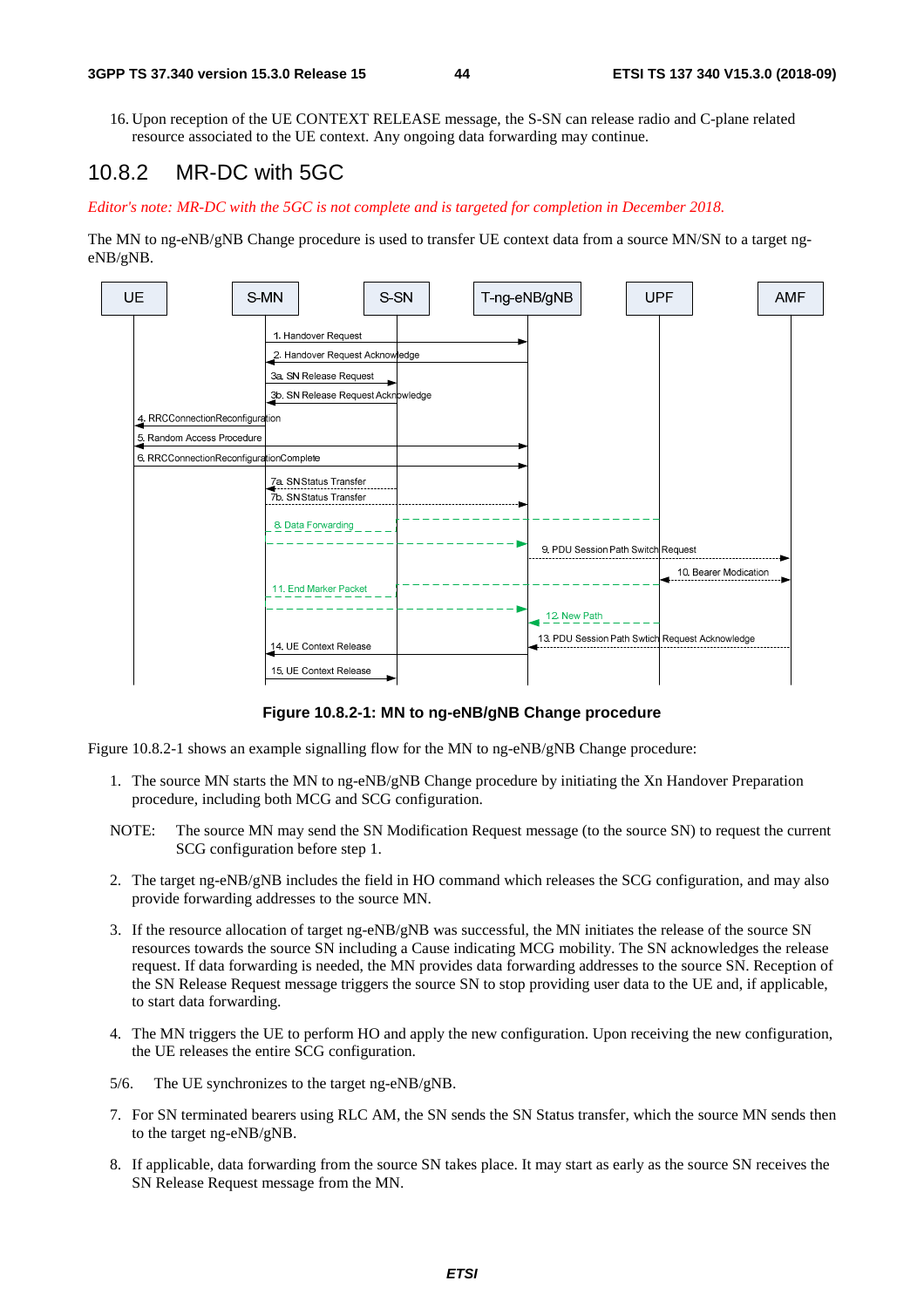16. Upon reception of the UE CONTEXT RELEASE message, the S-SN can release radio and C-plane related resource associated to the UE context. Any ongoing data forwarding may continue.

## 10.8.2 MR-DC with 5GC

*Editor's note: MR-DC with the 5GC is not complete and is targeted for completion in December 2018.*

The MN to ng-eNB/gNB Change procedure is used to transfer UE context data from a source MN/SN to a target ng-eNB/gNB.

**Figure 10.8.2-1: MN to ng-eNB/gNB Change procedure**

Figure 10.8.2-1 shows an example signalling flow for the MN to ng-eNB/gNB Change procedure:

1. The source MN starts the MN to ng-eNB/gNB Change procedure by initiating the Xn Handover Preparation procedure, including both MCG and SCG configuration.

NOTE: The source MN may send the SN Modification Request message (to the source SN) to request the current SCG configuration before step 1.

2. The target ng-eNB/gNB includes the field in HO command which releases the SCG configuration, and may also provide forwarding addresses to the source MN.

3. If the resource allocation of target ng-eNB/gNB was successful, the MN initiates the release of the source SN resources towards the source SN including a Cause indicating MCG mobility. The SN acknowledges the release request. If data forwarding is needed, the MN provides data forwarding addresses to the source SN. Reception of the SN Release Request message triggers the source SN to stop providing user data to the UE and, if applicable, to start data forwarding.

4. The MN triggers the UE to perform HO and apply the new configuration. Upon receiving the new configuration, the UE releases the entire SCG configuration.

5/6. The UE synchronizes to the target ng-eNB/gNB.

7. For SN terminated bearers using RLC AM, the SN sends the SN Status transfer, which the source MN sends then to the target ng-eNB/gNB.

8. If applicable, data forwarding from the source SN takes place. It may start as early as the source SN receives the SN Release Request message from the MN.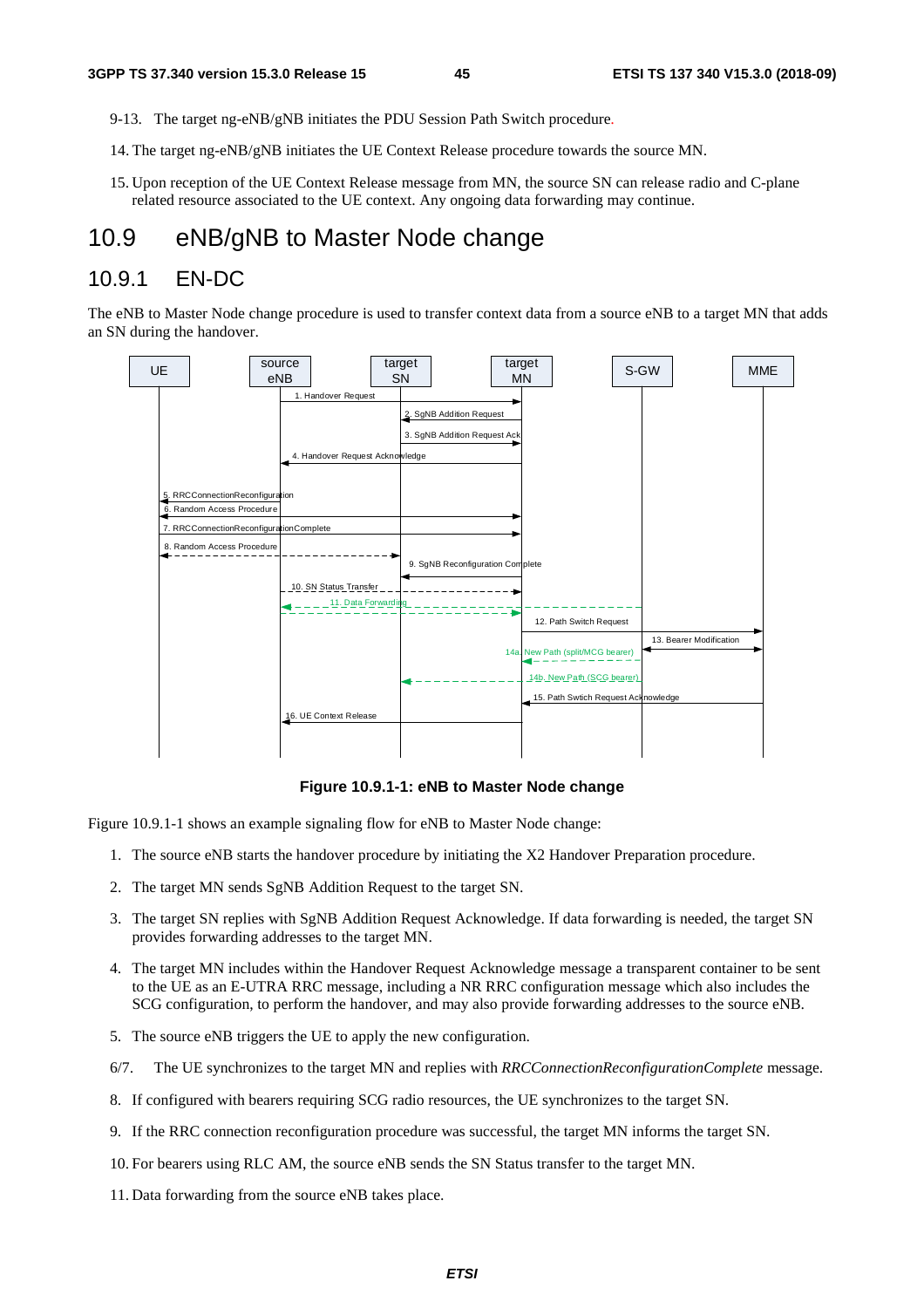9-13. The target ng-eNB/gNB initiates the PDU Session Path Switch procedure.

14. The target ng-eNB/gNB initiates the UE Context Release procedure towards the source MN.

15. Upon reception of the UE Context Release message from MN, the source SN can release radio and C-plane related resource associated to the UE context. Any ongoing data forwarding may continue.

# 10.9 eNB/gNB to Master Node change

## 10.9.1 EN-DC

The eNB to Master Node change procedure is used to transfer context data from a source eNB to a target MN that adds an SN during the handover.

**Figure 10.9.1-1: eNB to Master Node change**

Figure 10.9.1-1 shows an example signaling flow for eNB to Master Node change:

1. The source eNB starts the handover procedure by initiating the X2 Handover Preparation procedure.

2. The target MN sends SgNB Addition Request to the target SN.

3. The target SN replies with SgNB Addition Request Acknowledge. If data forwarding is needed, the target SN provides forwarding addresses to the target MN.

4. The target MN includes within the Handover Request Acknowledge message a transparent container to be sent to the UE as an E-UTRA RRC message, including a NR RRC configuration message which also includes the SCG configuration, to perform the handover, and may also provide forwarding addresses to the source eNB.

5. The source eNB triggers the UE to apply the new configuration.

6/7. The UE synchronizes to the target MN and replies with *RRCConnectionReconfigurationComplete* message.

8. If configured with bearers requiring SCG radio resources, the UE synchronizes to the target SN.

9. If the RRC connection reconfiguration procedure was successful, the target MN informs the target SN.

10. For bearers using RLC AM, the source eNB sends the SN Status transfer to the target MN.

11. Data forwarding from the source eNB takes place.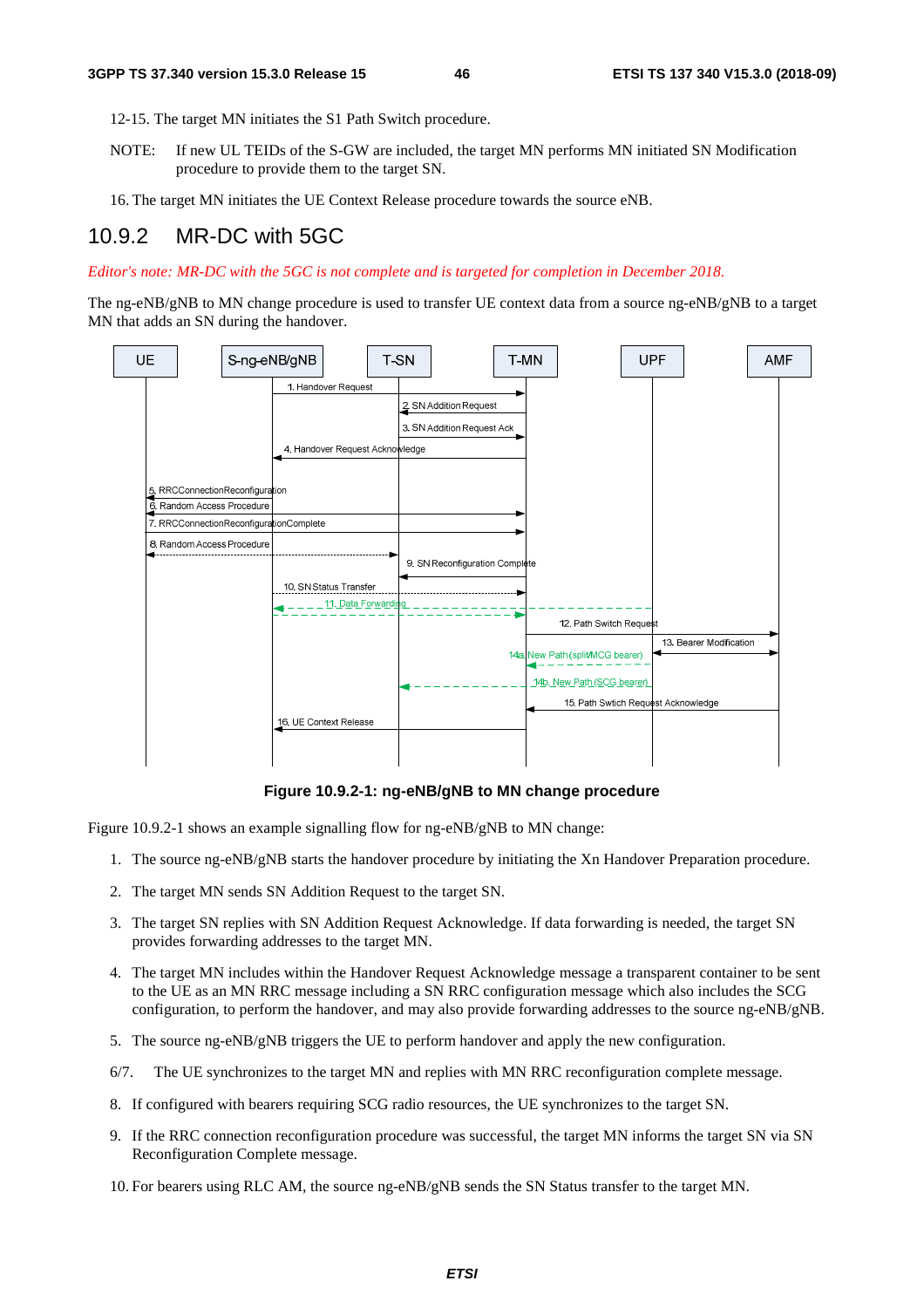12-15. The target MN initiates the S1 Path Switch procedure.

NOTE: If new UL TEIDs of the S-GW are included, the target MN performs MN initiated SN Modification procedure to provide them to the target SN.

16. The target MN initiates the UE Context Release procedure towards the source eNB.

## 10.9.2 MR-DC with 5GC

*Editor's note: MR-DC with the 5GC is not complete and is targeted for completion in December 2018.*

The ng-eNB/gNB to MN change procedure is used to transfer UE context data from a source ng-eNB/gNB to a target MN that adds an SN during the handover.

**Figure 10.9.2-1: ng-eNB/gNB to MN change procedure**

Figure 10.9.2-1 shows an example signalling flow for ng-eNB/gNB to MN change:

1. The source ng-eNB/gNB starts the handover procedure by initiating the Xn Handover Preparation procedure.
2. The target MN sends SN Addition Request to the target SN.
3. The target SN replies with SN Addition Request Acknowledge. If data forwarding is needed, the target SN provides forwarding addresses to the target MN.
4. The target MN includes within the Handover Request Acknowledge message a transparent container to be sent to the UE as an MN RRC message including a SN RRC configuration message which also includes the SCG configuration, to perform the handover, and may also provide forwarding addresses to the source ng-eNB/gNB.
5. The source ng-eNB/gNB triggers the UE to perform handover and apply the new configuration.

6/7. The UE synchronizes to the target MN and replies with MN RRC reconfiguration complete message.

8. If configured with bearers requiring SCG radio resources, the UE synchronizes to the target SN.
9. If the RRC connection reconfiguration procedure was successful, the target MN informs the target SN via SN Reconfiguration Complete message.
10. For bearers using RLC AM, the source ng-eNB/gNB sends the SN Status transfer to the target MN.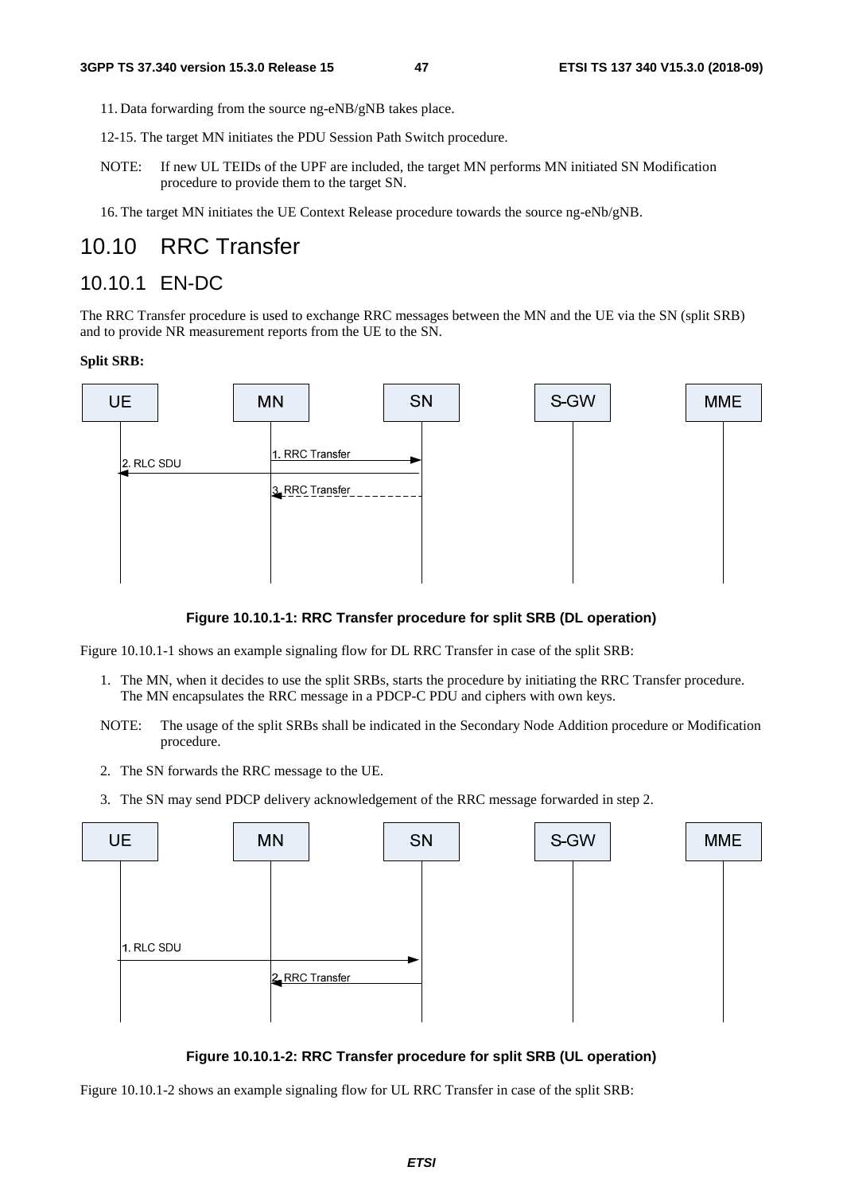11. Data forwarding from the source ng-eNB/gNB takes place.

12-15. The target MN initiates the PDU Session Path Switch procedure.

NOTE: If new UL TEIDs of the UPF are included, the target MN performs MN initiated SN Modification procedure to provide them to the target SN.

16. The target MN initiates the UE Context Release procedure towards the source ng-eNb/gNB.

## 10.10 RRC Transfer

### 10.10.1 EN-DC

The RRC Transfer procedure is used to exchange RRC messages between the MN and the UE via the SN (split SRB) and to provide NR measurement reports from the UE to the SN.

**Split SRB:**

**Figure 10.10.1-1: RRC Transfer procedure for split SRB (DL operation)**

Figure 10.10.1-1 shows an example signaling flow for DL RRC Transfer in case of the split SRB:

1. The MN, when it decides to use the split SRBs, starts the procedure by initiating the RRC Transfer procedure. The MN encapsulates the RRC message in a PDCP-C PDU and ciphers with own keys.

NOTE: The usage of the split SRBs shall be indicated in the Secondary Node Addition procedure or Modification procedure.

2. The SN forwards the RRC message to the UE.
3. The SN may send PDCP delivery acknowledgement of the RRC message forwarded in step 2.

**Figure 10.10.1-2: RRC Transfer procedure for split SRB (UL operation)**

Figure 10.10.1-2 shows an example signaling flow for UL RRC Transfer in case of the split SRB: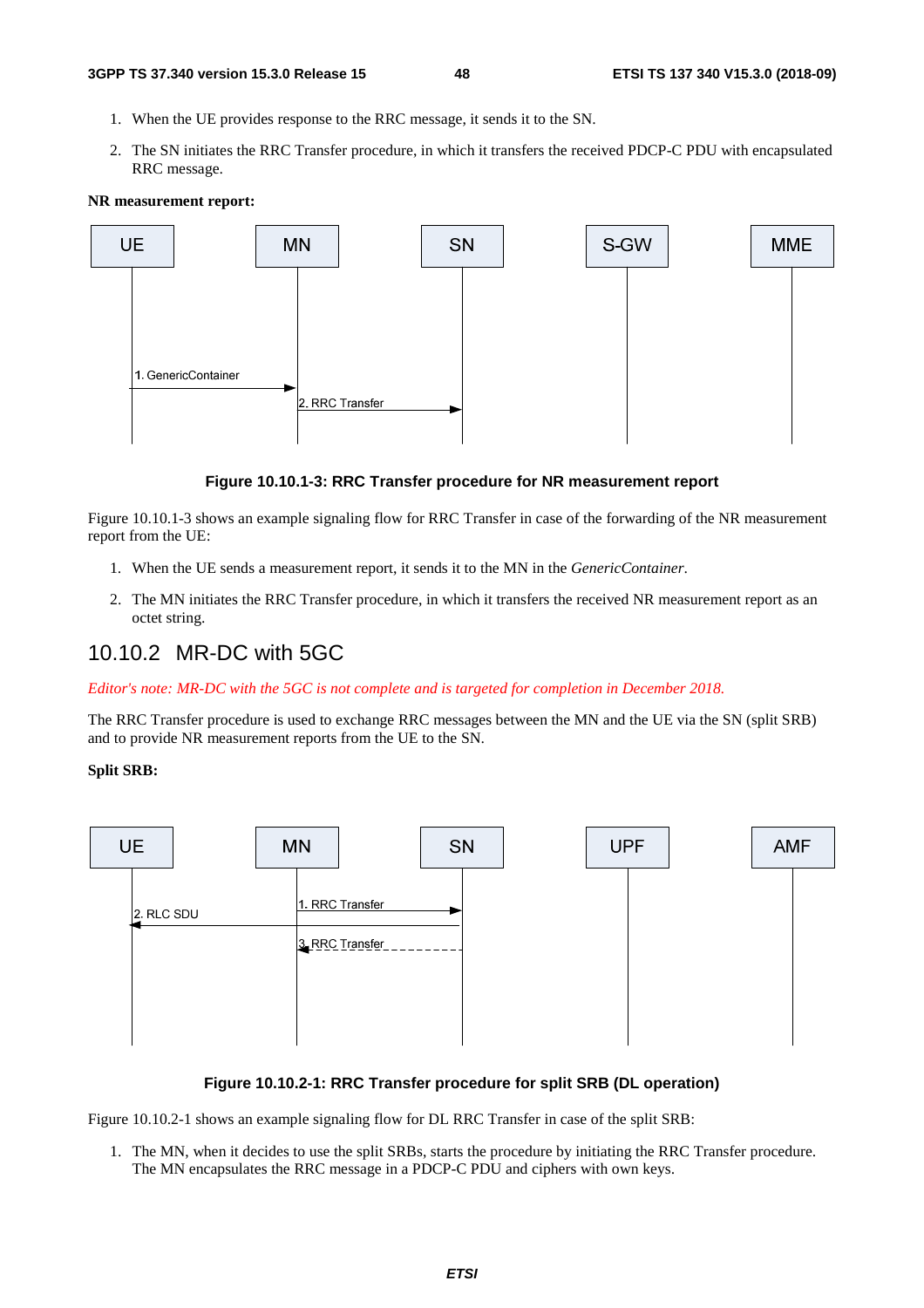1. When the UE provides response to the RRC message, it sends it to the SN.

2. The SN initiates the RRC Transfer procedure, in which it transfers the received PDCP-C PDU with encapsulated RRC message.

**NR measurement report:**

**Figure 10.10.1-3: RRC Transfer procedure for NR measurement report**

Figure 10.10.1-3 shows an example signaling flow for RRC Transfer in case of the forwarding of the NR measurement report from the UE:

1. When the UE sends a measurement report, it sends it to the MN in the *GenericContainer*.

2. The MN initiates the RRC Transfer procedure, in which it transfers the received NR measurement report as an octet string.

## 10.10.2 MR-DC with 5GC

*Editor's note: MR-DC with the 5GC is not complete and is targeted for completion in December 2018.*

The RRC Transfer procedure is used to exchange RRC messages between the MN and the UE via the SN (split SRB) and to provide NR measurement reports from the UE to the SN.

**Split SRB:**

**Figure 10.10.2-1: RRC Transfer procedure for split SRB (DL operation)**

Figure 10.10.2-1 shows an example signaling flow for DL RRC Transfer in case of the split SRB:

1. The MN, when it decides to use the split SRBs, starts the procedure by initiating the RRC Transfer procedure. The MN encapsulates the RRC message in a PDCP-C PDU and ciphers with own keys.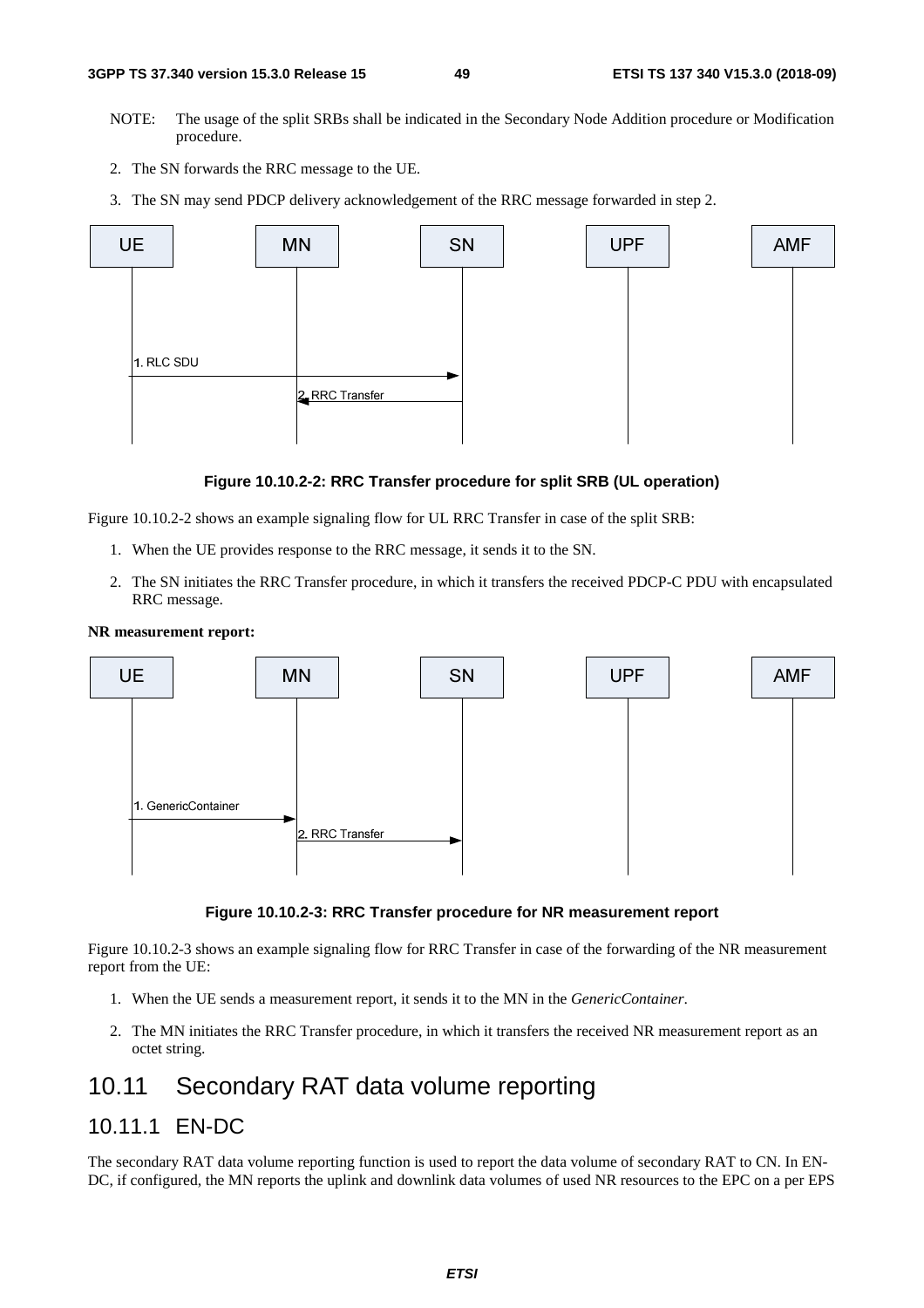NOTE: The usage of the split SRBs shall be indicated in the Secondary Node Addition procedure or Modification procedure.

2. The SN forwards the RRC message to the UE.

3. The SN may send PDCP delivery acknowledgement of the RRC message forwarded in step 2.

**Figure 10.10.2-2: RRC Transfer procedure for split SRB (UL operation)**

Figure 10.10.2-2 shows an example signaling flow for UL RRC Transfer in case of the split SRB:

1. When the UE provides response to the RRC message, it sends it to the SN.

2. The SN initiates the RRC Transfer procedure, in which it transfers the received PDCP-C PDU with encapsulated RRC message.

**NR measurement report:**

**Figure 10.10.2-3: RRC Transfer procedure for NR measurement report**

Figure 10.10.2-3 shows an example signaling flow for RRC Transfer in case of the forwarding of the NR measurement report from the UE:

1. When the UE sends a measurement report, it sends it to the MN in the *GenericContainer*.

2. The MN initiates the RRC Transfer procedure, in which it transfers the received NR measurement report as an octet string.

## 10.11 Secondary RAT data volume reporting

### 10.11.1 EN-DC

The secondary RAT data volume reporting function is used to report the data volume of secondary RAT to CN. In EN-DC, if configured, the MN reports the uplink and downlink data volumes of used NR resources to the EPC on a per EPS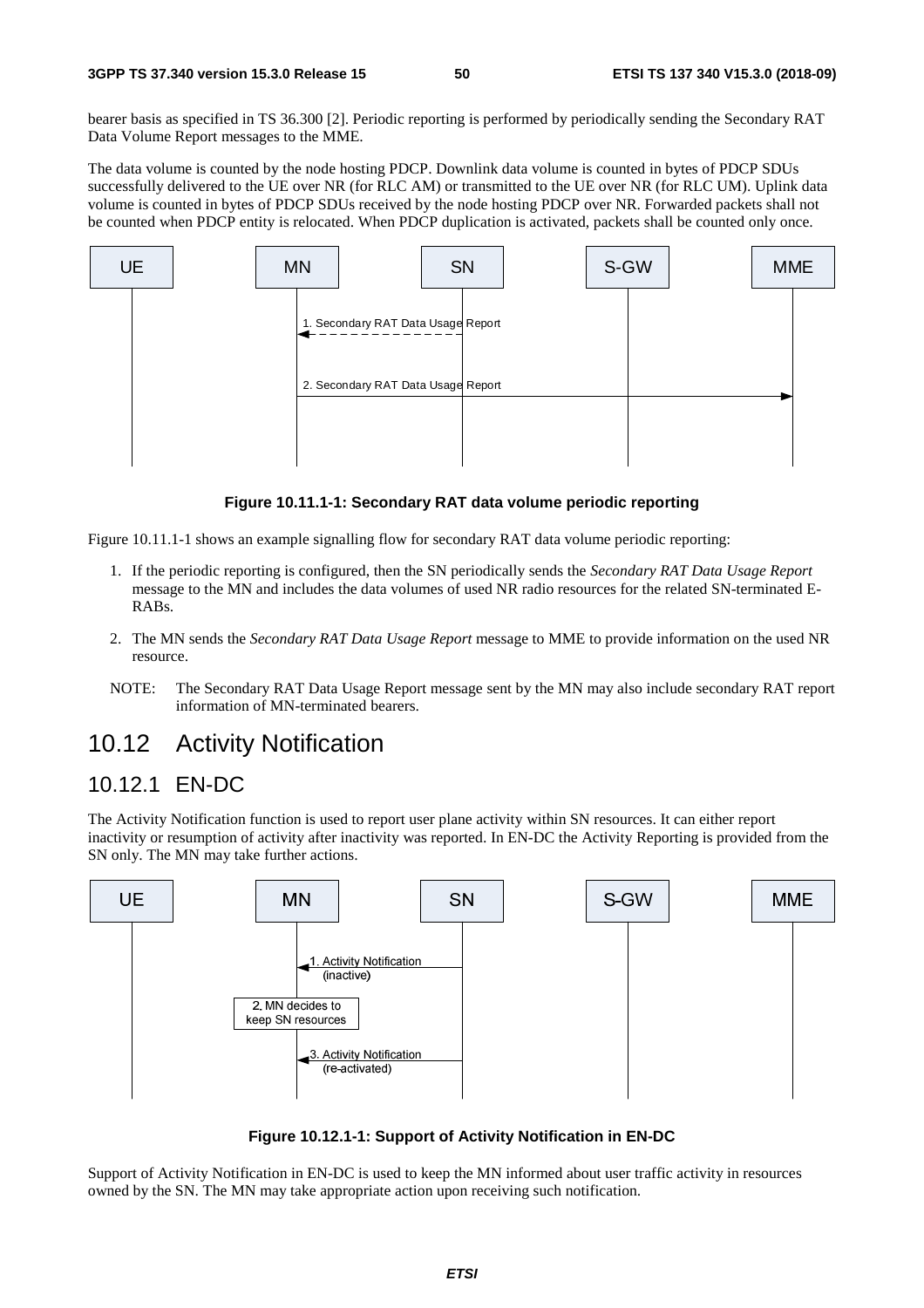bearer basis as specified in TS 36.300 [2]. Periodic reporting is performed by periodically sending the Secondary RAT Data Volume Report messages to the MME.

The data volume is counted by the node hosting PDCP. Downlink data volume is counted in bytes of PDCP SDUs successfully delivered to the UE over NR (for RLC AM) or transmitted to the UE over NR (for RLC UM). Uplink data volume is counted in bytes of PDCP SDUs received by the node hosting PDCP over NR. Forwarded packets shall not be counted when PDCP entity is relocated. When PDCP duplication is activated, packets shall be counted only once.

**Figure 10.11.1-1: Secondary RAT data volume periodic reporting**

Figure 10.11.1-1 shows an example signalling flow for secondary RAT data volume periodic reporting:

1. If the periodic reporting is configured, then the SN periodically sends the *Secondary RAT Data Usage Report* message to the MN and includes the data volumes of used NR radio resources for the related SN-terminated E-RABs.

2. The MN sends the *Secondary RAT Data Usage Report* message to MME to provide information on the used NR resource.

NOTE: The Secondary RAT Data Usage Report message sent by the MN may also include secondary RAT report information of MN-terminated bearers.

# 10.12 Activity Notification

## 10.12.1 EN-DC

The Activity Notification function is used to report user plane activity within SN resources. It can either report inactivity or resumption of activity after inactivity was reported. In EN-DC the Activity Reporting is provided from the SN only. The MN may take further actions.

**Figure 10.12.1-1: Support of Activity Notification in EN-DC**

Support of Activity Notification in EN-DC is used to keep the MN informed about user traffic activity in resources owned by the SN. The MN may take appropriate action upon receiving such notification.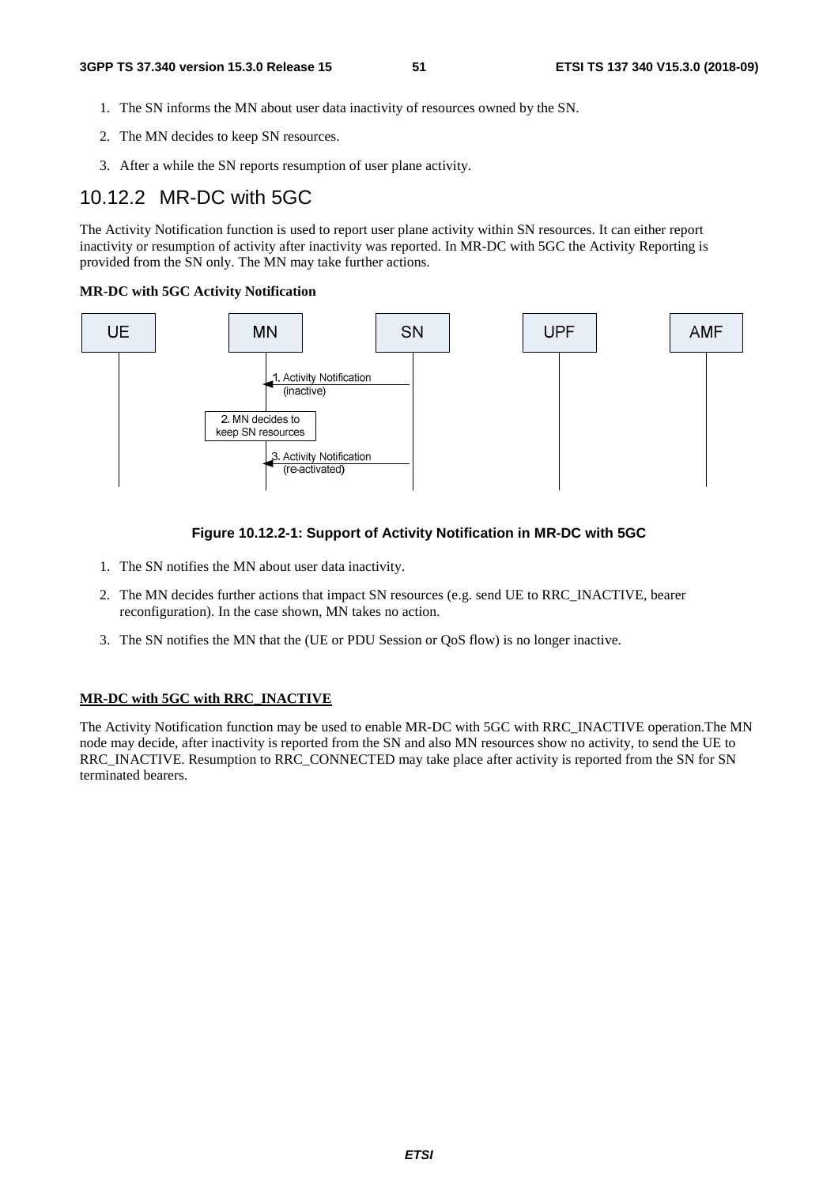1. The SN informs the MN about user data inactivity of resources owned by the SN.
2. The MN decides to keep SN resources.
3. After a while the SN reports resumption of user plane activity.

## 10.12.2 MR-DC with 5GC

The Activity Notification function is used to report user plane activity within SN resources. It can either report inactivity or resumption of activity after inactivity was reported. In MR-DC with 5GC the Activity Reporting is provided from the SN only. The MN may take further actions.

**MR-DC with 5GC Activity Notification**

**Figure 10.12.2-1: Support of Activity Notification in MR-DC with 5GC**

1. The SN notifies the MN about user data inactivity.
2. The MN decides further actions that impact SN resources (e.g. send UE to RRC_INACTIVE, bearer reconfiguration). In the case shown, MN takes no action.
3. The SN notifies the MN that the (UE or PDU Session or QoS flow) is no longer inactive.

**MR-DC with 5GC with RRC_INACTIVE**

The Activity Notification function may be used to enable MR-DC with 5GC with RRC_INACTIVE operation.The MN node may decide, after inactivity is reported from the SN and also MN resources show no activity, to send the UE to RRC_INACTIVE. Resumption to RRC_CONNECTED may take place after activity is reported from the SN for SN terminated bearers.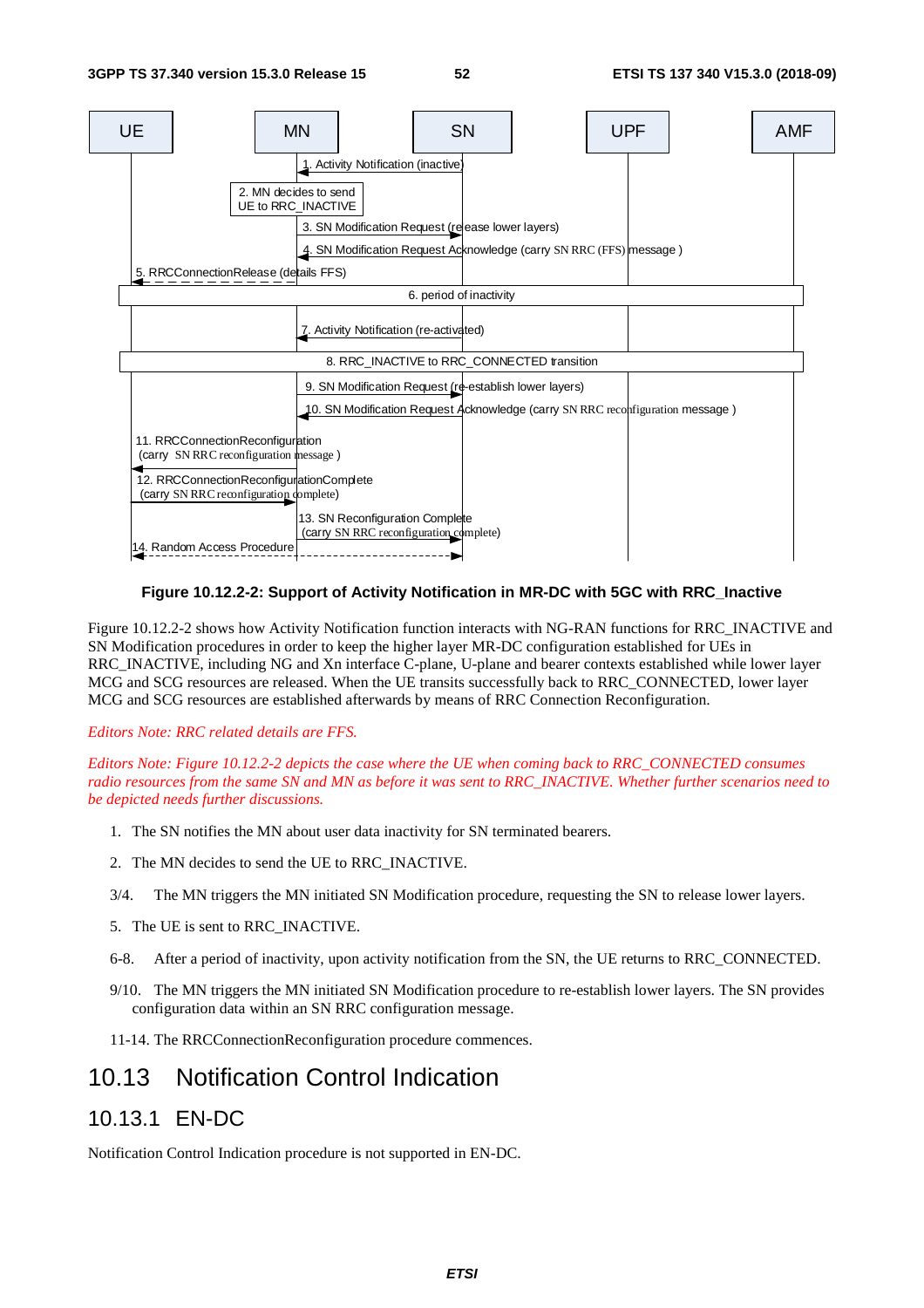| UE | MN | SN | UPF | AMF |
| --- | --- | --- | --- | --- |

1. Activity Notification (inactive)

2. MN decides to send UE to RRC_INACTIVE

3. SN Modification Request (release lower layers)

4. SN Modification Request Acknowledge (carry SN RRC (FFS) message )

5. RRCConnectionRelease (details FFS)

6. period of inactivity

7. Activity Notification (re-activated)

8. RRC_INACTIVE to RRC_CONNECTED transition

9. SN Modification Request (re-establish lower layers)

10. SN Modification Request Acknowledge (carry SN RRC reconfiguration message )

11. RRCConnectionReconfiguration (carry SN RRC reconfiguration message )

12. RRCConnectionReconfigurationComplete (carry SN RRC reconfiguration complete)

13. SN Reconfiguration Complete (carry SN RRC reconfiguration complete)

14. Random Access Procedure

**Figure 10.12.2-2: Support of Activity Notification in MR-DC with 5GC with RRC_Inactive**

Figure 10.12.2-2 shows how Activity Notification function interacts with NG-RAN functions for RRC_INACTIVE and SN Modification procedures in order to keep the higher layer MR-DC configuration established for UEs in RRC_INACTIVE, including NG and Xn interface C-plane, U-plane and bearer contexts established while lower layer MCG and SCG resources are released. When the UE transits successfully back to RRC_CONNECTED, lower layer MCG and SCG resources are established afterwards by means of RRC Connection Reconfiguration.

*Editors Note: RRC related details are FFS.*

*Editors Note: Figure 10.12.2-2 depicts the case where the UE when coming back to RRC_CONNECTED consumes radio resources from the same SN and MN as before it was sent to RRC_INACTIVE. Whether further scenarios need to be depicted needs further discussions.*

1. The SN notifies the MN about user data inactivity for SN terminated bearers.

2. The MN decides to send the UE to RRC_INACTIVE.

3/4. The MN triggers the MN initiated SN Modification procedure, requesting the SN to release lower layers.

5. The UE is sent to RRC_INACTIVE.

6-8. After a period of inactivity, upon activity notification from the SN, the UE returns to RRC_CONNECTED.

9/10. The MN triggers the MN initiated SN Modification procedure to re-establish lower layers. The SN provides configuration data within an SN RRC configuration message.

11-14. The RRCConnectionReconfiguration procedure commences.

# 10.13 Notification Control Indication

## 10.13.1 EN-DC

Notification Control Indication procedure is not supported in EN-DC.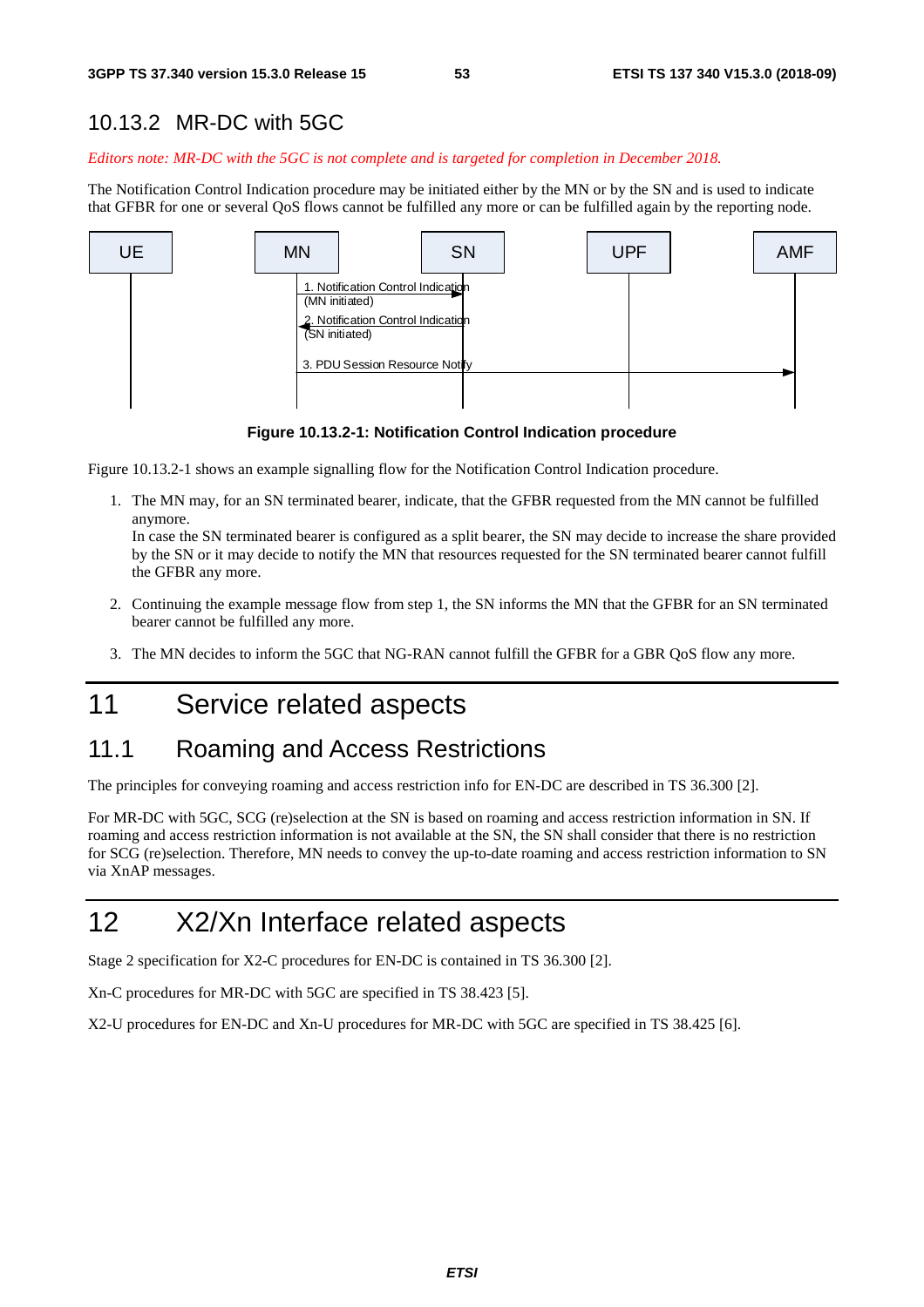## 10.13.2 MR-DC with 5GC

*Editors note: MR-DC with the 5GC is not complete and is targeted for completion in December 2018.*

The Notification Control Indication procedure may be initiated either by the MN or by the SN and is used to indicate that GFBR for one or several QoS flows cannot be fulfilled any more or can be fulfilled again by the reporting node.

**Figure 10.13.2-1: Notification Control Indication procedure**

Figure 10.13.2-1 shows an example signalling flow for the Notification Control Indication procedure.

1. The MN may, for an SN terminated bearer, indicate, that the GFBR requested from the MN cannot be fulfilled anymore.
   In case the SN terminated bearer is configured as a split bearer, the SN may decide to increase the share provided by the SN or it may decide to notify the MN that resources requested for the SN terminated bearer cannot fulfill the GFBR any more.

2. Continuing the example message flow from step 1, the SN informs the MN that the GFBR for an SN terminated bearer cannot be fulfilled any more.

3. The MN decides to inform the 5GC that NG-RAN cannot fulfill the GFBR for a GBR QoS flow any more.

# 11 Service related aspects

## 11.1 Roaming and Access Restrictions

The principles for conveying roaming and access restriction info for EN-DC are described in TS 36.300 [2].

For MR-DC with 5GC, SCG (re)selection at the SN is based on roaming and access restriction information in SN. If roaming and access restriction information is not available at the SN, the SN shall consider that there is no restriction for SCG (re)selection. Therefore, MN needs to convey the up-to-date roaming and access restriction information to SN via XnAP messages.

# 12 X2/Xn Interface related aspects

Stage 2 specification for X2-C procedures for EN-DC is contained in TS 36.300 [2].

Xn-C procedures for MR-DC with 5GC are specified in TS 38.423 [5].

X2-U procedures for EN-DC and Xn-U procedures for MR-DC with 5GC are specified in TS 38.425 [6].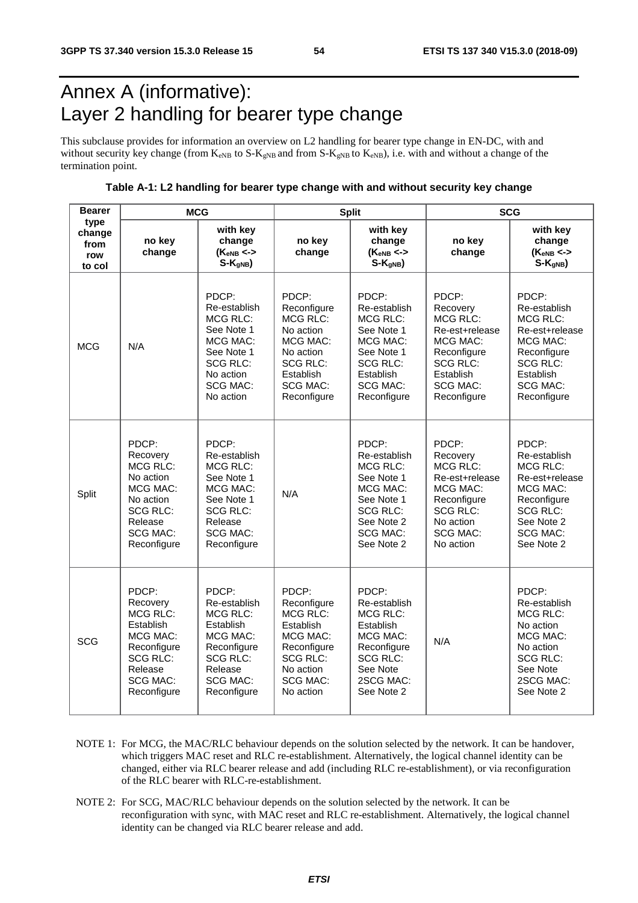# Annex A (informative): Layer 2 handling for bearer type change

This subclause provides for information an overview on L2 handling for bearer type change in EN-DC, with and without security key change (from $K_{eNB}$ to S-$K_{gNB}$ and from S-$K_{gNB}$ to $K_{eNB}$), i.e. with and without a change of the termination point.

**Table A-1: L2 handling for bearer type change with and without security key change**

| Bearer type change from row to col | MCG | | Split | | SCG | |
|---|---|---|---|---|---|---|
| | no key change | with key change ($K_{eNB}$ <-> S-$K_{gNB}$) | no key change | with key change ($K_{eNB}$ <-> S-$K_{gNB}$) | no key change | with key change ($K_{eNB}$ <-> S-$K_{gNB}$) |
| MCG | N/A | PDCP: Re-establish MCG RLC: See Note 1 MCG MAC: See Note 1 SCG RLC: No action SCG MAC: No action | PDCP: Reconfigure MCG RLC: No action MCG MAC: No action SCG RLC: Establish SCG MAC: Reconfigure | PDCP: Re-establish MCG RLC: See Note 1 MCG MAC: See Note 1 SCG RLC: Establish SCG MAC: Reconfigure | PDCP: Recovery MCG RLC: Re-est+release MCG MAC: Reconfigure SCG RLC: Establish SCG MAC: Reconfigure | PDCP: Re-establish MCG RLC: Re-est+release MCG MAC: Reconfigure SCG RLC: Establish SCG MAC: Reconfigure |
| Split | PDCP: Recovery MCG RLC: No action MCG MAC: No action SCG RLC: Release SCG MAC: Reconfigure | PDCP: Re-establish MCG RLC: See Note 1 MCG MAC: See Note 1 SCG RLC: Release SCG MAC: Reconfigure | N/A | PDCP: Re-establish MCG RLC: See Note 1 MCG MAC: See Note 1 SCG RLC: See Note 2 SCG MAC: See Note 2 | PDCP: Recovery MCG RLC: Re-est+release MCG MAC: Reconfigure SCG RLC: No action SCG MAC: No action | PDCP: Re-establish MCG RLC: Re-est+release MCG MAC: Reconfigure SCG RLC: See Note 2 SCG MAC: See Note 2 |
| SCG | PDCP: Recovery MCG RLC: Establish MCG MAC: Reconfigure SCG RLC: Release SCG MAC: Reconfigure | PDCP: Re-establish MCG RLC: Establish MCG MAC: Reconfigure SCG RLC: Release SCG MAC: Reconfigure | PDCP: Reconfigure MCG RLC: Establish MCG MAC: Reconfigure SCG RLC: No action SCG MAC: No action | PDCP: Re-establish MCG RLC: Establish MCG MAC: Reconfigure SCG RLC: See Note 2SCG MAC: See Note 2 | N/A | PDCP: Re-establish MCG RLC: No action MCG MAC: No action SCG RLC: See Note 2SCG MAC: See Note 2 |

NOTE 1: For MCG, the MAC/RLC behaviour depends on the solution selected by the network. It can be handover, which triggers MAC reset and RLC re-establishment. Alternatively, the logical channel identity can be changed, either via RLC bearer release and add (including RLC re-establishment), or via reconfiguration of the RLC bearer with RLC-re-establishment.

NOTE 2: For SCG, MAC/RLC behaviour depends on the solution selected by the network. It can be reconfiguration with sync, with MAC reset and RLC re-establishment. Alternatively, the logical channel identity can be changed via RLC bearer release and add.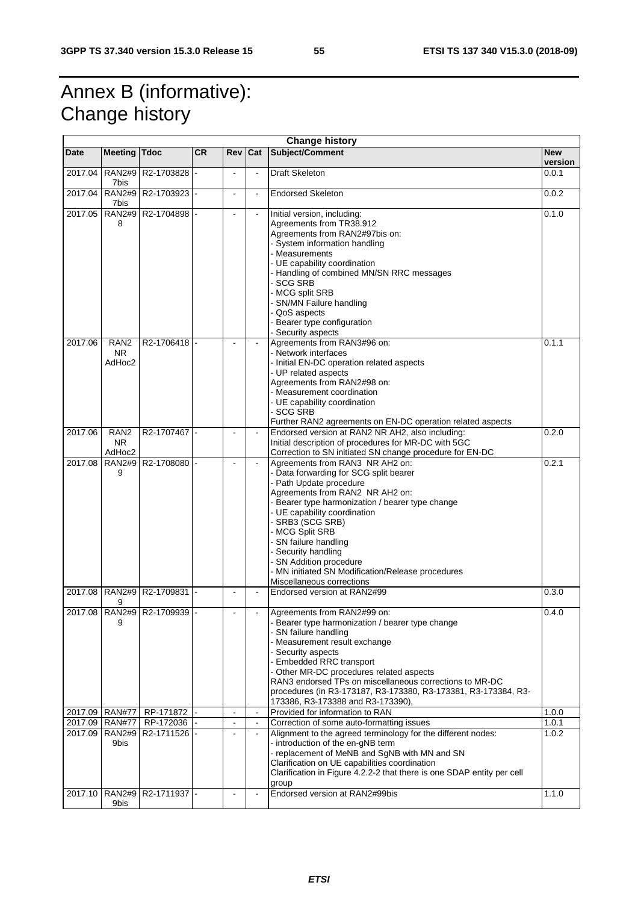# Annex B (informative): Change history

| Change history | | | | | | | |
|---|---|---|---|---|---|---|---|
| **Date** | **Meeting** | **Tdoc** | **CR** | **Rev** | **Cat** | **Subject/Comment** | **New version** |
| 2017.04 | RAN2#97bis | R2-1703828 | - | - | - | Draft Skeleton | 0.0.1 |
| 2017.04 | RAN2#97bis | R2-1703923 | - | - | - | Endorsed Skeleton | 0.0.2 |
| 2017.05 | RAN2#98 | R2-1704898 | - | - | - | Initial version, including:<br>Agreements from TR38.912<br>Agreements from RAN2#97bis on:<br>- System information handling<br>- Measurements<br>- UE capability coordination<br>- Handling of combined MN/SN RRC messages<br>- SCG SRB<br>- MCG split SRB<br>- SN/MN Failure handling<br>- QoS aspects<br>- Bearer type configuration<br>- Security aspects | 0.1.0 |
| 2017.06 | RAN2 NR AdHoc2 | R2-1706418 | - | - | - | Agreements from RAN3#96 on:<br>- Network interfaces<br>- Initial EN-DC operation related aspects<br>- UP related aspects<br>Agreements from RAN2#98 on:<br>- Measurement coordination<br>- UE capability coordination<br>- SCG SRB<br>Further RAN2 agreements on EN-DC operation related aspects | 0.1.1 |
| 2017.06 | RAN2 NR AdHoc2 | R2-1707467 | - | - | - | Endorsed version at RAN2 NR AH2, also including:<br>Initial description of procedures for MR-DC with 5GC<br>Correction to SN initiated SN change procedure for EN-DC | 0.2.0 |
| 2017.08 | RAN2#99 | R2-1708080 | - | - | - | Agreements from RAN3 NR AH2 on:<br>- Data forwarding for SCG split bearer<br>- Path Update procedure<br>Agreements from RAN2 NR AH2 on:<br>- Bearer type harmonization / bearer type change<br>- UE capability coordination<br>- SRB3 (SCG SRB)<br>- MCG Split SRB<br>- SN failure handling<br>- Security handling<br>- SN Addition procedure<br>- MN initiated SN Modification/Release procedures<br>Miscellaneous corrections | 0.2.1 |
| 2017.08 | RAN2#99 | R2-1709831 | - | - | - | Endorsed version at RAN2#99 | 0.3.0 |
| 2017.08 | RAN2#99 | R2-1709939 | - | - | - | Agreements from RAN2#99 on:<br>- Bearer type harmonization / bearer type change<br>- SN failure handling<br>- Measurement result exchange<br>- Security aspects<br>- Embedded RRC transport<br>- Other MR-DC procedures related aspects<br>RAN3 endorsed TPs on miscellaneous corrections to MR-DC procedures (in R3-173187, R3-173380, R3-173381, R3-173384, R3-173386, R3-173388 and R3-173390), | 0.4.0 |
| 2017.09 | RAN#77 | RP-171872 | - | - | - | Provided for information to RAN | 1.0.0 |
| 2017.09 | RAN#77 | RP-172036 | - | - | - | Correction of some auto-formatting issues | 1.0.1 |
| 2017.09 | RAN2#99bis | R2-1711526 | - | - | - | Alignment to the agreed terminology for the different nodes:<br>- introduction of the en-gNB term<br>- replacement of MeNB and SgNB with MN and SN<br>Clarification on UE capabilities coordination<br>Clarification in Figure 4.2.2-2 that there is one SDAP entity per cell group | 1.0.2 |
| 2017.10 | RAN2#99bis | R2-1711937 | - | - | - | Endorsed version at RAN2#99bis | 1.1.0 |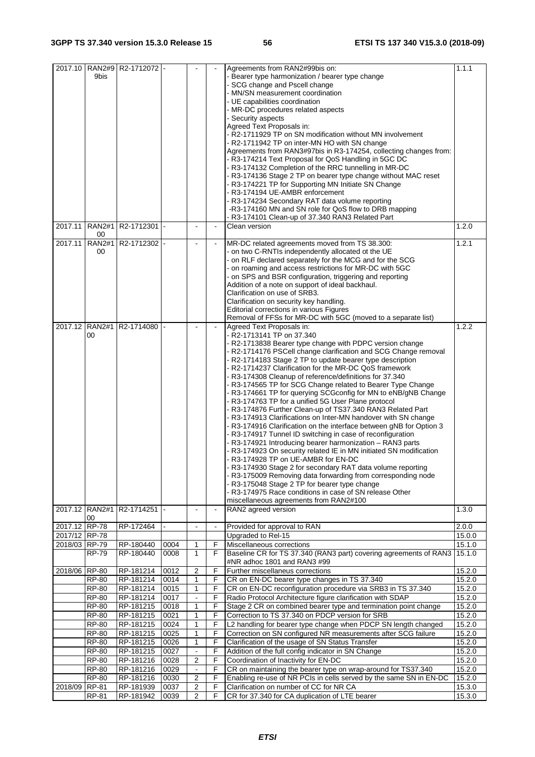| 2017.10 | RAN2#99bis | R2-1712072 | - | - | - | Agreements from RAN2#99bis on:<br>- Bearer type harmonization / bearer type change<br>- SCG change and Pscell change<br>- MN/SN measurement coordination<br>- UE capabilities coordination<br>- MR-DC procedures related aspects<br>- Security aspects<br>Agreed Text Proposals in:<br>- R2-1711929 TP on SN modification without MN involvement<br>- R2-1711942 TP on inter-MN HO with SN change<br>Agreements from RAN3#97bis in R3-174254, collecting changes from:<br>- R3-174214 Text Proposal for QoS Handling in 5GC DC<br>- R3-174132 Completion of the RRC tunnelling in MR-DC<br>- R3-174136 Stage 2 TP on bearer type change without MAC reset<br>- R3-174221 TP for Supporting MN Initiate SN Change<br>- R3-174194 UE-AMBR enforcement<br>- R3-174234 Secondary RAT data volume reporting<br>-R3-174160 MN and SN role for QoS flow to DRB mapping<br>- R3-174101 Clean-up of 37.340 RAN3 Related Part | 1.1.1 |
|---|---|---|---|---|---|---|---|
| 2017.11 | RAN2#100 | R2-1712301 | - | - | - | Clean version | 1.2.0 |
| 2017.11 | RAN2#100 | R2-1712302 | - | - | - | MR-DC related agreements moved from TS 38.300:<br>- on two C-RNTIs independently allocated ot the UE<br>- on RLF declared separately for the MCG and for the SCG<br>- on roaming and access restrictions for MR-DC with 5GC<br>- on SPS and BSR configuration, triggering and reporting<br>Addition of a note on support of ideal backhaul.<br>Clarification on use of SRB3.<br>Clarification on security key handling.<br>Editorial corrections in various Figures<br>Removal of FFSs for MR-DC with 5GC (moved to a separate list) | 1.2.1 |
| 2017.12 | RAN2#100 | R2-1714080 | - | - | - | Agreed Text Proposals in:<br>- R2-1713141 TP on 37.340<br>- R2-1713838 Bearer type change with PDPC version change<br>- R2-1714176 PSCell change clarification and SCG Change removal<br>- R2-1714183 Stage 2 TP to update bearer type description<br>- R2-1714237 Clarification for the MR-DC QoS framework<br>- R3-174308 Cleanup of reference/definitions for 37.340<br>- R3-174565 TP for SCG Change related to Bearer Type Change<br>- R3-174661 TP for querying SCGconfig for MN to eNB/gNB Change<br>- R3-174763 TP for a unified 5G User Plane protocol<br>- R3-174876 Further Clean-up of TS37.340 RAN3 Related Part<br>- R3-174913 Clarifications on Inter-MN handover with SN change<br>- R3-174916 Clarification on the interface between gNB for Option 3<br>- R3-174917 Tunnel ID switching in case of reconfiguration<br>- R3-174921 Introducing bearer harmonization – RAN3 parts<br>- R3-174923 On security related IE in MN initiated SN modification<br>- R3-174928 TP on UE-AMBR for EN-DC<br>- R3-174930 Stage 2 for secondary RAT data volume reporting<br>- R3-175009 Removing data forwarding from corresponding node<br>- R3-175048 Stage 2 TP for bearer type change<br>- R3-174975 Race conditions in case of SN release Other miscellaneous agreements from RAN2#100 | 1.2.2 |
| 2017.12 | RAN2#100 | R2-1714251 | - | - | - | RAN2 agreed version | 1.3.0 |
| 2017.12 | RP-78 | RP-172464 | - | - | - | Provided for approval to RAN | 2.0.0 |
| 2017/12 | RP-78 | | | | | Upgraded to Rel-15 | 15.0.0 |
| 2018/03 | RP-79 | RP-180440 | 0004 | 1 | F | Miscellaneous corrections | 15.1.0 |
| | RP-79 | RP-180440 | 0008 | 1 | F | Baseline CR for TS 37.340 (RAN3 part) covering agreements of RAN3 #NR adhoc 1801 and RAN3 #99 | 15.1.0 |
| 2018/06 | RP-80 | RP-181214 | 0012 | 2 | F | Further miscellaneous corrections | 15.2.0 |
| | RP-80 | RP-181214 | 0014 | 1 | F | CR on EN-DC bearer type changes in TS 37.340 | 15.2.0 |
| | RP-80 | RP-181214 | 0015 | 1 | F | CR on EN-DC reconfiguration procedure via SRB3 in TS 37.340 | 15.2.0 |
| | RP-80 | RP-181214 | 0017 | - | F | Radio Protocol Architecture figure clarification with SDAP | 15.2.0 |
| | RP-80 | RP-181215 | 0018 | 1 | F | Stage 2 CR on combined bearer type and termination point change | 15.2.0 |
| | RP-80 | RP-181215 | 0021 | 1 | F | Correction to TS 37.340 on PDCP version for SRB | 15.2.0 |
| | RP-80 | RP-181215 | 0024 | 1 | F | L2 handling for bearer type change when PDCP SN length changed | 15.2.0 |
| | RP-80 | RP-181215 | 0025 | 1 | F | Correction on SN configured NR measurements after SCG failure | 15.2.0 |
| | RP-80 | RP-181215 | 0026 | 1 | F | Clarification of the usage of SN Status Transfer | 15.2.0 |
| | RP-80 | RP-181215 | 0027 | - | F | Addition of the full config indicator in SN Change | 15.2.0 |
| | RP-80 | RP-181216 | 0028 | 2 | F | Coordination of Inactivity for EN-DC | 15.2.0 |
| | RP-80 | RP-181216 | 0029 | - | F | CR on maintaining the bearer type on wrap-around for TS37.340 | 15.2.0 |
| | RP-80 | RP-181216 | 0030 | 2 | F | Enabling re-use of NR PCIs in cells served by the same SN in EN-DC | 15.2.0 |
| 2018/09 | RP-81 | RP-181939 | 0037 | 2 | F | Clarification on number of CC for NR CA | 15.3.0 |
| | RP-81 | RP-181942 | 0039 | 2 | F | CR for 37.340 for CA duplication of LTE bearer | 15.3.0 |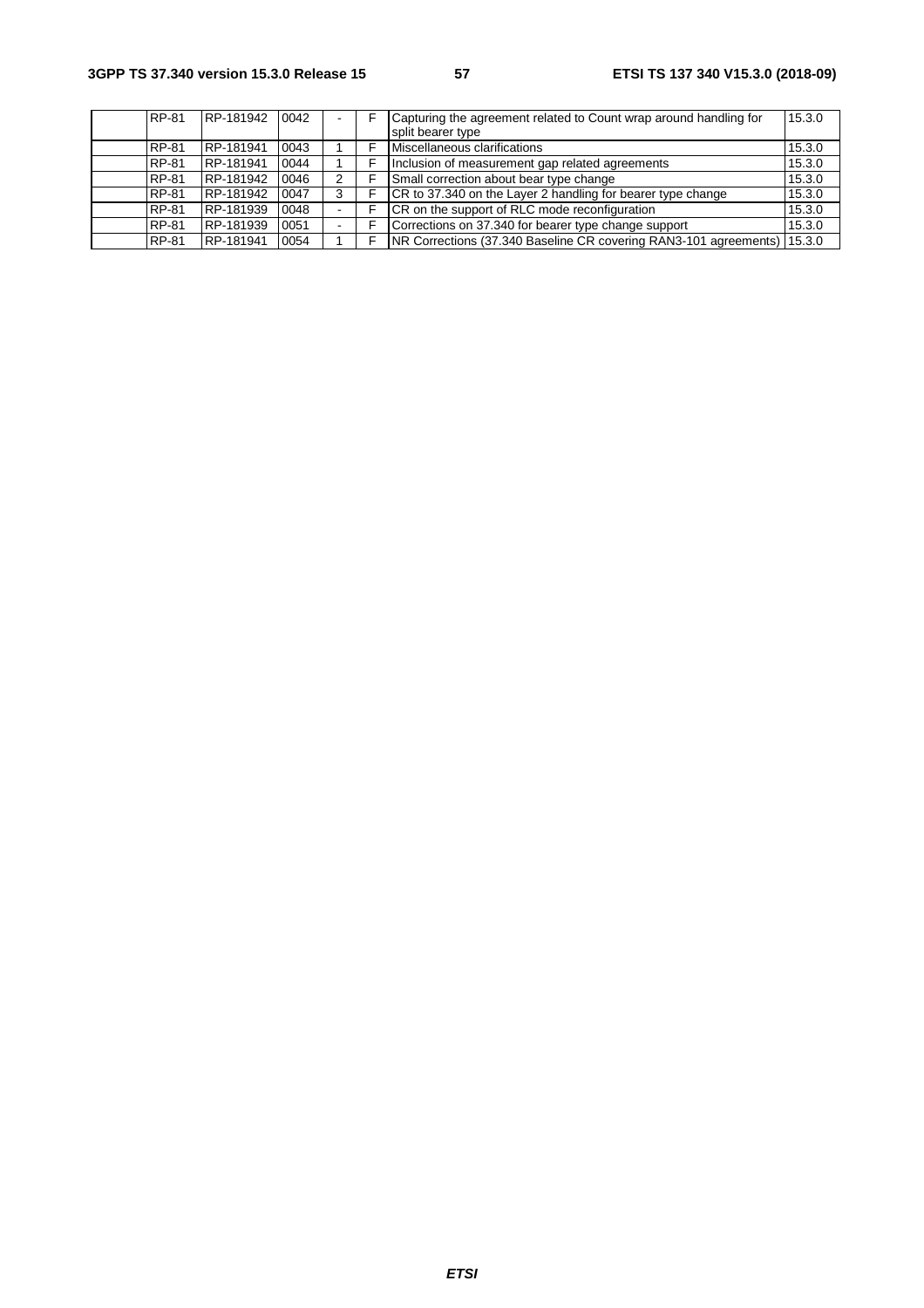| | RP-81 | RP-181942 | 0042 | - | F | Capturing the agreement related to Count wrap around handling for split bearer type | 15.3.0 |
|---|---|---|---|---|---|---|---|
| | RP-81 | RP-181941 | 0043 | 1 | F | Miscellaneous clarifications | 15.3.0 |
| | RP-81 | RP-181941 | 0044 | 1 | F | Inclusion of measurement gap related agreements | 15.3.0 |
| | RP-81 | RP-181942 | 0046 | 2 | F | Small correction about bear type change | 15.3.0 |
| | RP-81 | RP-181942 | 0047 | 3 | F | CR to 37.340 on the Layer 2 handling for bearer type change | 15.3.0 |
| | RP-81 | RP-181939 | 0048 | - | F | CR on the support of RLC mode reconfiguration | 15.3.0 |
| | RP-81 | RP-181939 | 0051 | - | F | Corrections on 37.340 for bearer type change support | 15.3.0 |
| | RP-81 | RP-181941 | 0054 | 1 | F | NR Corrections (37.340 Baseline CR covering RAN3-101 agreements) | 15.3.0 |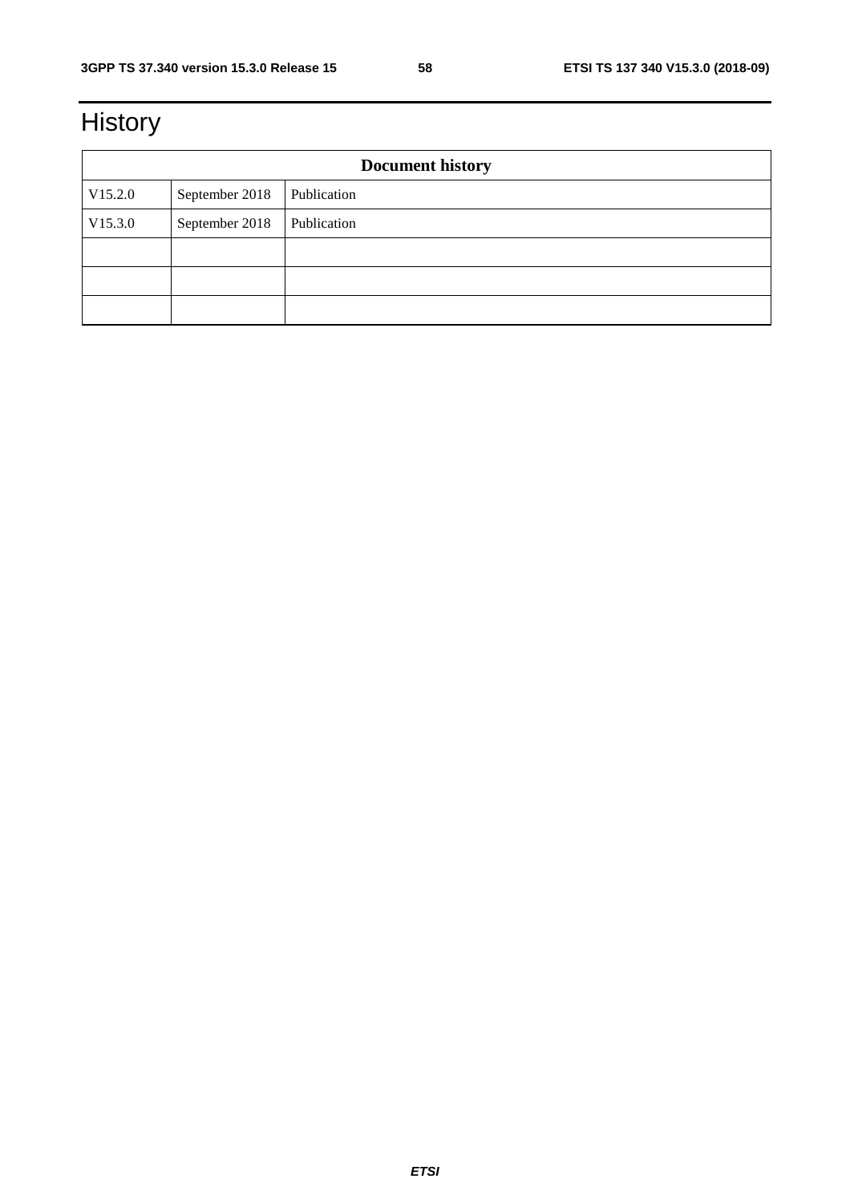# History

| Document history | | |
|---|---|---|
| V15.2.0 | September 2018 | Publication |
| V15.3.0 | September 2018 | Publication |
| | | |
| | | |
| | | |